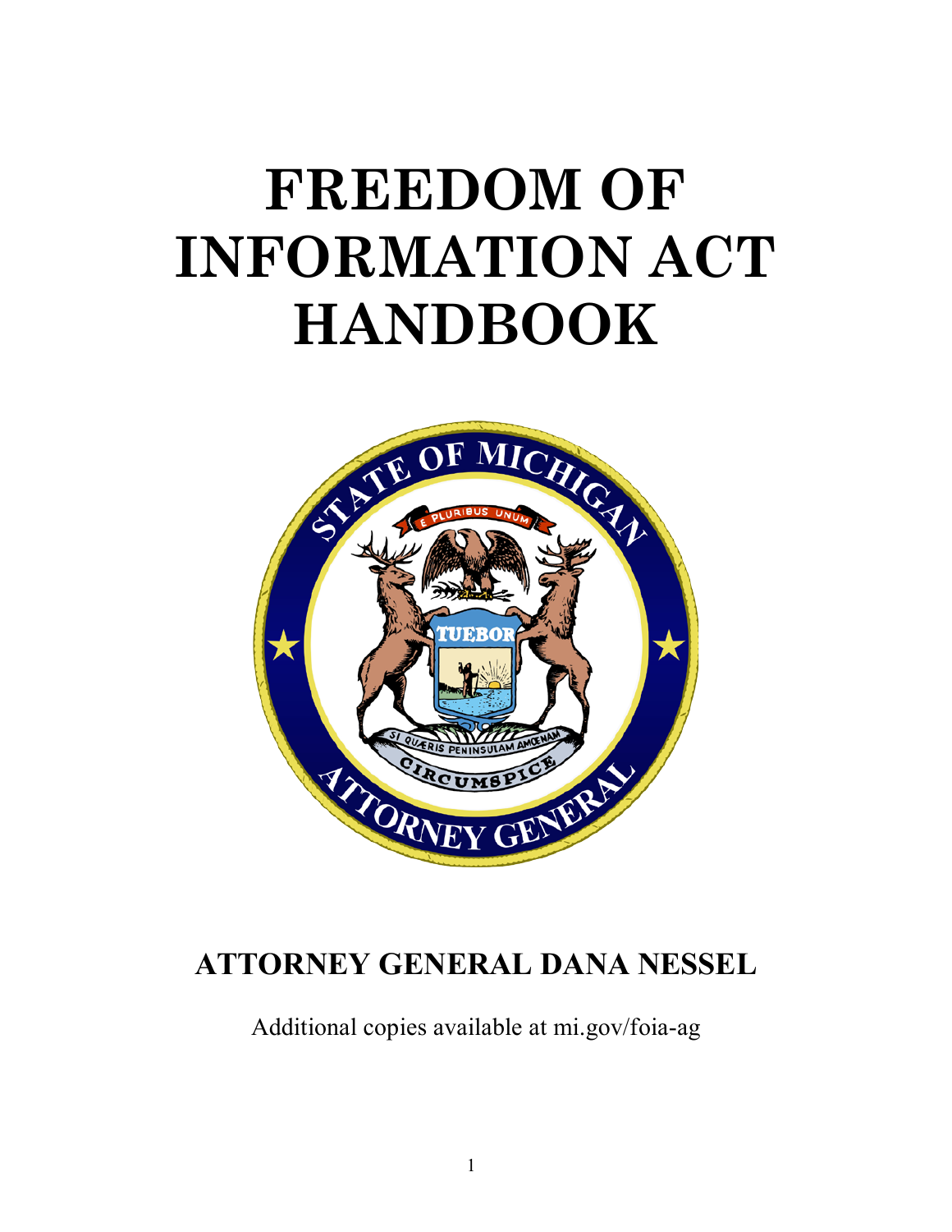# FREEDOM OF INFORMATION ACT HANDBOOK

## ATTORNEY GENERAL DANA NESSEL

Additional copies available at mi.gov/foia-ag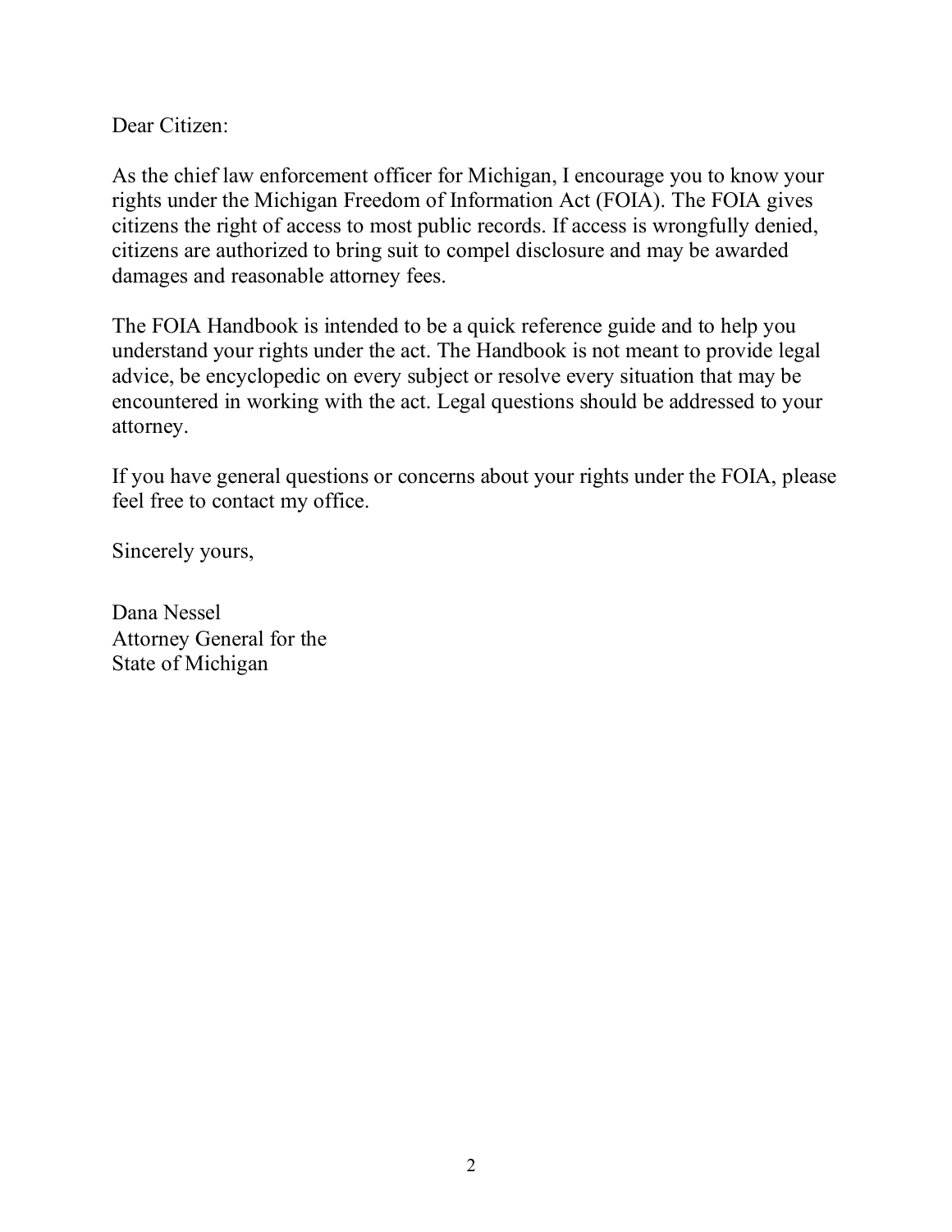Dear Citizen:

As the chief law enforcement officer for Michigan, I encourage you to know your rights under the Michigan Freedom of Information Act (FOIA). The FOIA gives citizens the right of access to most public records. If access is wrongfully denied, citizens are authorized to bring suit to compel disclosure and may be awarded damages and reasonable attorney fees.

The FOIA Handbook is intended to be a quick reference guide and to help you understand your rights under the act. The Handbook is not meant to provide legal advice, be encyclopedic on every subject or resolve every situation that may be encountered in working with the act. Legal questions should be addressed to your attorney.

If you have general questions or concerns about your rights under the FOIA, please feel free to contact my office.

Sincerely yours,

Dana Nessel
Attorney General for the
State of Michigan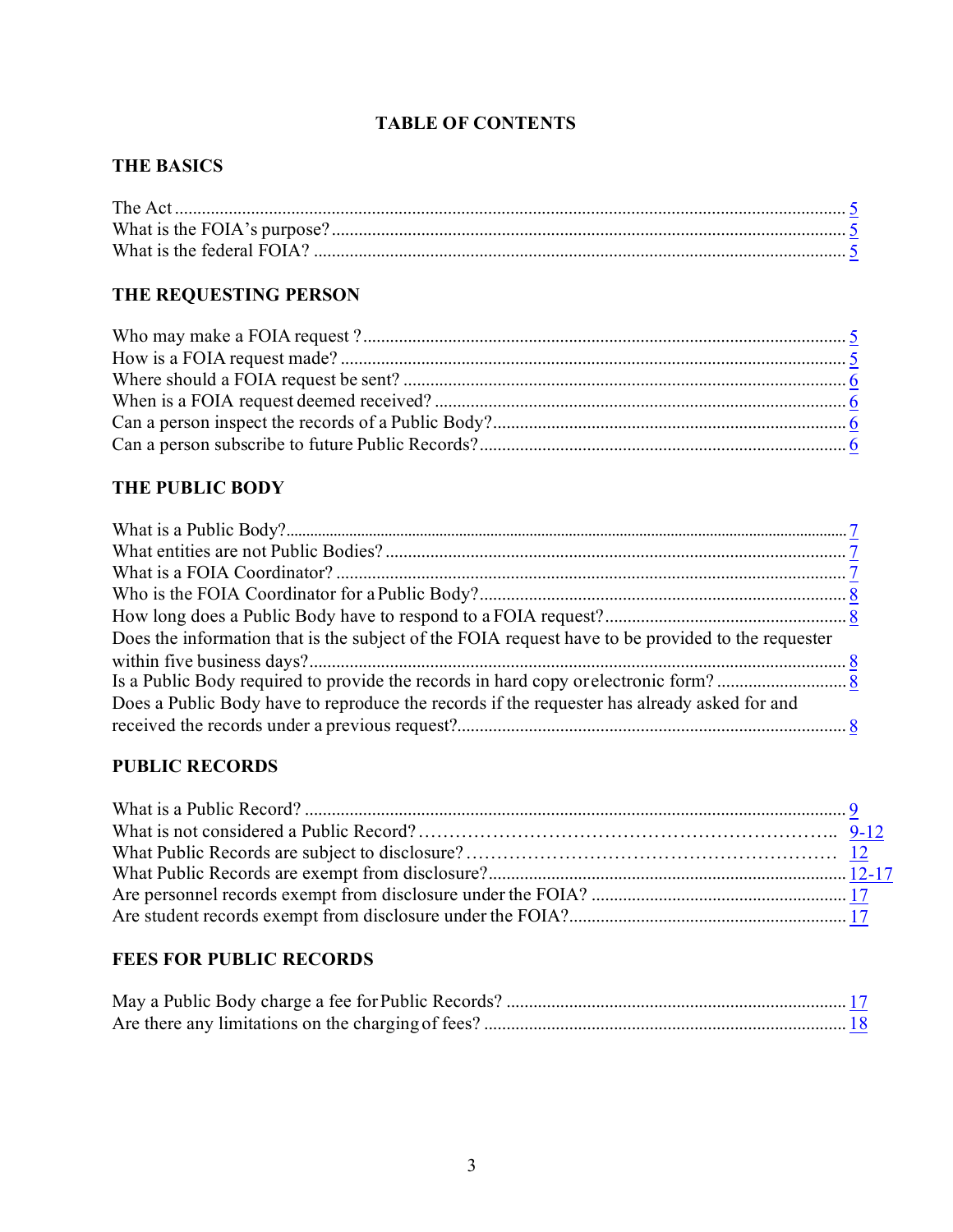# TABLE OF CONTENTS

## THE BASICS

The Act .......... 5
What is the FOIA's purpose? .......... 5
What is the federal FOIA? .......... 5

## THE REQUESTING PERSON

Who may make a FOIA request ? .......... 5
How is a FOIA request made? .......... 5
Where should a FOIA request be sent? .......... 6
When is a FOIA request deemed received? .......... 6
Can a person inspect the records of a Public Body? .......... 6
Can a person subscribe to future Public Records? .......... 6

## THE PUBLIC BODY

What is a Public Body? .......... 7
What entities are not Public Bodies? .......... 7
What is a FOIA Coordinator? .......... 7
Who is the FOIA Coordinator for a Public Body? .......... 8
How long does a Public Body have to respond to a FOIA request? .......... 8
Does the information that is the subject of the FOIA request have to be provided to the requester within five business days? .......... 8
Is a Public Body required to provide the records in hard copy or electronic form? .......... 8
Does a Public Body have to reproduce the records if the requester has already asked for and received the records under a previous request? .......... 8

## PUBLIC RECORDS

What is a Public Record? .......... 9
What is not considered a Public Record? .......... 9-12
What Public Records are subject to disclosure? .......... 12
What Public Records are exempt from disclosure? .......... 12-17
Are personnel records exempt from disclosure under the FOIA? .......... 17
Are student records exempt from disclosure under the FOIA? .......... 17

## FEES FOR PUBLIC RECORDS

May a Public Body charge a fee for Public Records? .......... 17
Are there any limitations on the charging of fees? .......... 18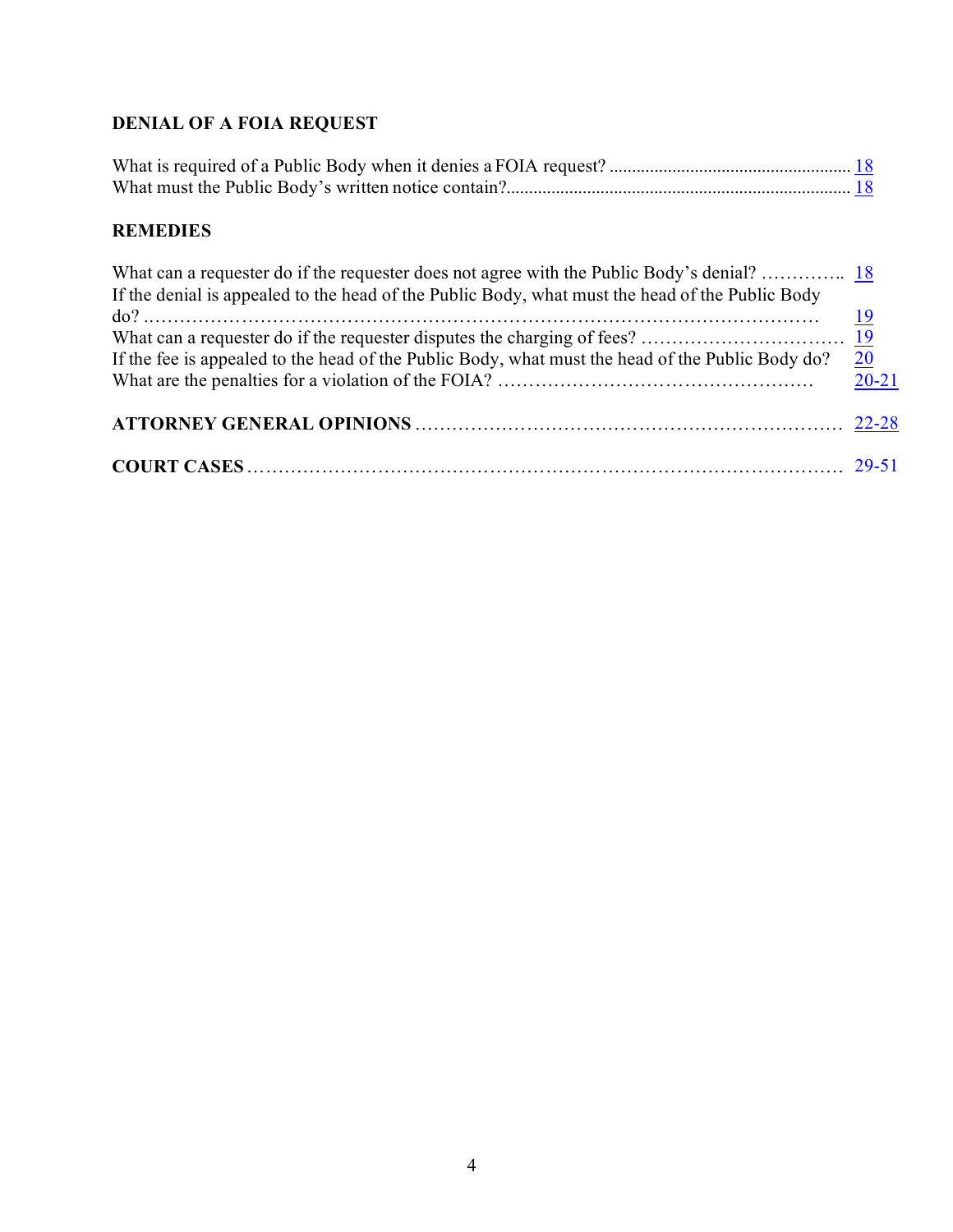## DENIAL OF A FOIA REQUEST

What is required of a Public Body when it denies a FOIA request? ..................................................... 18
What must the Public Body's written notice contain?............................................................................ 18

## REMEDIES

What can a requester do if the requester does not agree with the Public Body's denial? ………….. 18
If the denial is appealed to the head of the Public Body, what must the head of the Public Body do? ……………………………………………………………………………………………… 19
What can a requester do if the requester disputes the charging of fees? …………………………… 19
If the fee is appealed to the head of the Public Body, what must the head of the Public Body do? 20
What are the penalties for a violation of the FOIA? …………………………………………… 20-21

**ATTORNEY GENERAL OPINIONS** …………………………………………………………… 22-28

**COURT CASES** ………………………………………………………………………………… 29-51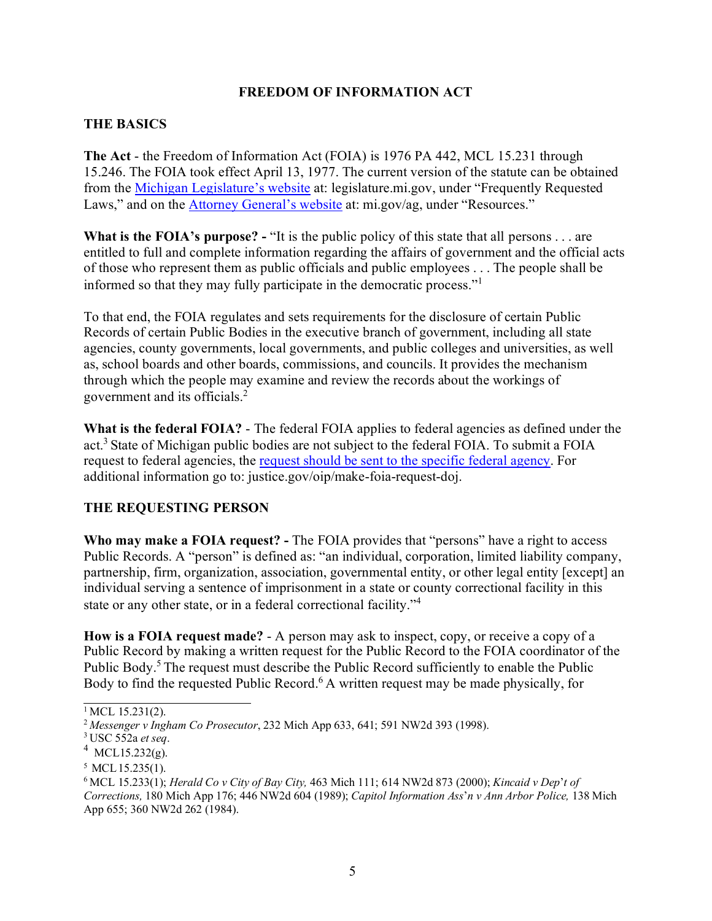## FREEDOM OF INFORMATION ACT

### THE BASICS

**The Act** - the Freedom of Information Act (FOIA) is 1976 PA 442, MCL 15.231 through 15.246. The FOIA took effect April 13, 1977. The current version of the statute can be obtained from the Michigan Legislature's website at: legislature.mi.gov, under "Frequently Requested Laws," and on the Attorney General's website at: mi.gov/ag, under "Resources."

**What is the FOIA's purpose? -** "It is the public policy of this state that all persons . . . are entitled to full and complete information regarding the affairs of government and the official acts of those who represent them as public officials and public employees . . . The people shall be informed so that they may fully participate in the democratic process."[1]

To that end, the FOIA regulates and sets requirements for the disclosure of certain Public Records of certain Public Bodies in the executive branch of government, including all state agencies, county governments, local governments, and public colleges and universities, as well as, school boards and other boards, commissions, and councils. It provides the mechanism through which the people may examine and review the records about the workings of government and its officials.[2]

**What is the federal FOIA?** - The federal FOIA applies to federal agencies as defined under the act.[3] State of Michigan public bodies are not subject to the federal FOIA. To submit a FOIA request to federal agencies, the request should be sent to the specific federal agency. For additional information go to: justice.gov/oip/make-foia-request-doj.

### THE REQUESTING PERSON

**Who may make a FOIA request? -** The FOIA provides that "persons" have a right to access Public Records. A "person" is defined as: "an individual, corporation, limited liability company, partnership, firm, organization, association, governmental entity, or other legal entity [except] an individual serving a sentence of imprisonment in a state or county correctional facility in this state or any other state, or in a federal correctional facility."[4]

**How is a FOIA request made?** - A person may ask to inspect, copy, or receive a copy of a Public Record by making a written request for the Public Record to the FOIA coordinator of the Public Body.[5] The request must describe the Public Record sufficiently to enable the Public Body to find the requested Public Record.[6] A written request may be made physically, for

---

[1] MCL 15.231(2).

[2] *Messenger v Ingham Co Prosecutor*, 232 Mich App 633, 641; 591 NW2d 393 (1998).

[3] USC 552a *et seq*.

[4] MCL15.232(g).

[5] MCL 15.235(1).

[6] MCL 15.233(1); *Herald Co v City of Bay City,* 463 Mich 111; 614 NW2d 873 (2000); *Kincaid v Dep't of Corrections,* 180 Mich App 176; 446 NW2d 604 (1989); *Capitol Information Ass'n v Ann Arbor Police,* 138 Mich App 655; 360 NW2d 262 (1984).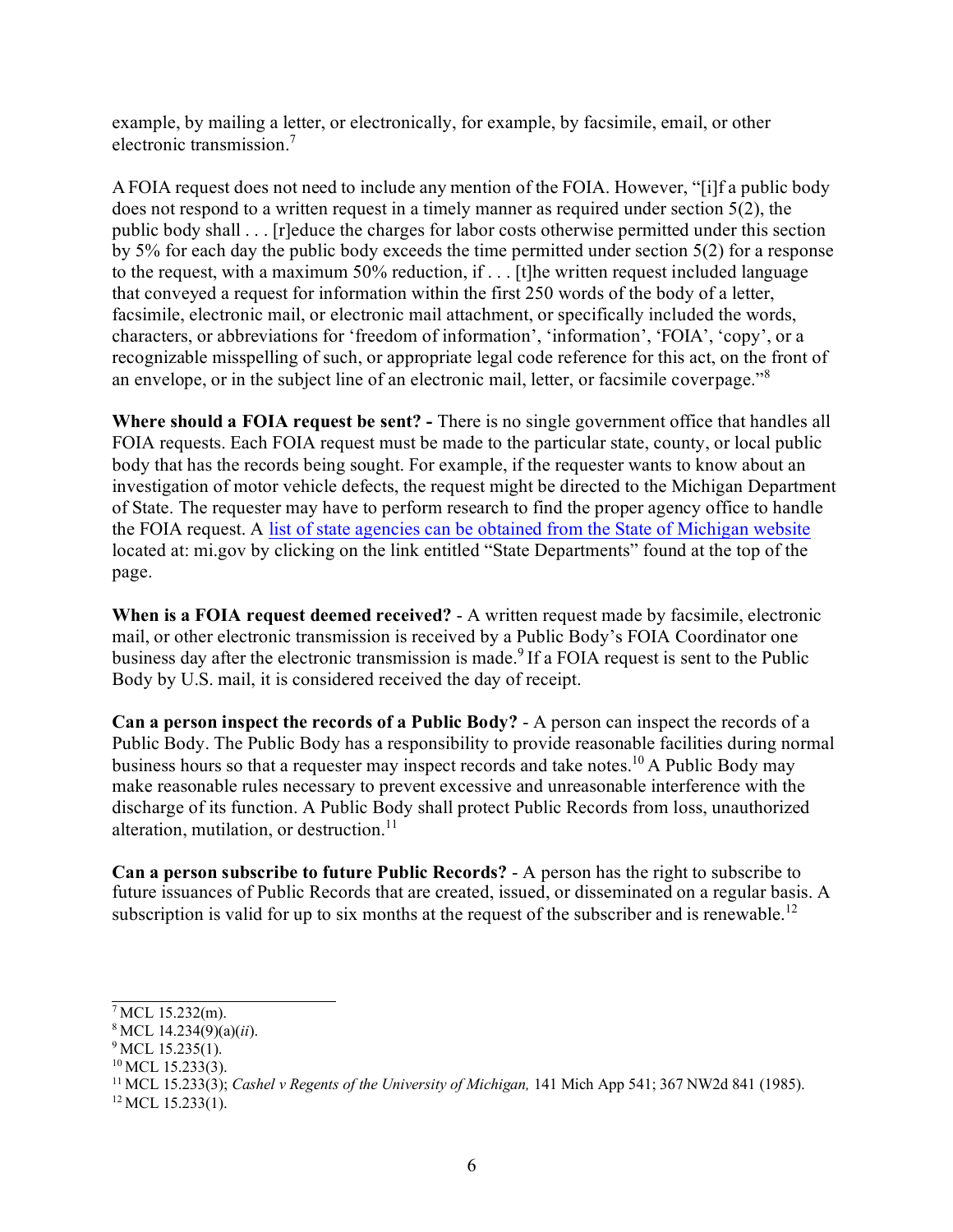example, by mailing a letter, or electronically, for example, by facsimile, email, or other electronic transmission.[7]

A FOIA request does not need to include any mention of the FOIA. However, "[i]f a public body does not respond to a written request in a timely manner as required under section 5(2), the public body shall . . . [r]educe the charges for labor costs otherwise permitted under this section by 5% for each day the public body exceeds the time permitted under section 5(2) for a response to the request, with a maximum 50% reduction, if . . . [t]he written request included language that conveyed a request for information within the first 250 words of the body of a letter, facsimile, electronic mail, or electronic mail attachment, or specifically included the words, characters, or abbreviations for 'freedom of information', 'information', 'FOIA', 'copy', or a recognizable misspelling of such, or appropriate legal code reference for this act, on the front of an envelope, or in the subject line of an electronic mail, letter, or facsimile coverpage."[8]

**Where should a FOIA request be sent? -** There is no single government office that handles all FOIA requests. Each FOIA request must be made to the particular state, county, or local public body that has the records being sought. For example, if the requester wants to know about an investigation of motor vehicle defects, the request might be directed to the Michigan Department of State. The requester may have to perform research to find the proper agency office to handle the FOIA request. A list of state agencies can be obtained from the State of Michigan website located at: mi.gov by clicking on the link entitled "State Departments" found at the top of the page.

**When is a FOIA request deemed received?** - A written request made by facsimile, electronic mail, or other electronic transmission is received by a Public Body's FOIA Coordinator one business day after the electronic transmission is made.[9] If a FOIA request is sent to the Public Body by U.S. mail, it is considered received the day of receipt.

**Can a person inspect the records of a Public Body?** - A person can inspect the records of a Public Body. The Public Body has a responsibility to provide reasonable facilities during normal business hours so that a requester may inspect records and take notes.[10] A Public Body may make reasonable rules necessary to prevent excessive and unreasonable interference with the discharge of its function. A Public Body shall protect Public Records from loss, unauthorized alteration, mutilation, or destruction.[11]

**Can a person subscribe to future Public Records?** - A person has the right to subscribe to future issuances of Public Records that are created, issued, or disseminated on a regular basis. A subscription is valid for up to six months at the request of the subscriber and is renewable.[12]

---

[7] MCL 15.232(m).
[8] MCL 14.234(9)(a)(*ii*).
[9] MCL 15.235(1).
[10] MCL 15.233(3).
[11] MCL 15.233(3); *Cashel v Regents of the University of Michigan,* 141 Mich App 541; 367 NW2d 841 (1985).
[12] MCL 15.233(1).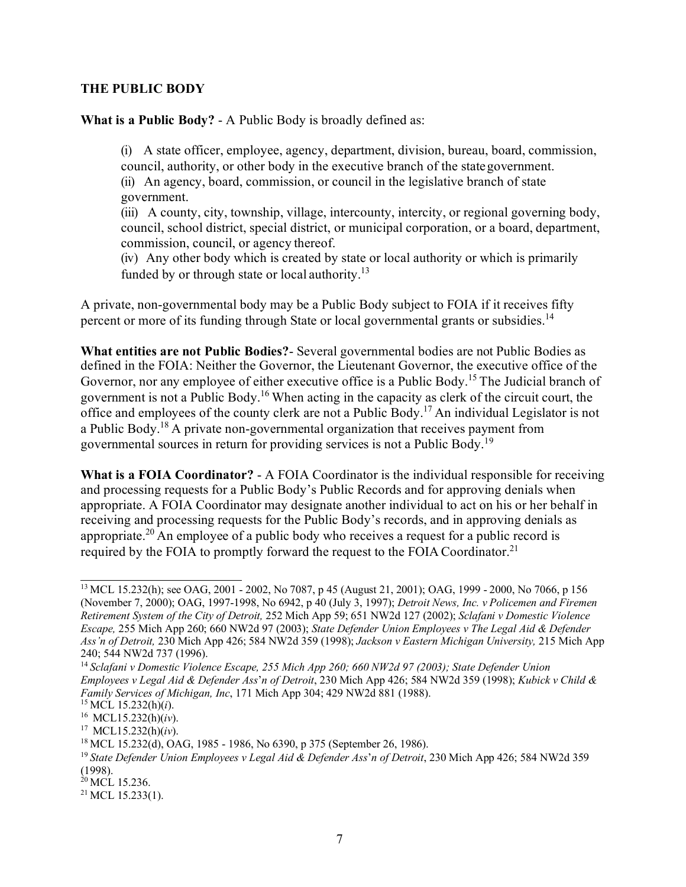## THE PUBLIC BODY

**What is a Public Body?** - A Public Body is broadly defined as:

> (i) A state officer, employee, agency, department, division, bureau, board, commission, council, authority, or other body in the executive branch of the state government.
> (ii) An agency, board, commission, or council in the legislative branch of state government.
> (iii) A county, city, township, village, intercounty, intercity, or regional governing body, council, school district, special district, or municipal corporation, or a board, department, commission, council, or agency thereof.
> (iv) Any other body which is created by state or local authority or which is primarily funded by or through state or local authority.[13]

A private, non-governmental body may be a Public Body subject to FOIA if it receives fifty percent or more of its funding through State or local governmental grants or subsidies.[14]

**What entities are not Public Bodies?**- Several governmental bodies are not Public Bodies as defined in the FOIA: Neither the Governor, the Lieutenant Governor, the executive office of the Governor, nor any employee of either executive office is a Public Body.[15] The Judicial branch of government is not a Public Body.[16] When acting in the capacity as clerk of the circuit court, the office and employees of the county clerk are not a Public Body.[17] An individual Legislator is not a Public Body.[18] A private non-governmental organization that receives payment from governmental sources in return for providing services is not a Public Body.[19]

**What is a FOIA Coordinator?** - A FOIA Coordinator is the individual responsible for receiving and processing requests for a Public Body's Public Records and for approving denials when appropriate. A FOIA Coordinator may designate another individual to act on his or her behalf in receiving and processing requests for the Public Body's records, and in approving denials as appropriate.[20] An employee of a public body who receives a request for a public record is required by the FOIA to promptly forward the request to the FOIA Coordinator.[21]

---

[13] MCL 15.232(h); see OAG, 2001 - 2002, No 7087, p 45 (August 21, 2001); OAG, 1999 - 2000, No 7066, p 156 (November 7, 2000); OAG, 1997-1998, No 6942, p 40 (July 3, 1997); *Detroit News, Inc. v Policemen and Firemen Retirement System of the City of Detroit,* 252 Mich App 59; 651 NW2d 127 (2002); *Sclafani v Domestic Violence Escape,* 255 Mich App 260; 660 NW2d 97 (2003); *State Defender Union Employees v The Legal Aid & Defender Ass'n of Detroit,* 230 Mich App 426; 584 NW2d 359 (1998); *Jackson v Eastern Michigan University,* 215 Mich App 240; 544 NW2d 737 (1996).

[14] *Sclafani v Domestic Violence Escape, 255 Mich App 260; 660 NW2d 97 (2003); State Defender Union Employees v Legal Aid & Defender Ass'n of Detroit*, 230 Mich App 426; 584 NW2d 359 (1998); *Kubick v Child & Family Services of Michigan, Inc*, 171 Mich App 304; 429 NW2d 881 (1988).

[15] MCL 15.232(h)(*i*).

[16] MCL15.232(h)(*iv*).

[17] MCL15.232(h)(*iv*).

[18] MCL 15.232(d), OAG, 1985 - 1986, No 6390, p 375 (September 26, 1986).

[19] *State Defender Union Employees v Legal Aid & Defender Ass'n of Detroit*, 230 Mich App 426; 584 NW2d 359 (1998).

[20] MCL 15.236.

[21] MCL 15.233(1).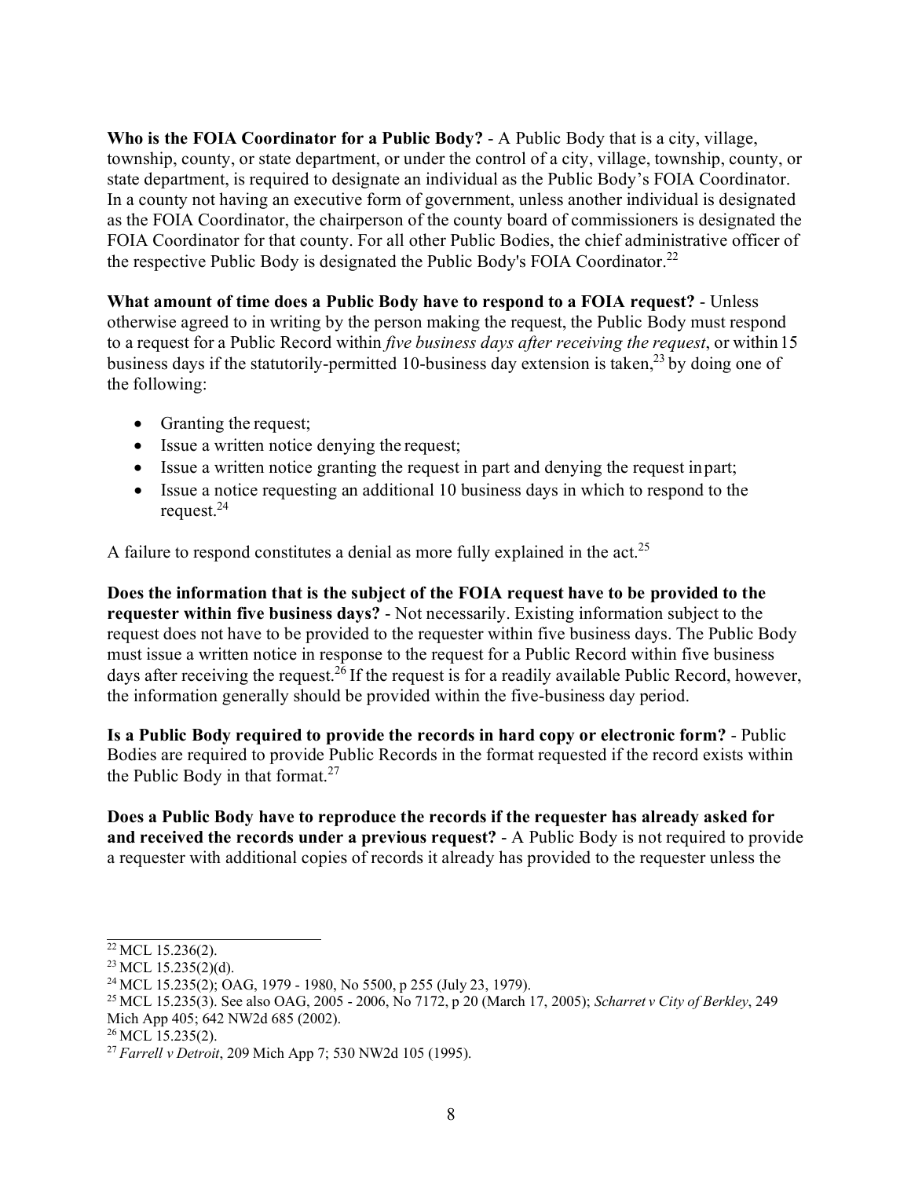**Who is the FOIA Coordinator for a Public Body?** - A Public Body that is a city, village, township, county, or state department, or under the control of a city, village, township, county, or state department, is required to designate an individual as the Public Body's FOIA Coordinator. In a county not having an executive form of government, unless another individual is designated as the FOIA Coordinator, the chairperson of the county board of commissioners is designated the FOIA Coordinator for that county. For all other Public Bodies, the chief administrative officer of the respective Public Body is designated the Public Body's FOIA Coordinator.[22]

**What amount of time does a Public Body have to respond to a FOIA request?** - Unless otherwise agreed to in writing by the person making the request, the Public Body must respond to a request for a Public Record within *five business days after receiving the request*, or within 15 business days if the statutorily-permitted 10-business day extension is taken,[23] by doing one of the following:

- Granting the request;
- Issue a written notice denying the request;
- Issue a written notice granting the request in part and denying the request in part;
- Issue a notice requesting an additional 10 business days in which to respond to the request.[24]

A failure to respond constitutes a denial as more fully explained in the act.[25]

**Does the information that is the subject of the FOIA request have to be provided to the requester within five business days?** - Not necessarily. Existing information subject to the request does not have to be provided to the requester within five business days. The Public Body must issue a written notice in response to the request for a Public Record within five business days after receiving the request.[26] If the request is for a readily available Public Record, however, the information generally should be provided within the five-business day period.

**Is a Public Body required to provide the records in hard copy or electronic form?** - Public Bodies are required to provide Public Records in the format requested if the record exists within the Public Body in that format.[27]

**Does a Public Body have to reproduce the records if the requester has already asked for and received the records under a previous request?** - A Public Body is not required to provide a requester with additional copies of records it already has provided to the requester unless the

---

[22] MCL 15.236(2).

[23] MCL 15.235(2)(d).

[24] MCL 15.235(2); OAG, 1979 - 1980, No 5500, p 255 (July 23, 1979).

[25] MCL 15.235(3). See also OAG, 2005 - 2006, No 7172, p 20 (March 17, 2005); *Scharret v City of Berkley*, 249 Mich App 405; 642 NW2d 685 (2002).

[26] MCL 15.235(2).

[27] *Farrell v Detroit*, 209 Mich App 7; 530 NW2d 105 (1995).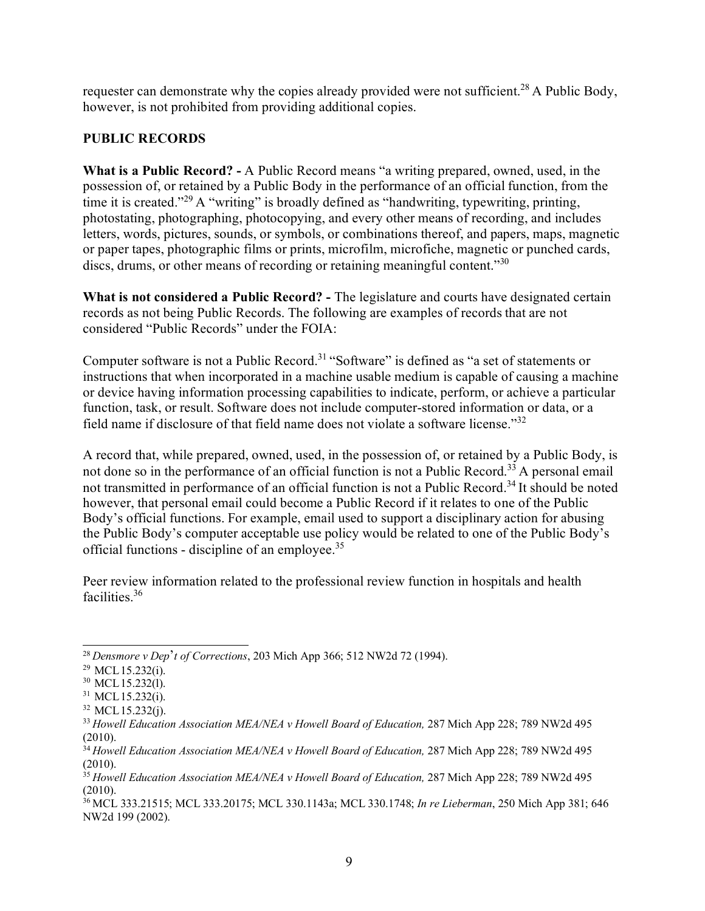requester can demonstrate why the copies already provided were not sufficient.[28] A Public Body, however, is not prohibited from providing additional copies.

## PUBLIC RECORDS

**What is a Public Record? -** A Public Record means "a writing prepared, owned, used, in the possession of, or retained by a Public Body in the performance of an official function, from the time it is created."[29] A "writing" is broadly defined as "handwriting, typewriting, printing, photostating, photographing, photocopying, and every other means of recording, and includes letters, words, pictures, sounds, or symbols, or combinations thereof, and papers, maps, magnetic or paper tapes, photographic films or prints, microfilm, microfiche, magnetic or punched cards, discs, drums, or other means of recording or retaining meaningful content."[30]

**What is not considered a Public Record? -** The legislature and courts have designated certain records as not being Public Records. The following are examples of records that are not considered "Public Records" under the FOIA:

Computer software is not a Public Record.[31] "Software" is defined as "a set of statements or instructions that when incorporated in a machine usable medium is capable of causing a machine or device having information processing capabilities to indicate, perform, or achieve a particular function, task, or result. Software does not include computer-stored information or data, or a field name if disclosure of that field name does not violate a software license."[32]

A record that, while prepared, owned, used, in the possession of, or retained by a Public Body, is not done so in the performance of an official function is not a Public Record.[33] A personal email not transmitted in performance of an official function is not a Public Record.[34] It should be noted however, that personal email could become a Public Record if it relates to one of the Public Body's official functions. For example, email used to support a disciplinary action for abusing the Public Body's computer acceptable use policy would be related to one of the Public Body's official functions - discipline of an employee.[35]

Peer review information related to the professional review function in hospitals and health facilities.[36]

---

[28] *Densmore v Dep't of Corrections*, 203 Mich App 366; 512 NW2d 72 (1994).
[29] MCL 15.232(i).
[30] MCL 15.232(l).
[31] MCL 15.232(i).
[32] MCL 15.232(j).
[33] *Howell Education Association MEA/NEA v Howell Board of Education,* 287 Mich App 228; 789 NW2d 495 (2010).
[34] *Howell Education Association MEA/NEA v Howell Board of Education,* 287 Mich App 228; 789 NW2d 495 (2010).
[35] *Howell Education Association MEA/NEA v Howell Board of Education,* 287 Mich App 228; 789 NW2d 495 (2010).
[36] MCL 333.21515; MCL 333.20175; MCL 330.1143a; MCL 330.1748; *In re Lieberman*, 250 Mich App 381; 646 NW2d 199 (2002).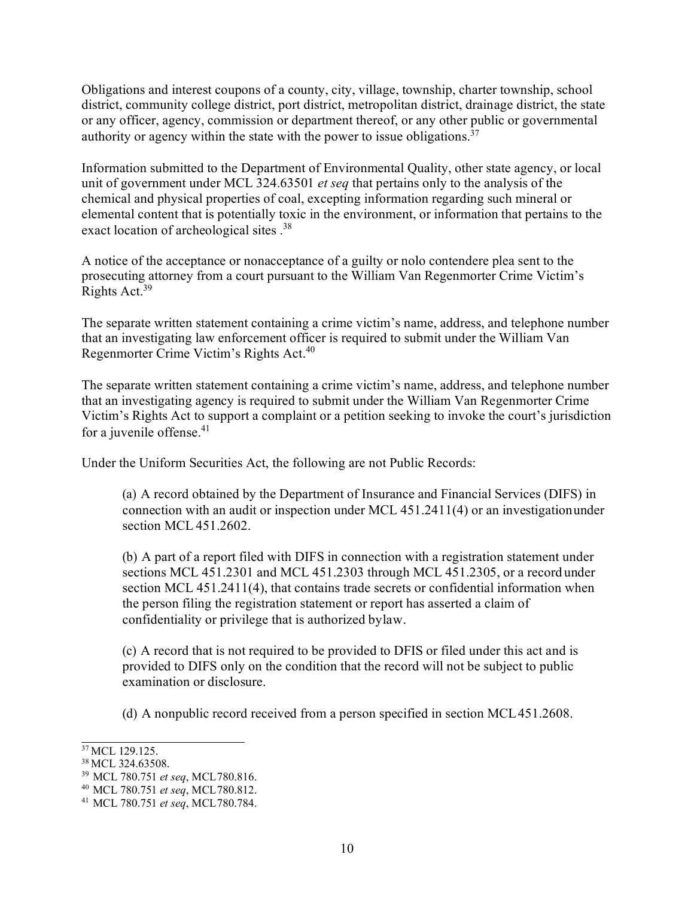Obligations and interest coupons of a county, city, village, township, charter township, school district, community college district, port district, metropolitan district, drainage district, the state or any officer, agency, commission or department thereof, or any other public or governmental authority or agency within the state with the power to issue obligations.[37]

Information submitted to the Department of Environmental Quality, other state agency, or local unit of government under MCL 324.63501 *et seq* that pertains only to the analysis of the chemical and physical properties of coal, excepting information regarding such mineral or elemental content that is potentially toxic in the environment, or information that pertains to the exact location of archeological sites .[38]

A notice of the acceptance or nonacceptance of a guilty or nolo contendere plea sent to the prosecuting attorney from a court pursuant to the William Van Regenmorter Crime Victim's Rights Act.[39]

The separate written statement containing a crime victim's name, address, and telephone number that an investigating law enforcement officer is required to submit under the William Van Regenmorter Crime Victim's Rights Act.[40]

The separate written statement containing a crime victim's name, address, and telephone number that an investigating agency is required to submit under the William Van Regenmorter Crime Victim's Rights Act to support a complaint or a petition seeking to invoke the court's jurisdiction for a juvenile offense.[41]

Under the Uniform Securities Act, the following are not Public Records:

> (a) A record obtained by the Department of Insurance and Financial Services (DIFS) in connection with an audit or inspection under MCL 451.2411(4) or an investigation under section MCL 451.2602.
>
> (b) A part of a report filed with DIFS in connection with a registration statement under sections MCL 451.2301 and MCL 451.2303 through MCL 451.2305, or a record under section MCL 451.2411(4), that contains trade secrets or confidential information when the person filing the registration statement or report has asserted a claim of confidentiality or privilege that is authorized by law.
>
> (c) A record that is not required to be provided to DFIS or filed under this act and is provided to DIFS only on the condition that the record will not be subject to public examination or disclosure.
>
> (d) A nonpublic record received from a person specified in section MCL 451.2608.

---

[37] MCL 129.125.
[38] MCL 324.63508.
[39] MCL 780.751 *et seq*, MCL 780.816.
[40] MCL 780.751 *et seq*, MCL 780.812.
[41] MCL 780.751 *et seq*, MCL 780.784.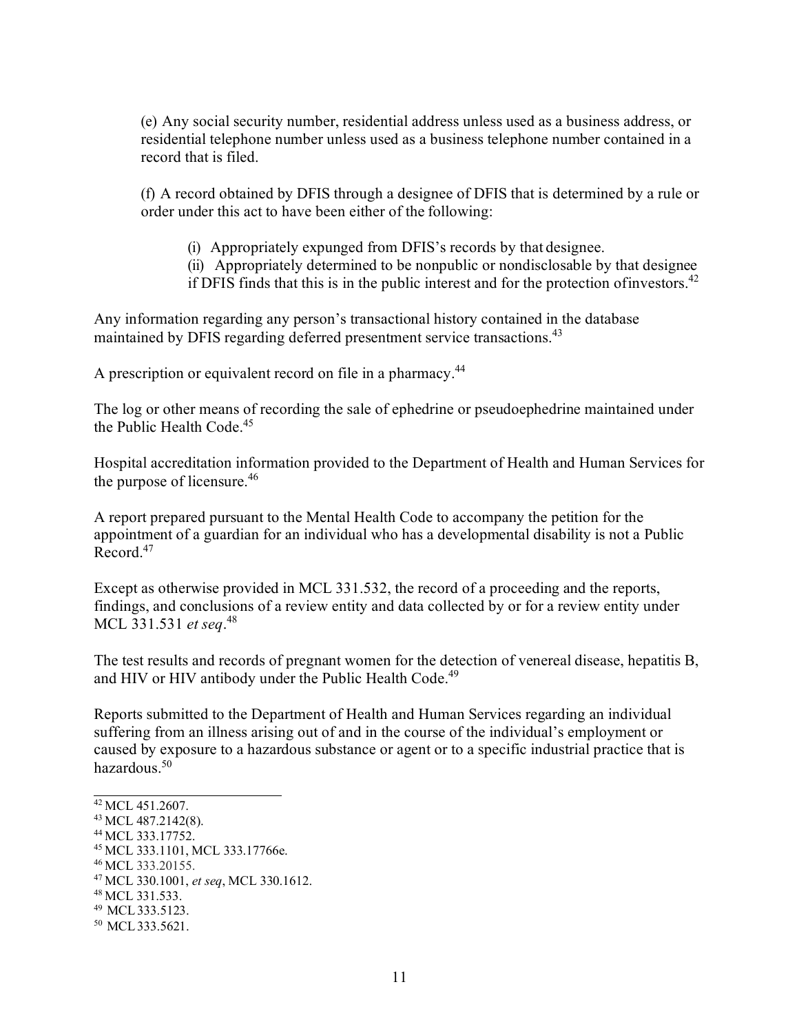(e) Any social security number, residential address unless used as a business address, or residential telephone number unless used as a business telephone number contained in a record that is filed.

(f) A record obtained by DFIS through a designee of DFIS that is determined by a rule or order under this act to have been either of the following:

(i) Appropriately expunged from DFIS's records by that designee.
(ii) Appropriately determined to be nonpublic or nondisclosable by that designee if DFIS finds that this is in the public interest and for the protection of investors.[42]

Any information regarding any person's transactional history contained in the database maintained by DFIS regarding deferred presentment service transactions.[43]

A prescription or equivalent record on file in a pharmacy.[44]

The log or other means of recording the sale of ephedrine or pseudoephedrine maintained under the Public Health Code.[45]

Hospital accreditation information provided to the Department of Health and Human Services for the purpose of licensure.[46]

A report prepared pursuant to the Mental Health Code to accompany the petition for the appointment of a guardian for an individual who has a developmental disability is not a Public Record.[47]

Except as otherwise provided in MCL 331.532, the record of a proceeding and the reports, findings, and conclusions of a review entity and data collected by or for a review entity under MCL 331.531 *et seq*.[48]

The test results and records of pregnant women for the detection of venereal disease, hepatitis B, and HIV or HIV antibody under the Public Health Code.[49]

Reports submitted to the Department of Health and Human Services regarding an individual suffering from an illness arising out of and in the course of the individual's employment or caused by exposure to a hazardous substance or agent or to a specific industrial practice that is hazardous.[50]

---

[42] MCL 451.2607.
[43] MCL 487.2142(8).
[44] MCL 333.17752.
[45] MCL 333.1101, MCL 333.17766e.
[46] MCL 333.20155.
[47] MCL 330.1001, *et seq*, MCL 330.1612.
[48] MCL 331.533.
[49] MCL 333.5123.
[50] MCL 333.5621.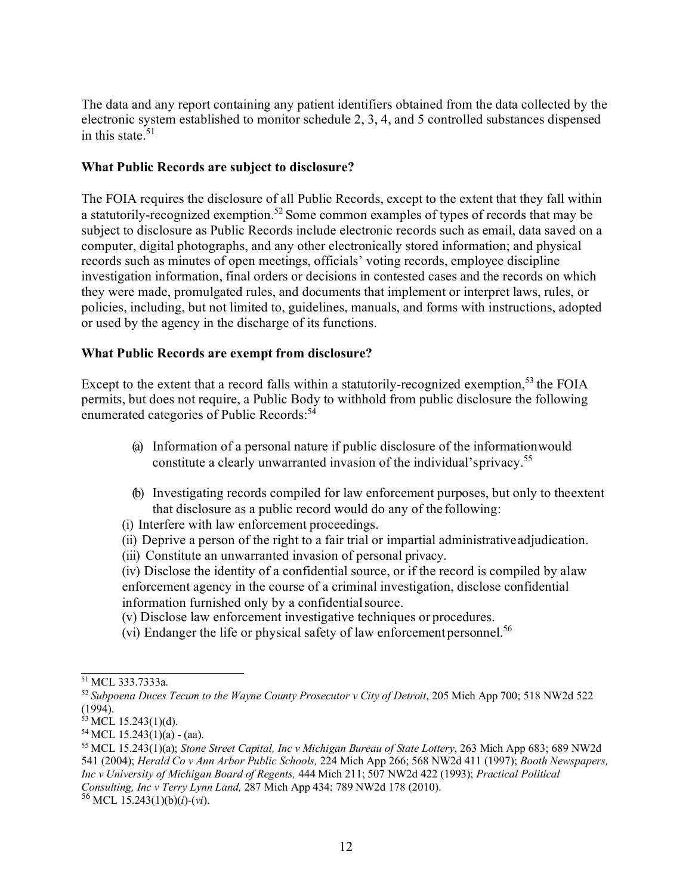The data and any report containing any patient identifiers obtained from the data collected by the electronic system established to monitor schedule 2, 3, 4, and 5 controlled substances dispensed in this state.[51]

**What Public Records are subject to disclosure?**

The FOIA requires the disclosure of all Public Records, except to the extent that they fall within a statutorily-recognized exemption.[52] Some common examples of types of records that may be subject to disclosure as Public Records include electronic records such as email, data saved on a computer, digital photographs, and any other electronically stored information; and physical records such as minutes of open meetings, officials' voting records, employee discipline investigation information, final orders or decisions in contested cases and the records on which they were made, promulgated rules, and documents that implement or interpret laws, rules, or policies, including, but not limited to, guidelines, manuals, and forms with instructions, adopted or used by the agency in the discharge of its functions.

**What Public Records are exempt from disclosure?**

Except to the extent that a record falls within a statutorily-recognized exemption,[53] the FOIA permits, but does not require, a Public Body to withhold from public disclosure the following enumerated categories of Public Records:[54]

(a) Information of a personal nature if public disclosure of the information would constitute a clearly unwarranted invasion of the individual's privacy.[55]

(b) Investigating records compiled for law enforcement purposes, but only to the extent that disclosure as a public record would do any of the following:

(i) Interfere with law enforcement proceedings.
(ii) Deprive a person of the right to a fair trial or impartial administrative adjudication.
(iii) Constitute an unwarranted invasion of personal privacy.
(iv) Disclose the identity of a confidential source, or if the record is compiled by a law enforcement agency in the course of a criminal investigation, disclose confidential information furnished only by a confidential source.
(v) Disclose law enforcement investigative techniques or procedures.
(vi) Endanger the life or physical safety of law enforcement personnel.[56]

---

[51] MCL 333.7333a.

[52] *Subpoena Duces Tecum to the Wayne County Prosecutor v City of Detroit*, 205 Mich App 700; 518 NW2d 522 (1994).

[53] MCL 15.243(1)(d).

[54] MCL 15.243(1)(a) - (aa).

[55] MCL 15.243(1)(a); *Stone Street Capital, Inc v Michigan Bureau of State Lottery*, 263 Mich App 683; 689 NW2d 541 (2004); *Herald Co v Ann Arbor Public Schools,* 224 Mich App 266; 568 NW2d 411 (1997); *Booth Newspapers, Inc v University of Michigan Board of Regents,* 444 Mich 211; 507 NW2d 422 (1993); *Practical Political Consulting, Inc v Terry Lynn Land,* 287 Mich App 434; 789 NW2d 178 (2010).

[56] MCL 15.243(1)(b)(*i*)-(*vi*).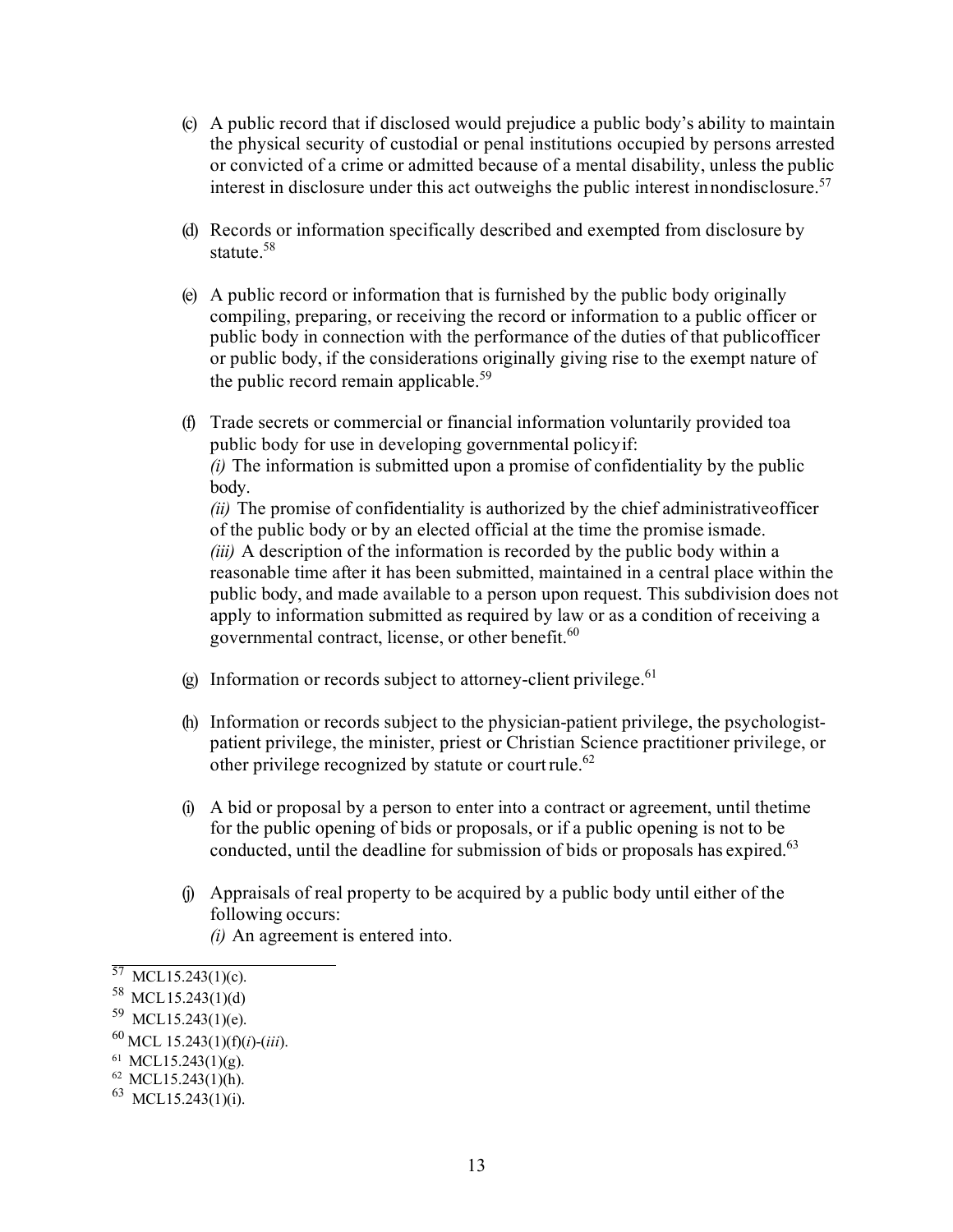(c) A public record that if disclosed would prejudice a public body's ability to maintain the physical security of custodial or penal institutions occupied by persons arrested or convicted of a crime or admitted because of a mental disability, unless the public interest in disclosure under this act outweighs the public interest in nondisclosure.[57]

(d) Records or information specifically described and exempted from disclosure by statute.[58]

(e) A public record or information that is furnished by the public body originally compiling, preparing, or receiving the record or information to a public officer or public body in connection with the performance of the duties of that public officer or public body, if the considerations originally giving rise to the exempt nature of the public record remain applicable.[59]

(f) Trade secrets or commercial or financial information voluntarily provided to a public body for use in developing governmental policy if:
*(i)* The information is submitted upon a promise of confidentiality by the public body.
*(ii)* The promise of confidentiality is authorized by the chief administrative officer of the public body or by an elected official at the time the promise is made.
*(iii)* A description of the information is recorded by the public body within a reasonable time after it has been submitted, maintained in a central place within the public body, and made available to a person upon request. This subdivision does not apply to information submitted as required by law or as a condition of receiving a governmental contract, license, or other benefit.[60]

(g) Information or records subject to attorney-client privilege.[61]

(h) Information or records subject to the physician-patient privilege, the psychologist-patient privilege, the minister, priest or Christian Science practitioner privilege, or other privilege recognized by statute or court rule.[62]

(i) A bid or proposal by a person to enter into a contract or agreement, until the time for the public opening of bids or proposals, or if a public opening is not to be conducted, until the deadline for submission of bids or proposals has expired.[63]

(j) Appraisals of real property to be acquired by a public body until either of the following occurs:
*(i)* An agreement is entered into.

---

[57] MCL15.243(1)(c).

[58] MCL15.243(1)(d)

[59] MCL15.243(1)(e).

[60] MCL 15.243(1)(f)(*i*)-(*iii*).

[61] MCL15.243(1)(g).

[62] MCL15.243(1)(h).

[63] MCL15.243(1)(i).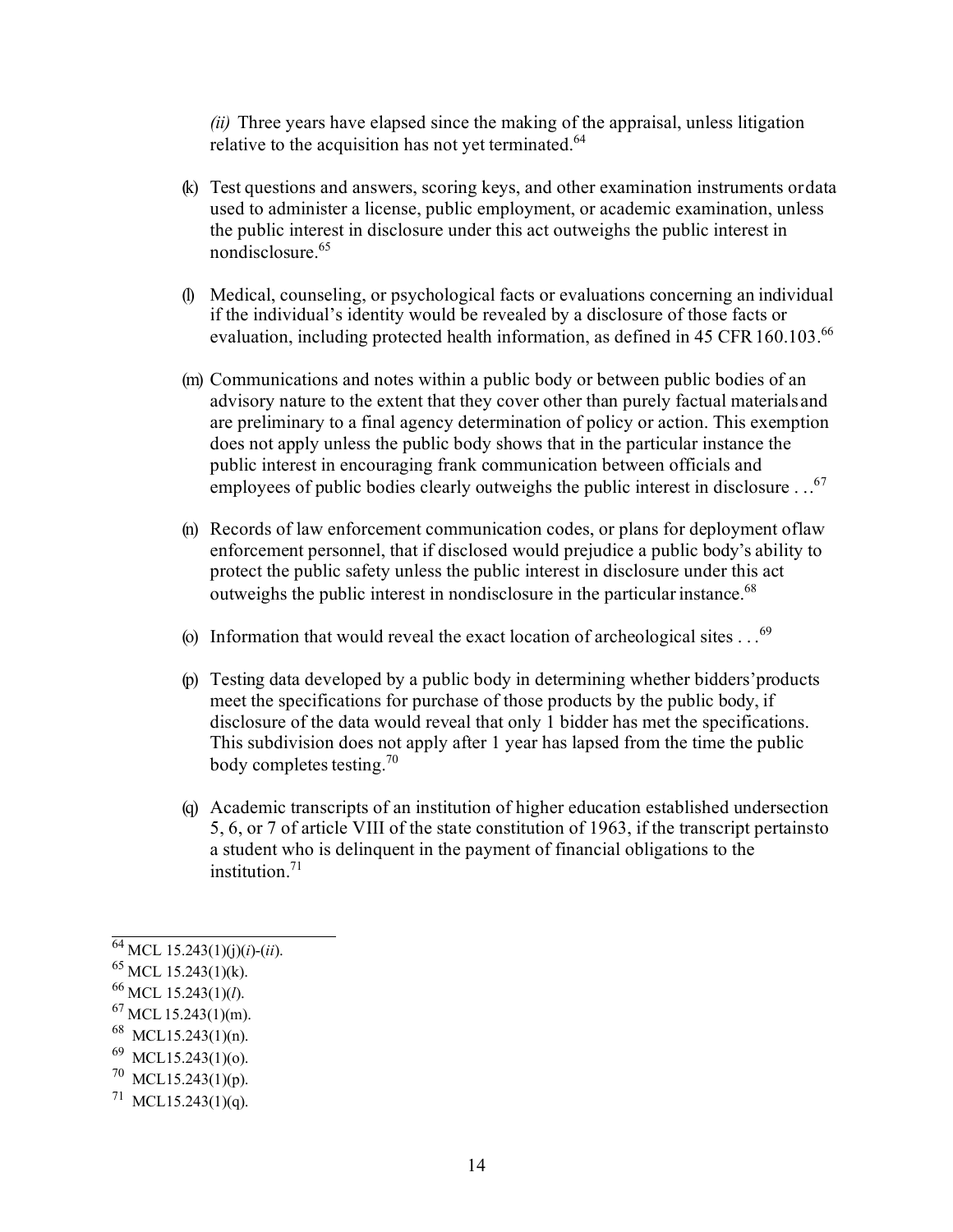*(ii)* Three years have elapsed since the making of the appraisal, unless litigation relative to the acquisition has not yet terminated.[64]

(k) Test questions and answers, scoring keys, and other examination instruments or data used to administer a license, public employment, or academic examination, unless the public interest in disclosure under this act outweighs the public interest in nondisclosure.[65]

(l) Medical, counseling, or psychological facts or evaluations concerning an individual if the individual's identity would be revealed by a disclosure of those facts or evaluation, including protected health information, as defined in 45 CFR 160.103.[66]

(m) Communications and notes within a public body or between public bodies of an advisory nature to the extent that they cover other than purely factual materials and are preliminary to a final agency determination of policy or action. This exemption does not apply unless the public body shows that in the particular instance the public interest in encouraging frank communication between officials and employees of public bodies clearly outweighs the public interest in disclosure . . .[67]

(n) Records of law enforcement communication codes, or plans for deployment of law enforcement personnel, that if disclosed would prejudice a public body's ability to protect the public safety unless the public interest in disclosure under this act outweighs the public interest in nondisclosure in the particular instance.[68]

(o) Information that would reveal the exact location of archeological sites . . .[69]

(p) Testing data developed by a public body in determining whether bidders' products meet the specifications for purchase of those products by the public body, if disclosure of the data would reveal that only 1 bidder has met the specifications. This subdivision does not apply after 1 year has lapsed from the time the public body completes testing.[70]

(q) Academic transcripts of an institution of higher education established under section 5, 6, or 7 of article VIII of the state constitution of 1963, if the transcript pertains to a student who is delinquent in the payment of financial obligations to the institution.[71]

---

[64] MCL 15.243(1)(j)(*i*)-(*ii*).

[65] MCL 15.243(1)(k).

[66] MCL 15.243(1)(*l*).

[67] MCL 15.243(1)(m).

[68] MCL15.243(1)(n).

[69] MCL15.243(1)(o).

[70] MCL15.243(1)(p).

[71] MCL15.243(1)(q).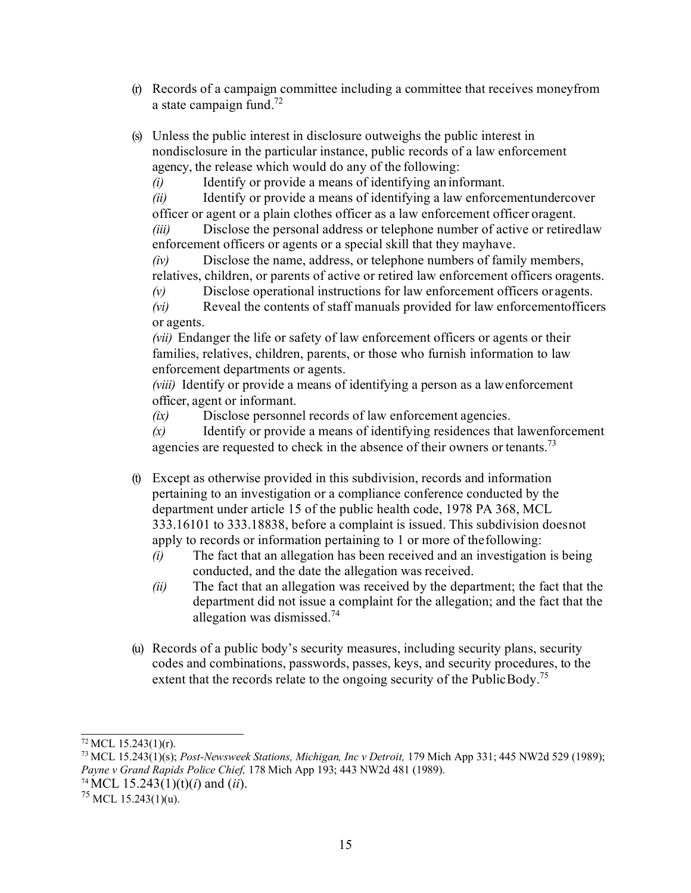(r) Records of a campaign committee including a committee that receives money from a state campaign fund.[72]

(s) Unless the public interest in disclosure outweighs the public interest in nondisclosure in the particular instance, public records of a law enforcement agency, the release which would do any of the following:

*(i)* Identify or provide a means of identifying an informant.

*(ii)* Identify or provide a means of identifying a law enforcement undercover officer or agent or a plain clothes officer as a law enforcement officer or agent.

*(iii)* Disclose the personal address or telephone number of active or retired law enforcement officers or agents or a special skill that they may have.

*(iv)* Disclose the name, address, or telephone numbers of family members, relatives, children, or parents of active or retired law enforcement officers or agents.

*(v)* Disclose operational instructions for law enforcement officers or agents.

*(vi)* Reveal the contents of staff manuals provided for law enforcement officers or agents.

*(vii)* Endanger the life or safety of law enforcement officers or agents or their families, relatives, children, parents, or those who furnish information to law enforcement departments or agents.

*(viii)* Identify or provide a means of identifying a person as a law enforcement officer, agent or informant.

*(ix)* Disclose personnel records of law enforcement agencies.

*(x)* Identify or provide a means of identifying residences that law enforcement agencies are requested to check in the absence of their owners or tenants.[73]

(t) Except as otherwise provided in this subdivision, records and information pertaining to an investigation or a compliance conference conducted by the department under article 15 of the public health code, 1978 PA 368, MCL 333.16101 to 333.18838, before a complaint is issued. This subdivision does not apply to records or information pertaining to 1 or more of the following:

*(i)* The fact that an allegation has been received and an investigation is being conducted, and the date the allegation was received.

*(ii)* The fact that an allegation was received by the department; the fact that the department did not issue a complaint for the allegation; and the fact that the allegation was dismissed.[74]

(u) Records of a public body's security measures, including security plans, security codes and combinations, passwords, passes, keys, and security procedures, to the extent that the records relate to the ongoing security of the Public Body.[75]

---

[72] MCL 15.243(1)(r).

[73] MCL 15.243(1)(s); *Post-Newsweek Stations, Michigan, Inc v Detroit,* 179 Mich App 331; 445 NW2d 529 (1989); *Payne v Grand Rapids Police Chief,* 178 Mich App 193; 443 NW2d 481 (1989).

[74] MCL 15.243(1)(t)(*i*) and (*ii*).

[75] MCL 15.243(1)(u).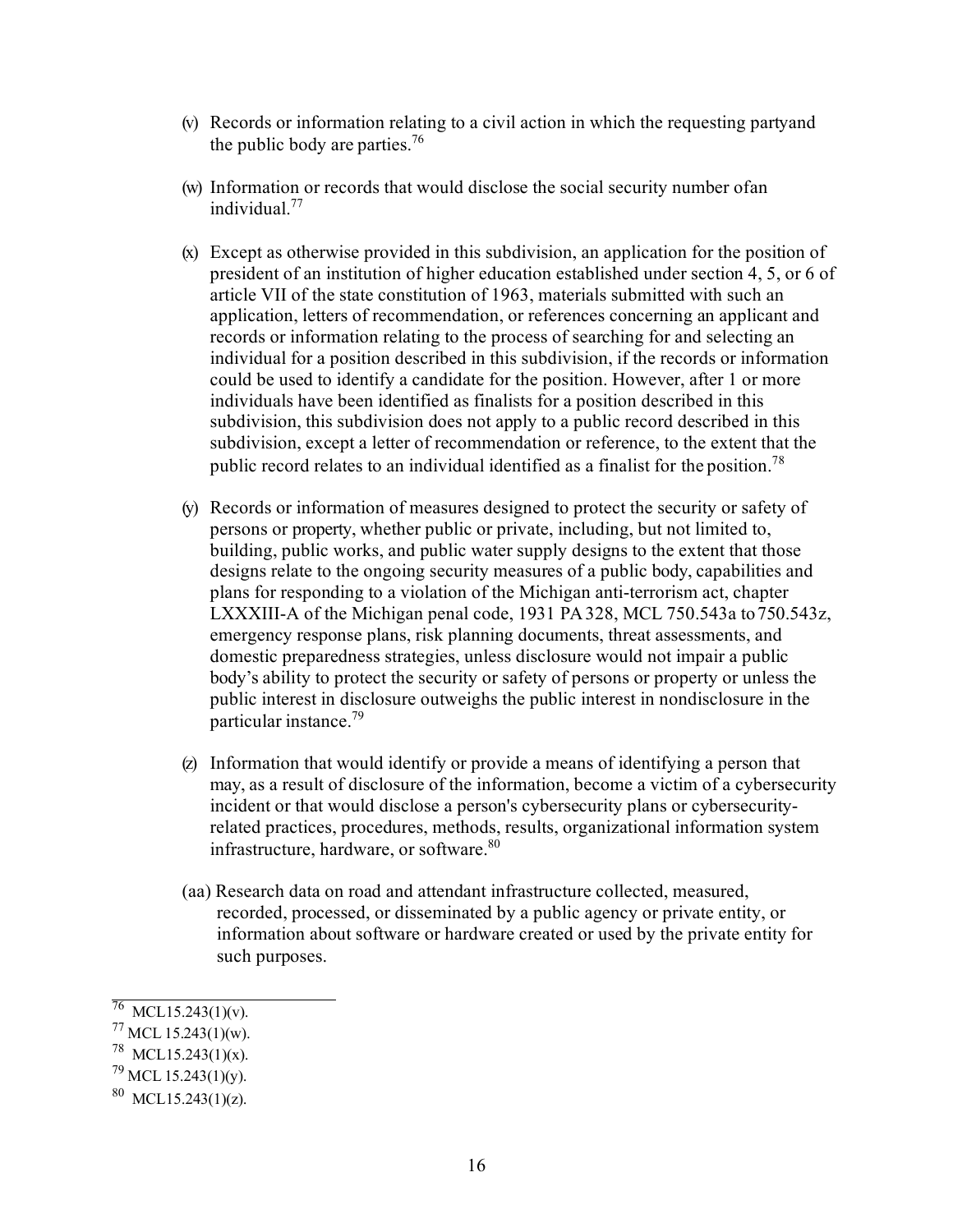(v) Records or information relating to a civil action in which the requesting partyand the public body are parties.[76]

(w) Information or records that would disclose the social security number ofan individual.[77]

(x) Except as otherwise provided in this subdivision, an application for the position of president of an institution of higher education established under section 4, 5, or 6 of article VII of the state constitution of 1963, materials submitted with such an application, letters of recommendation, or references concerning an applicant and records or information relating to the process of searching for and selecting an individual for a position described in this subdivision, if the records or information could be used to identify a candidate for the position. However, after 1 or more individuals have been identified as finalists for a position described in this subdivision, this subdivision does not apply to a public record described in this subdivision, except a letter of recommendation or reference, to the extent that the public record relates to an individual identified as a finalist for the position.[78]

(y) Records or information of measures designed to protect the security or safety of persons or property, whether public or private, including, but not limited to, building, public works, and public water supply designs to the extent that those designs relate to the ongoing security measures of a public body, capabilities and plans for responding to a violation of the Michigan anti-terrorism act, chapter LXXXIII-A of the Michigan penal code, 1931 PA 328, MCL 750.543a to 750.543z, emergency response plans, risk planning documents, threat assessments, and domestic preparedness strategies, unless disclosure would not impair a public body's ability to protect the security or safety of persons or property or unless the public interest in disclosure outweighs the public interest in nondisclosure in the particular instance.[79]

(z) Information that would identify or provide a means of identifying a person that may, as a result of disclosure of the information, become a victim of a cybersecurity incident or that would disclose a person's cybersecurity plans or cybersecurity-related practices, procedures, methods, results, organizational information system infrastructure, hardware, or software.[80]

(aa) Research data on road and attendant infrastructure collected, measured, recorded, processed, or disseminated by a public agency or private entity, or information about software or hardware created or used by the private entity for such purposes.

---

[76] MCL15.243(1)(v).

[77] MCL 15.243(1)(w).

[78] MCL15.243(1)(x).

[79] MCL 15.243(1)(y).

[80] MCL15.243(1)(z).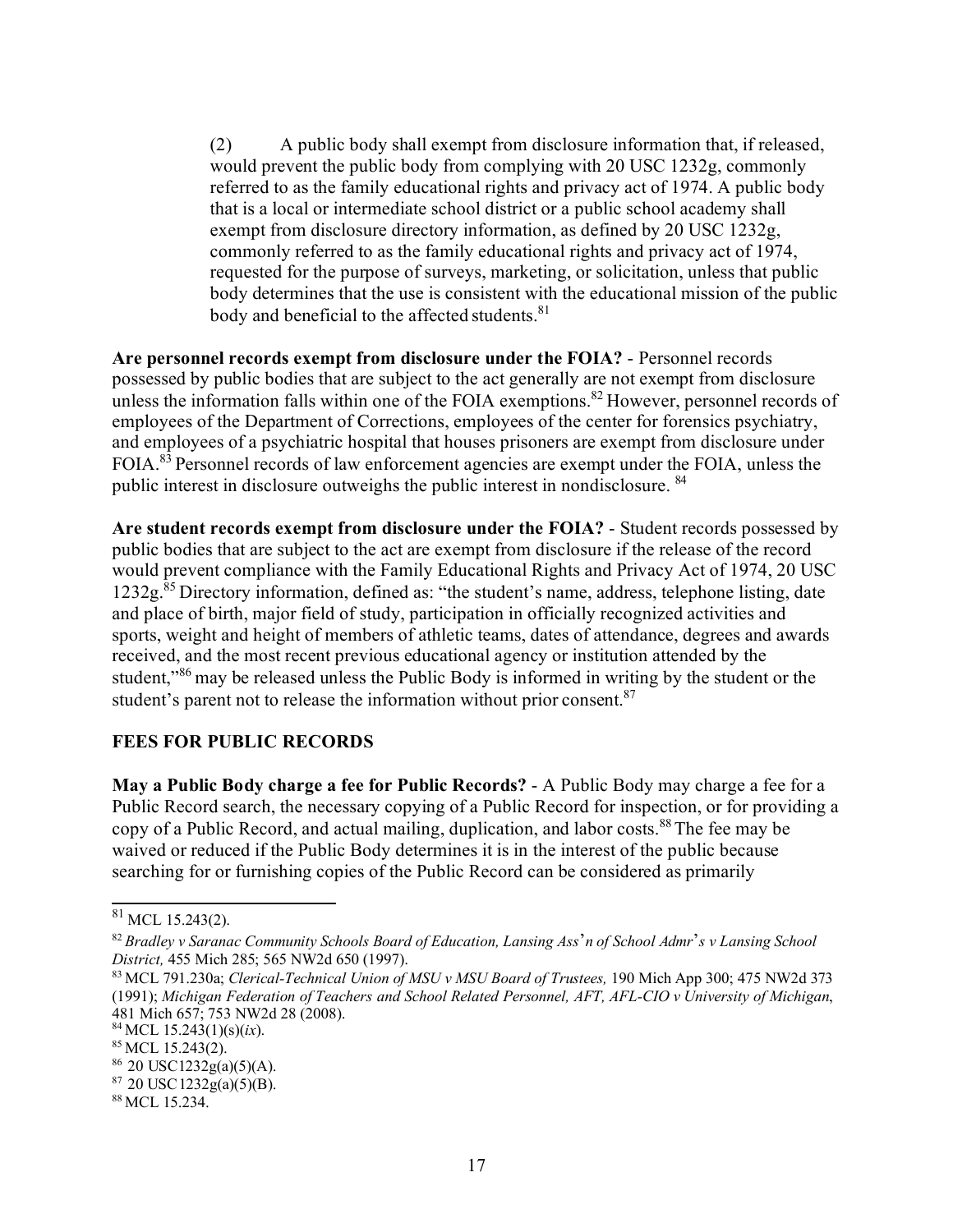(2) A public body shall exempt from disclosure information that, if released, would prevent the public body from complying with 20 USC 1232g, commonly referred to as the family educational rights and privacy act of 1974. A public body that is a local or intermediate school district or a public school academy shall exempt from disclosure directory information, as defined by 20 USC 1232g, commonly referred to as the family educational rights and privacy act of 1974, requested for the purpose of surveys, marketing, or solicitation, unless that public body determines that the use is consistent with the educational mission of the public body and beneficial to the affected students.[81]

**Are personnel records exempt from disclosure under the FOIA?** - Personnel records possessed by public bodies that are subject to the act generally are not exempt from disclosure unless the information falls within one of the FOIA exemptions.[82] However, personnel records of employees of the Department of Corrections, employees of the center for forensics psychiatry, and employees of a psychiatric hospital that houses prisoners are exempt from disclosure under FOIA.[83] Personnel records of law enforcement agencies are exempt under the FOIA, unless the public interest in disclosure outweighs the public interest in nondisclosure. [84]

**Are student records exempt from disclosure under the FOIA?** - Student records possessed by public bodies that are subject to the act are exempt from disclosure if the release of the record would prevent compliance with the Family Educational Rights and Privacy Act of 1974, 20 USC 1232g.[85] Directory information, defined as: "the student's name, address, telephone listing, date and place of birth, major field of study, participation in officially recognized activities and sports, weight and height of members of athletic teams, dates of attendance, degrees and awards received, and the most recent previous educational agency or institution attended by the student,"[86] may be released unless the Public Body is informed in writing by the student or the student's parent not to release the information without prior consent.[87]

## FEES FOR PUBLIC RECORDS

**May a Public Body charge a fee for Public Records?** - A Public Body may charge a fee for a Public Record search, the necessary copying of a Public Record for inspection, or for providing a copy of a Public Record, and actual mailing, duplication, and labor costs.[88] The fee may be waived or reduced if the Public Body determines it is in the interest of the public because searching for or furnishing copies of the Public Record can be considered as primarily

---

[81] MCL 15.243(2).

[82] *Bradley v Saranac Community Schools Board of Education, Lansing Ass'n of School Admr's v Lansing School District,* 455 Mich 285; 565 NW2d 650 (1997).

[83] MCL 791.230a; *Clerical-Technical Union of MSU v MSU Board of Trustees,* 190 Mich App 300; 475 NW2d 373 (1991); *Michigan Federation of Teachers and School Related Personnel, AFT, AFL-CIO v University of Michigan*, 481 Mich 657; 753 NW2d 28 (2008).

[84] MCL 15.243(1)(s)(*ix*).

[85] MCL 15.243(2).

[86] 20 USC1232g(a)(5)(A).

[87] 20 USC1232g(a)(5)(B).

[88] MCL 15.234.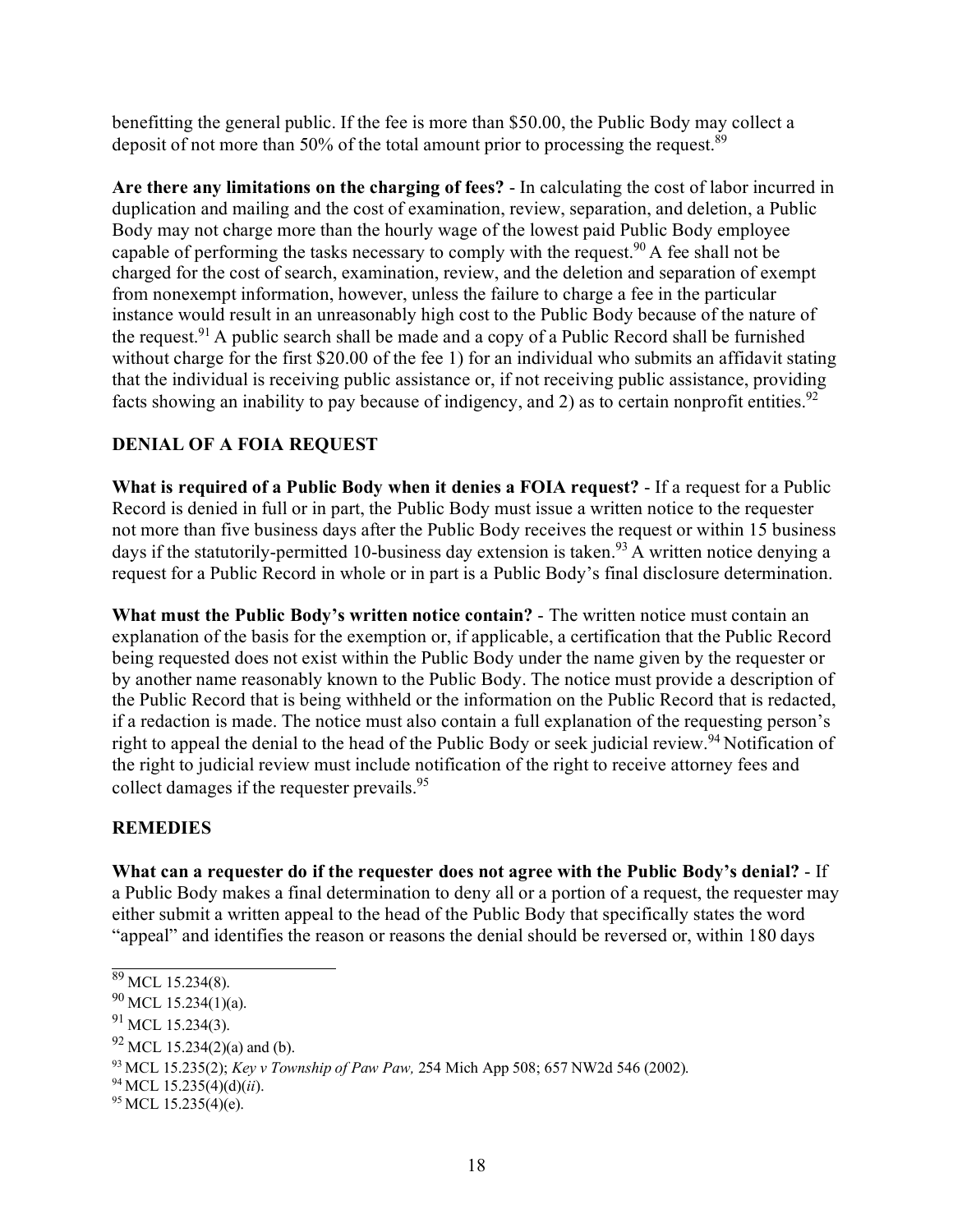benefitting the general public. If the fee is more than $50.00, the Public Body may collect a deposit of not more than 50% of the total amount prior to processing the request.[89]

**Are there any limitations on the charging of fees?** - In calculating the cost of labor incurred in duplication and mailing and the cost of examination, review, separation, and deletion, a Public Body may not charge more than the hourly wage of the lowest paid Public Body employee capable of performing the tasks necessary to comply with the request.[90] A fee shall not be charged for the cost of search, examination, review, and the deletion and separation of exempt from nonexempt information, however, unless the failure to charge a fee in the particular instance would result in an unreasonably high cost to the Public Body because of the nature of the request.[91] A public search shall be made and a copy of a Public Record shall be furnished without charge for the first $20.00 of the fee 1) for an individual who submits an affidavit stating that the individual is receiving public assistance or, if not receiving public assistance, providing facts showing an inability to pay because of indigency, and 2) as to certain nonprofit entities.[92]

## DENIAL OF A FOIA REQUEST

**What is required of a Public Body when it denies a FOIA request?** - If a request for a Public Record is denied in full or in part, the Public Body must issue a written notice to the requester not more than five business days after the Public Body receives the request or within 15 business days if the statutorily-permitted 10-business day extension is taken.[93] A written notice denying a request for a Public Record in whole or in part is a Public Body's final disclosure determination.

**What must the Public Body's written notice contain?** - The written notice must contain an explanation of the basis for the exemption or, if applicable, a certification that the Public Record being requested does not exist within the Public Body under the name given by the requester or by another name reasonably known to the Public Body. The notice must provide a description of the Public Record that is being withheld or the information on the Public Record that is redacted, if a redaction is made. The notice must also contain a full explanation of the requesting person's right to appeal the denial to the head of the Public Body or seek judicial review.[94] Notification of the right to judicial review must include notification of the right to receive attorney fees and collect damages if the requester prevails.[95]

## REMEDIES

**What can a requester do if the requester does not agree with the Public Body's denial?** - If a Public Body makes a final determination to deny all or a portion of a request, the requester may either submit a written appeal to the head of the Public Body that specifically states the word "appeal" and identifies the reason or reasons the denial should be reversed or, within 180 days

---

[89] MCL 15.234(8).

[90] MCL 15.234(1)(a).

[91] MCL 15.234(3).

[92] MCL 15.234(2)(a) and (b).

[93] MCL 15.235(2); *Key v Township of Paw Paw,* 254 Mich App 508; 657 NW2d 546 (2002).

[94] MCL 15.235(4)(d)(*ii*).

[95] MCL 15.235(4)(e).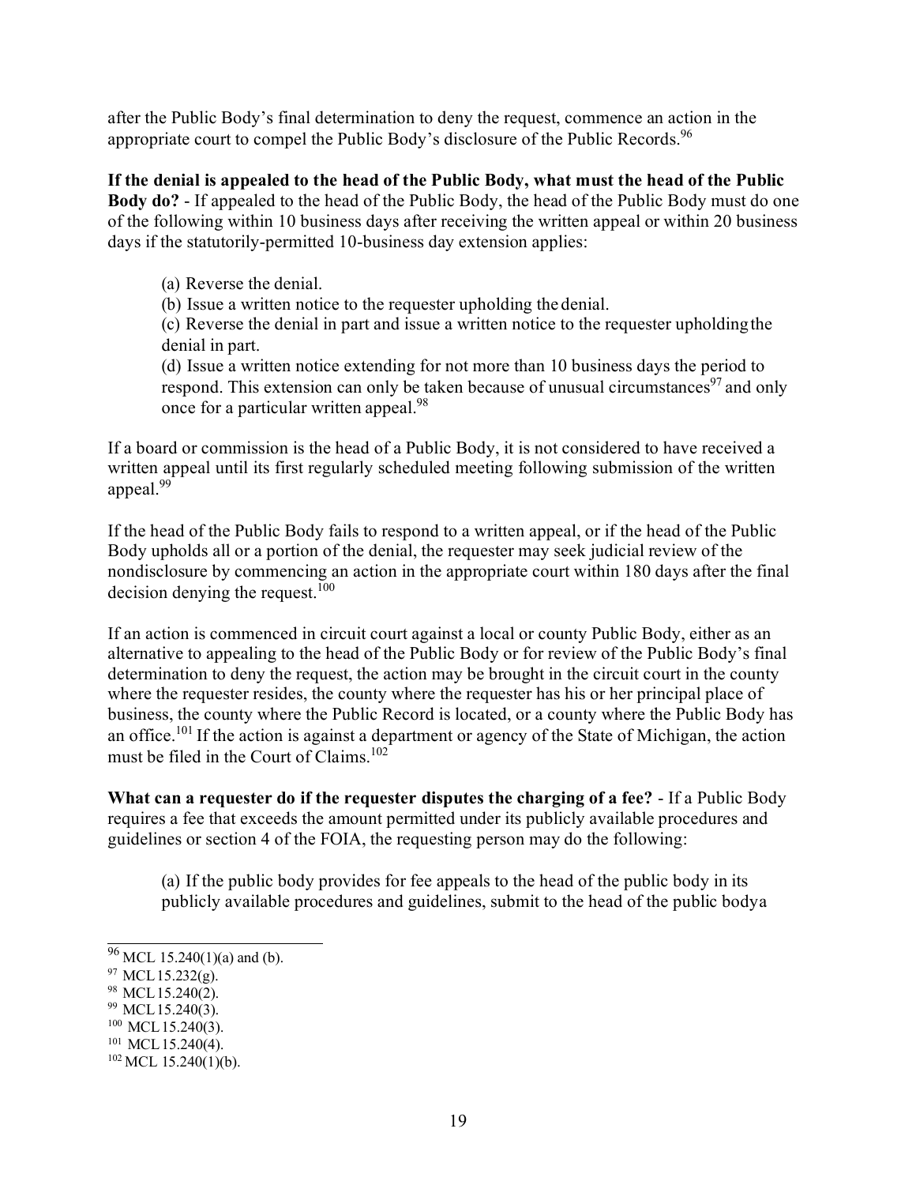after the Public Body's final determination to deny the request, commence an action in the appropriate court to compel the Public Body's disclosure of the Public Records.[96]

**If the denial is appealed to the head of the Public Body, what must the head of the Public Body do?** - If appealed to the head of the Public Body, the head of the Public Body must do one of the following within 10 business days after receiving the written appeal or within 20 business days if the statutorily-permitted 10-business day extension applies:

> (a) Reverse the denial.
> (b) Issue a written notice to the requester upholding the denial.
> (c) Reverse the denial in part and issue a written notice to the requester upholding the denial in part.
> (d) Issue a written notice extending for not more than 10 business days the period to respond. This extension can only be taken because of unusual circumstances[97] and only once for a particular written appeal.[98]

If a board or commission is the head of a Public Body, it is not considered to have received a written appeal until its first regularly scheduled meeting following submission of the written appeal.[99]

If the head of the Public Body fails to respond to a written appeal, or if the head of the Public Body upholds all or a portion of the denial, the requester may seek judicial review of the nondisclosure by commencing an action in the appropriate court within 180 days after the final decision denying the request.[100]

If an action is commenced in circuit court against a local or county Public Body, either as an alternative to appealing to the head of the Public Body or for review of the Public Body's final determination to deny the request, the action may be brought in the circuit court in the county where the requester resides, the county where the requester has his or her principal place of business, the county where the Public Record is located, or a county where the Public Body has an office.[101] If the action is against a department or agency of the State of Michigan, the action must be filed in the Court of Claims.[102]

**What can a requester do if the requester disputes the charging of a fee?** - If a Public Body requires a fee that exceeds the amount permitted under its publicly available procedures and guidelines or section 4 of the FOIA, the requesting person may do the following:

> (a) If the public body provides for fee appeals to the head of the public body in its publicly available procedures and guidelines, submit to the head of the public body a

---

[96] MCL 15.240(1)(a) and (b).
[97] MCL 15.232(g).
[98] MCL 15.240(2).
[99] MCL 15.240(3).
[100] MCL 15.240(3).
[101] MCL 15.240(4).
[102] MCL 15.240(1)(b).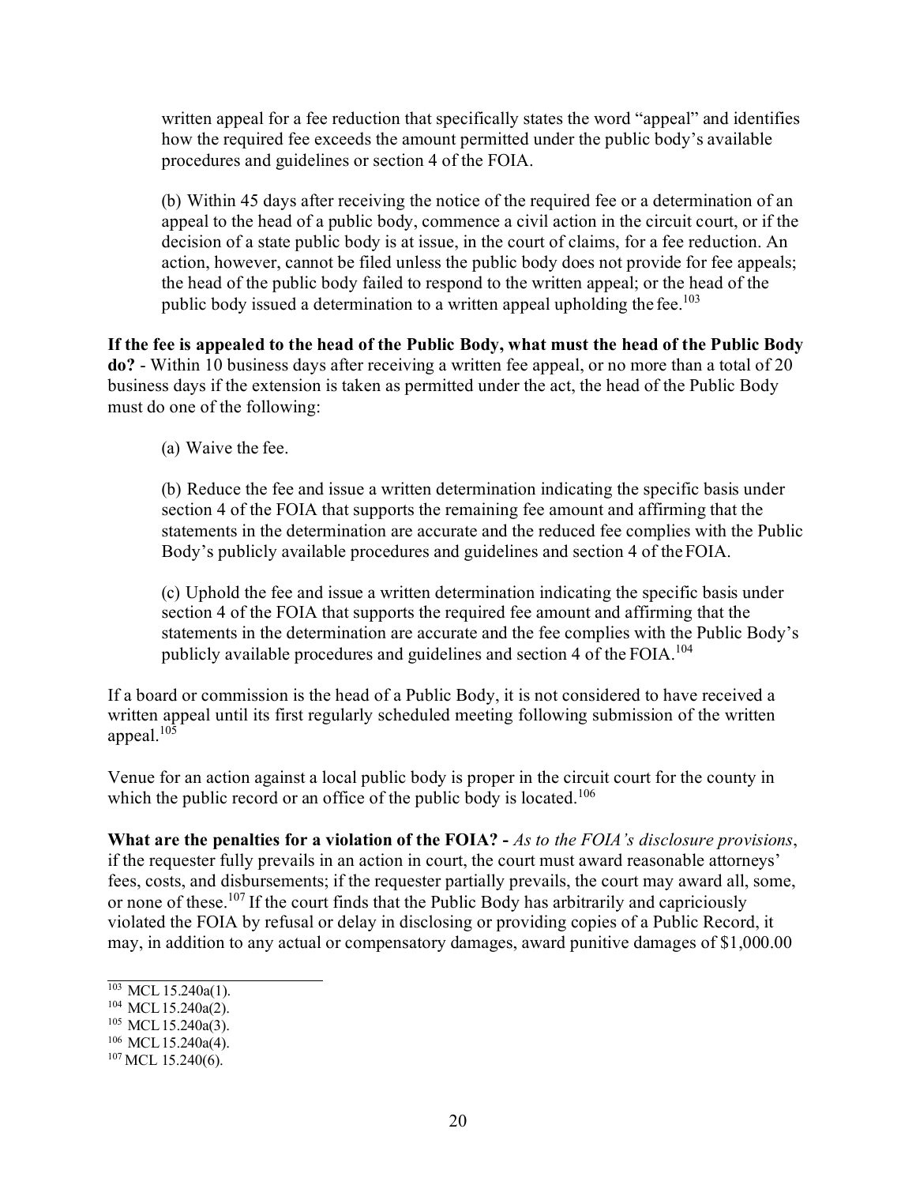written appeal for a fee reduction that specifically states the word "appeal" and identifies how the required fee exceeds the amount permitted under the public body's available procedures and guidelines or section 4 of the FOIA.

(b) Within 45 days after receiving the notice of the required fee or a determination of an appeal to the head of a public body, commence a civil action in the circuit court, or if the decision of a state public body is at issue, in the court of claims, for a fee reduction. An action, however, cannot be filed unless the public body does not provide for fee appeals; the head of the public body failed to respond to the written appeal; or the head of the public body issued a determination to a written appeal upholding the fee.[103]

**If the fee is appealed to the head of the Public Body, what must the head of the Public Body do?** - Within 10 business days after receiving a written fee appeal, or no more than a total of 20 business days if the extension is taken as permitted under the act, the head of the Public Body must do one of the following:

(a) Waive the fee.

(b) Reduce the fee and issue a written determination indicating the specific basis under section 4 of the FOIA that supports the remaining fee amount and affirming that the statements in the determination are accurate and the reduced fee complies with the Public Body's publicly available procedures and guidelines and section 4 of the FOIA.

(c) Uphold the fee and issue a written determination indicating the specific basis under section 4 of the FOIA that supports the required fee amount and affirming that the statements in the determination are accurate and the fee complies with the Public Body's publicly available procedures and guidelines and section 4 of the FOIA.[104]

If a board or commission is the head of a Public Body, it is not considered to have received a written appeal until its first regularly scheduled meeting following submission of the written appeal.[105]

Venue for an action against a local public body is proper in the circuit court for the county in which the public record or an office of the public body is located.[106]

**What are the penalties for a violation of the FOIA? -** *As to the FOIA's disclosure provisions*, if the requester fully prevails in an action in court, the court must award reasonable attorneys' fees, costs, and disbursements; if the requester partially prevails, the court may award all, some, or none of these.[107] If the court finds that the Public Body has arbitrarily and capriciously violated the FOIA by refusal or delay in disclosing or providing copies of a Public Record, it may, in addition to any actual or compensatory damages, award punitive damages of $1,000.00

[103] MCL 15.240a(1).
[104] MCL 15.240a(2).
[105] MCL 15.240a(3).
[106] MCL 15.240a(4).
[107] MCL 15.240(6).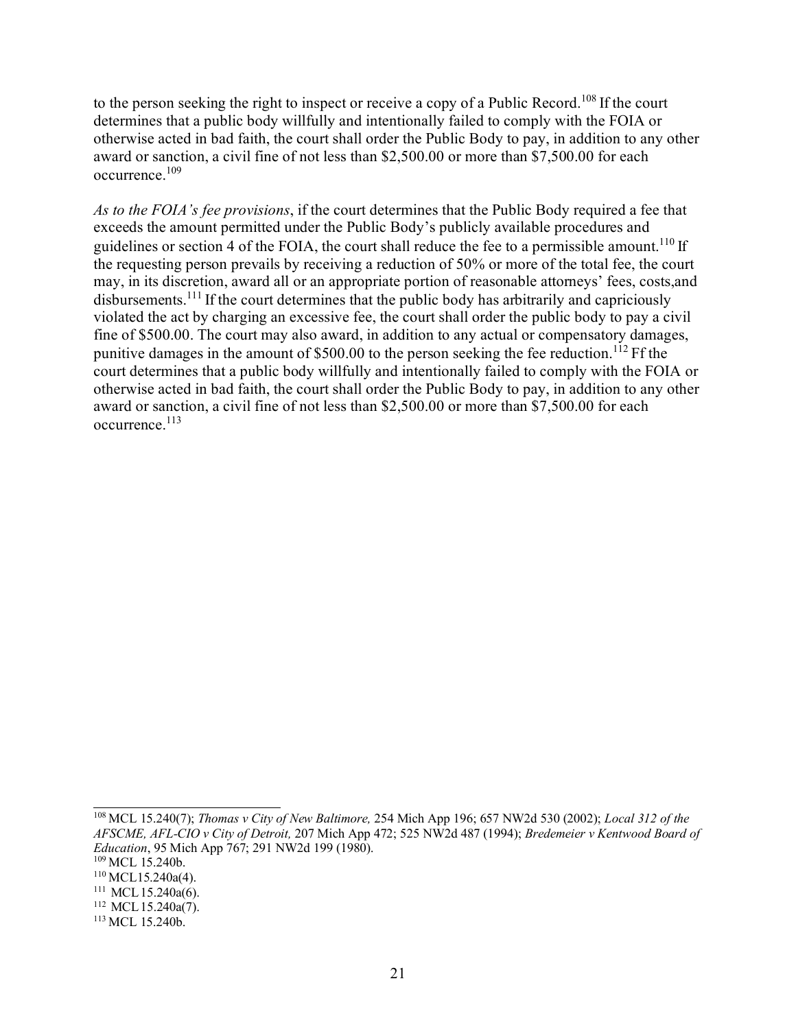to the person seeking the right to inspect or receive a copy of a Public Record.[108] If the court determines that a public body willfully and intentionally failed to comply with the FOIA or otherwise acted in bad faith, the court shall order the Public Body to pay, in addition to any other award or sanction, a civil fine of not less than $2,500.00 or more than $7,500.00 for each occurrence.[109]

*As to the FOIA's fee provisions*, if the court determines that the Public Body required a fee that exceeds the amount permitted under the Public Body's publicly available procedures and guidelines or section 4 of the FOIA, the court shall reduce the fee to a permissible amount.[110] If the requesting person prevails by receiving a reduction of 50% or more of the total fee, the court may, in its discretion, award all or an appropriate portion of reasonable attorneys' fees, costs,and disbursements.[111] If the court determines that the public body has arbitrarily and capriciously violated the act by charging an excessive fee, the court shall order the public body to pay a civil fine of $500.00. The court may also award, in addition to any actual or compensatory damages, punitive damages in the amount of $500.00 to the person seeking the fee reduction.[112] Ff the court determines that a public body willfully and intentionally failed to comply with the FOIA or otherwise acted in bad faith, the court shall order the Public Body to pay, in addition to any other award or sanction, a civil fine of not less than $2,500.00 or more than $7,500.00 for each occurrence.[113]

---

[108] MCL 15.240(7); *Thomas v City of New Baltimore,* 254 Mich App 196; 657 NW2d 530 (2002); *Local 312 of the AFSCME, AFL-CIO v City of Detroit,* 207 Mich App 472; 525 NW2d 487 (1994); *Bredemeier v Kentwood Board of Education*, 95 Mich App 767; 291 NW2d 199 (1980).

[109] MCL 15.240b.

[110] MCL15.240a(4).

[111] MCL 15.240a(6).

[112] MCL 15.240a(7).

[113] MCL 15.240b.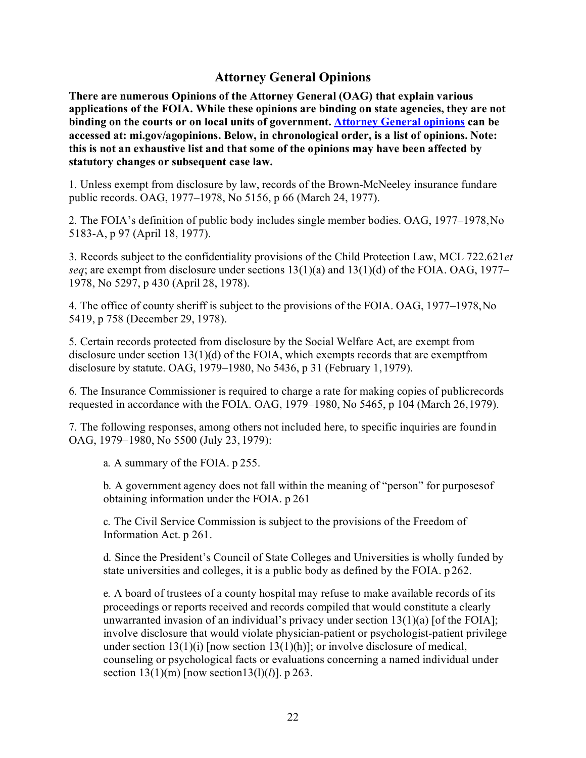## Attorney General Opinions

**There are numerous Opinions of the Attorney General (OAG) that explain various applications of the FOIA. While these opinions are binding on state agencies, they are not binding on the courts or on local units of government. [Attorney General opinions](mi.gov/agopinions) can be accessed at: mi.gov/agopinions. Below, in chronological order, is a list of opinions. Note: this is not an exhaustive list and that some of the opinions may have been affected by statutory changes or subsequent case law.**

1. Unless exempt from disclosure by law, records of the Brown-McNeeley insurance fund are public records. OAG, 1977–1978, No 5156, p 66 (March 24, 1977).

2. The FOIA's definition of public body includes single member bodies. OAG, 1977–1978, No 5183-A, p 97 (April 18, 1977).

3. Records subject to the confidentiality provisions of the Child Protection Law, MCL 722.621 *et seq*; are exempt from disclosure under sections 13(1)(a) and 13(1)(d) of the FOIA. OAG, 1977–1978, No 5297, p 430 (April 28, 1978).

4. The office of county sheriff is subject to the provisions of the FOIA. OAG, 1977–1978, No 5419, p 758 (December 29, 1978).

5. Certain records protected from disclosure by the Social Welfare Act, are exempt from disclosure under section 13(1)(d) of the FOIA, which exempts records that are exempt from disclosure by statute. OAG, 1979–1980, No 5436, p 31 (February 1, 1979).

6. The Insurance Commissioner is required to charge a rate for making copies of public records requested in accordance with the FOIA. OAG, 1979–1980, No 5465, p 104 (March 26, 1979).

7. The following responses, among others not included here, to specific inquiries are found in OAG, 1979–1980, No 5500 (July 23, 1979):

   a. A summary of the FOIA. p 255.

   b. A government agency does not fall within the meaning of "person" for purposes of obtaining information under the FOIA. p 261

   c. The Civil Service Commission is subject to the provisions of the Freedom of Information Act. p 261.

   d. Since the President's Council of State Colleges and Universities is wholly funded by state universities and colleges, it is a public body as defined by the FOIA. p 262.

   e. A board of trustees of a county hospital may refuse to make available records of its proceedings or reports received and records compiled that would constitute a clearly unwarranted invasion of an individual's privacy under section 13(1)(a) [of the FOIA]; involve disclosure that would violate physician-patient or psychologist-patient privilege under section 13(1)(i) [now section 13(1)(h)]; or involve disclosure of medical, counseling or psychological facts or evaluations concerning a named individual under section 13(1)(m) [now section 13(l)(*l*)]. p 263.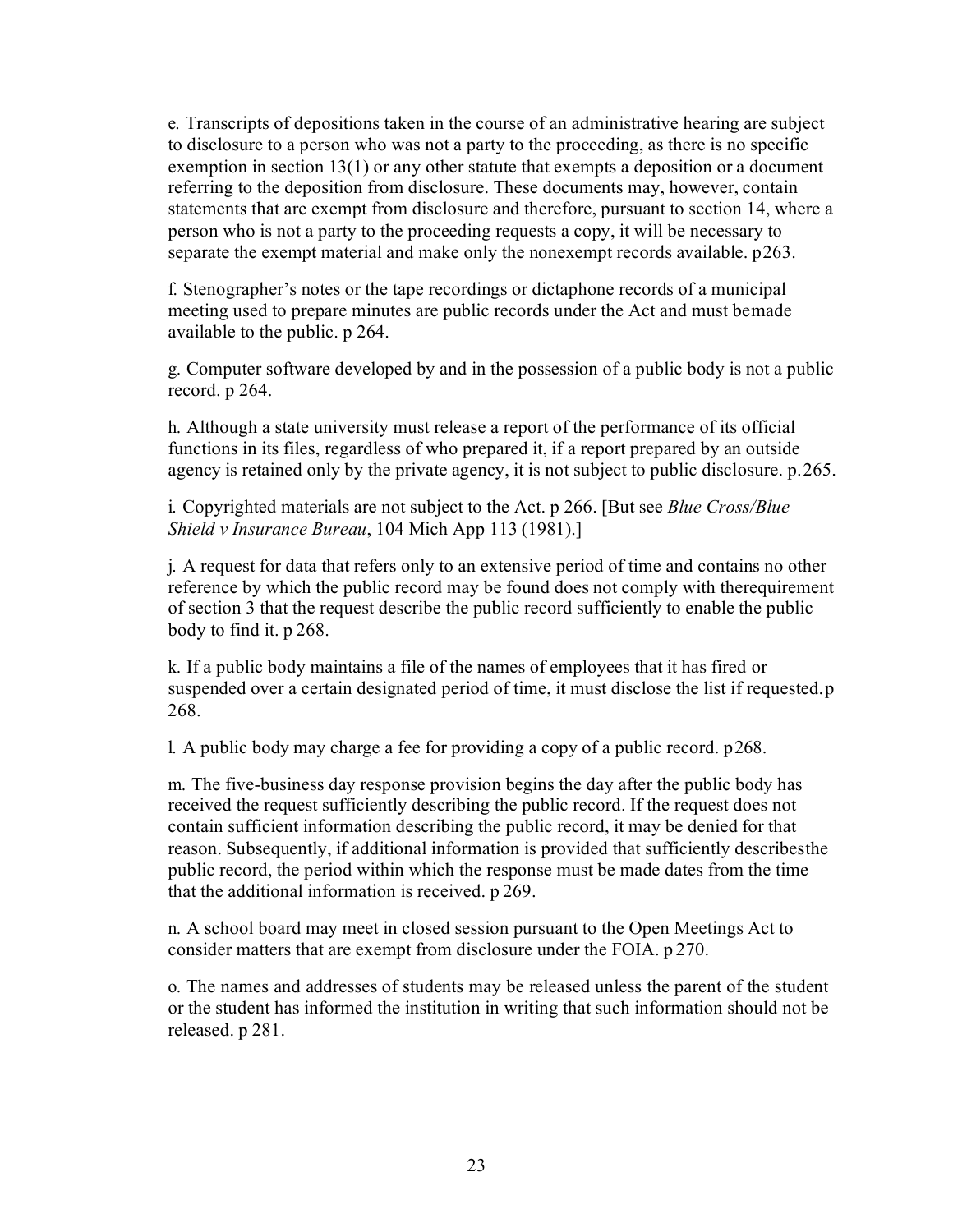e. Transcripts of depositions taken in the course of an administrative hearing are subject to disclosure to a person who was not a party to the proceeding, as there is no specific exemption in section 13(1) or any other statute that exempts a deposition or a document referring to the deposition from disclosure. These documents may, however, contain statements that are exempt from disclosure and therefore, pursuant to section 14, where a person who is not a party to the proceeding requests a copy, it will be necessary to separate the exempt material and make only the nonexempt records available. p263.

f. Stenographer's notes or the tape recordings or dictaphone records of a municipal meeting used to prepare minutes are public records under the Act and must bemade available to the public. p 264.

g. Computer software developed by and in the possession of a public body is not a public record. p 264.

h. Although a state university must release a report of the performance of its official functions in its files, regardless of who prepared it, if a report prepared by an outside agency is retained only by the private agency, it is not subject to public disclosure. p.265.

i. Copyrighted materials are not subject to the Act. p 266. [But see *Blue Cross/Blue Shield v Insurance Bureau*, 104 Mich App 113 (1981).]

j. A request for data that refers only to an extensive period of time and contains no other reference by which the public record may be found does not comply with therequirement of section 3 that the request describe the public record sufficiently to enable the public body to find it. p 268.

k. If a public body maintains a file of the names of employees that it has fired or suspended over a certain designated period of time, it must disclose the list if requested. p 268.

l. A public body may charge a fee for providing a copy of a public record. p268.

m. The five-business day response provision begins the day after the public body has received the request sufficiently describing the public record. If the request does not contain sufficient information describing the public record, it may be denied for that reason. Subsequently, if additional information is provided that sufficiently describesthe public record, the period within which the response must be made dates from the time that the additional information is received. p 269.

n. A school board may meet in closed session pursuant to the Open Meetings Act to consider matters that are exempt from disclosure under the FOIA. p 270.

o. The names and addresses of students may be released unless the parent of the student or the student has informed the institution in writing that such information should not be released. p 281.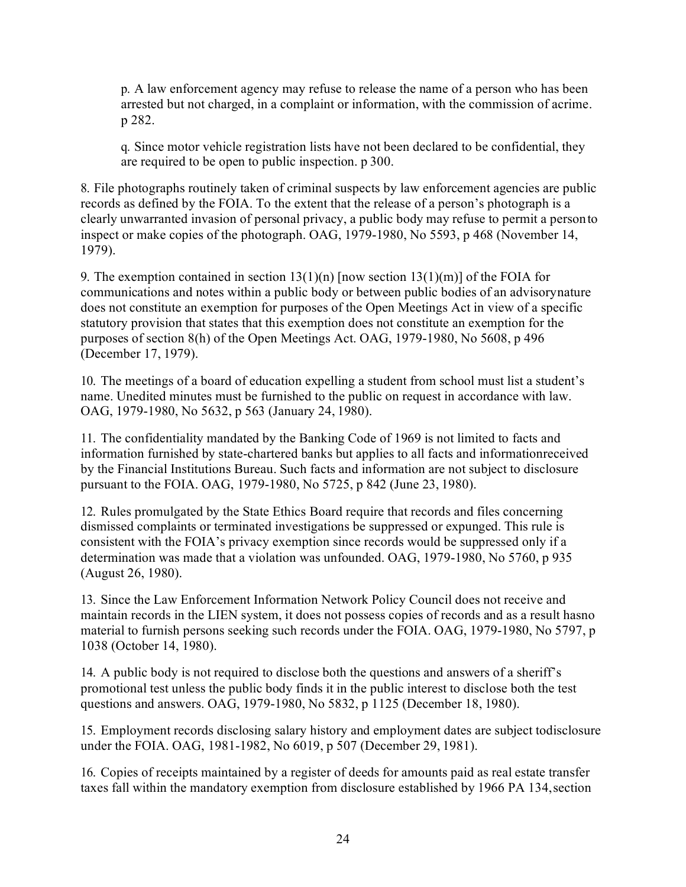p. A law enforcement agency may refuse to release the name of a person who has been arrested but not charged, in a complaint or information, with the commission of acrime. p 282.

q. Since motor vehicle registration lists have not been declared to be confidential, they are required to be open to public inspection. p 300.

8. File photographs routinely taken of criminal suspects by law enforcement agencies are public records as defined by the FOIA. To the extent that the release of a person's photograph is a clearly unwarranted invasion of personal privacy, a public body may refuse to permit a personto inspect or make copies of the photograph. OAG, 1979-1980, No 5593, p 468 (November 14, 1979).

9. The exemption contained in section 13(1)(n) [now section 13(1)(m)] of the FOIA for communications and notes within a public body or between public bodies of an advisorynature does not constitute an exemption for purposes of the Open Meetings Act in view of a specific statutory provision that states that this exemption does not constitute an exemption for the purposes of section 8(h) of the Open Meetings Act. OAG, 1979-1980, No 5608, p 496 (December 17, 1979).

10. The meetings of a board of education expelling a student from school must list a student's name. Unedited minutes must be furnished to the public on request in accordance with law. OAG, 1979-1980, No 5632, p 563 (January 24, 1980).

11. The confidentiality mandated by the Banking Code of 1969 is not limited to facts and information furnished by state-chartered banks but applies to all facts and informationreceived by the Financial Institutions Bureau. Such facts and information are not subject to disclosure pursuant to the FOIA. OAG, 1979-1980, No 5725, p 842 (June 23, 1980).

12. Rules promulgated by the State Ethics Board require that records and files concerning dismissed complaints or terminated investigations be suppressed or expunged. This rule is consistent with the FOIA's privacy exemption since records would be suppressed only if a determination was made that a violation was unfounded. OAG, 1979-1980, No 5760, p 935 (August 26, 1980).

13. Since the Law Enforcement Information Network Policy Council does not receive and maintain records in the LIEN system, it does not possess copies of records and as a result hasno material to furnish persons seeking such records under the FOIA. OAG, 1979-1980, No 5797, p 1038 (October 14, 1980).

14. A public body is not required to disclose both the questions and answers of a sheriff's promotional test unless the public body finds it in the public interest to disclose both the test questions and answers. OAG, 1979-1980, No 5832, p 1125 (December 18, 1980).

15. Employment records disclosing salary history and employment dates are subject todisclosure under the FOIA. OAG, 1981-1982, No 6019, p 507 (December 29, 1981).

16. Copies of receipts maintained by a register of deeds for amounts paid as real estate transfer taxes fall within the mandatory exemption from disclosure established by 1966 PA 134, section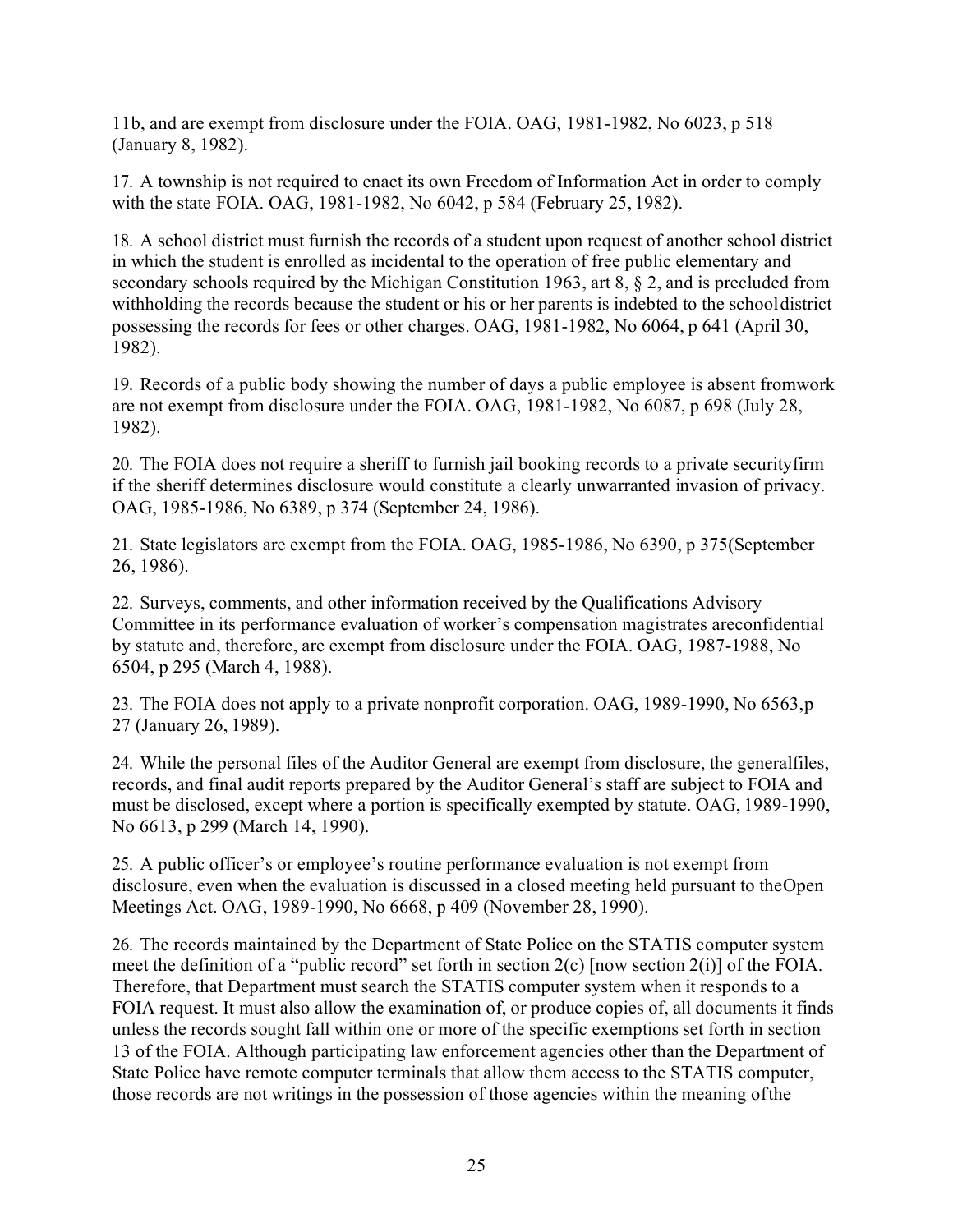11b, and are exempt from disclosure under the FOIA. OAG, 1981-1982, No 6023, p 518 (January 8, 1982).

17. A township is not required to enact its own Freedom of Information Act in order to comply with the state FOIA. OAG, 1981-1982, No 6042, p 584 (February 25, 1982).

18. A school district must furnish the records of a student upon request of another school district in which the student is enrolled as incidental to the operation of free public elementary and secondary schools required by the Michigan Constitution 1963, art 8, § 2, and is precluded from withholding the records because the student or his or her parents is indebted to the school district possessing the records for fees or other charges. OAG, 1981-1982, No 6064, p 641 (April 30, 1982).

19. Records of a public body showing the number of days a public employee is absent from work are not exempt from disclosure under the FOIA. OAG, 1981-1982, No 6087, p 698 (July 28, 1982).

20. The FOIA does not require a sheriff to furnish jail booking records to a private security firm if the sheriff determines disclosure would constitute a clearly unwarranted invasion of privacy. OAG, 1985-1986, No 6389, p 374 (September 24, 1986).

21. State legislators are exempt from the FOIA. OAG, 1985-1986, No 6390, p 375 (September 26, 1986).

22. Surveys, comments, and other information received by the Qualifications Advisory Committee in its performance evaluation of worker's compensation magistrates are confidential by statute and, therefore, are exempt from disclosure under the FOIA. OAG, 1987-1988, No 6504, p 295 (March 4, 1988).

23. The FOIA does not apply to a private nonprofit corporation. OAG, 1989-1990, No 6563, p 27 (January 26, 1989).

24. While the personal files of the Auditor General are exempt from disclosure, the general files, records, and final audit reports prepared by the Auditor General's staff are subject to FOIA and must be disclosed, except where a portion is specifically exempted by statute. OAG, 1989-1990, No 6613, p 299 (March 14, 1990).

25. A public officer's or employee's routine performance evaluation is not exempt from disclosure, even when the evaluation is discussed in a closed meeting held pursuant to the Open Meetings Act. OAG, 1989-1990, No 6668, p 409 (November 28, 1990).

26. The records maintained by the Department of State Police on the STATIS computer system meet the definition of a "public record" set forth in section 2(c) [now section 2(i)] of the FOIA. Therefore, that Department must search the STATIS computer system when it responds to a FOIA request. It must also allow the examination of, or produce copies of, all documents it finds unless the records sought fall within one or more of the specific exemptions set forth in section 13 of the FOIA. Although participating law enforcement agencies other than the Department of State Police have remote computer terminals that allow them access to the STATIS computer, those records are not writings in the possession of those agencies within the meaning of the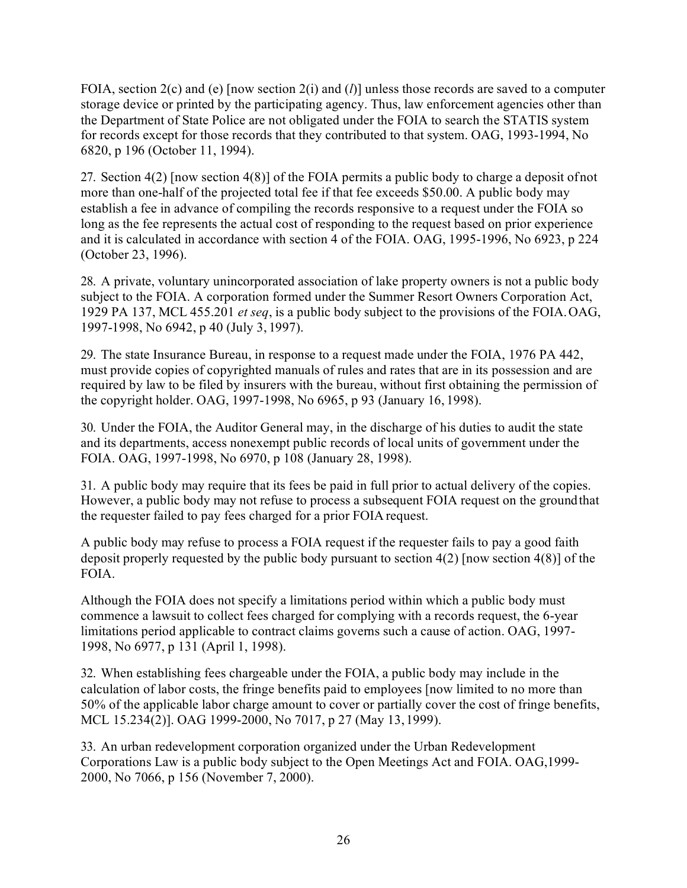FOIA, section 2(c) and (e) [now section 2(i) and (*l*)] unless those records are saved to a computer storage device or printed by the participating agency. Thus, law enforcement agencies other than the Department of State Police are not obligated under the FOIA to search the STATIS system for records except for those records that they contributed to that system. OAG, 1993-1994, No 6820, p 196 (October 11, 1994).

27. Section 4(2) [now section 4(8)] of the FOIA permits a public body to charge a deposit of not more than one-half of the projected total fee if that fee exceeds $50.00. A public body may establish a fee in advance of compiling the records responsive to a request under the FOIA so long as the fee represents the actual cost of responding to the request based on prior experience and it is calculated in accordance with section 4 of the FOIA. OAG, 1995-1996, No 6923, p 224 (October 23, 1996).

28. A private, voluntary unincorporated association of lake property owners is not a public body subject to the FOIA. A corporation formed under the Summer Resort Owners Corporation Act, 1929 PA 137, MCL 455.201 *et seq*, is a public body subject to the provisions of the FOIA. OAG, 1997-1998, No 6942, p 40 (July 3, 1997).

29. The state Insurance Bureau, in response to a request made under the FOIA, 1976 PA 442, must provide copies of copyrighted manuals of rules and rates that are in its possession and are required by law to be filed by insurers with the bureau, without first obtaining the permission of the copyright holder. OAG, 1997-1998, No 6965, p 93 (January 16, 1998).

30. Under the FOIA, the Auditor General may, in the discharge of his duties to audit the state and its departments, access nonexempt public records of local units of government under the FOIA. OAG, 1997-1998, No 6970, p 108 (January 28, 1998).

31. A public body may require that its fees be paid in full prior to actual delivery of the copies. However, a public body may not refuse to process a subsequent FOIA request on the ground that the requester failed to pay fees charged for a prior FOIA request.

A public body may refuse to process a FOIA request if the requester fails to pay a good faith deposit properly requested by the public body pursuant to section 4(2) [now section 4(8)] of the FOIA.

Although the FOIA does not specify a limitations period within which a public body must commence a lawsuit to collect fees charged for complying with a records request, the 6-year limitations period applicable to contract claims governs such a cause of action. OAG, 1997-1998, No 6977, p 131 (April 1, 1998).

32. When establishing fees chargeable under the FOIA, a public body may include in the calculation of labor costs, the fringe benefits paid to employees [now limited to no more than 50% of the applicable labor charge amount to cover or partially cover the cost of fringe benefits, MCL 15.234(2)]. OAG 1999-2000, No 7017, p 27 (May 13, 1999).

33. An urban redevelopment corporation organized under the Urban Redevelopment Corporations Law is a public body subject to the Open Meetings Act and FOIA. OAG, 1999-2000, No 7066, p 156 (November 7, 2000).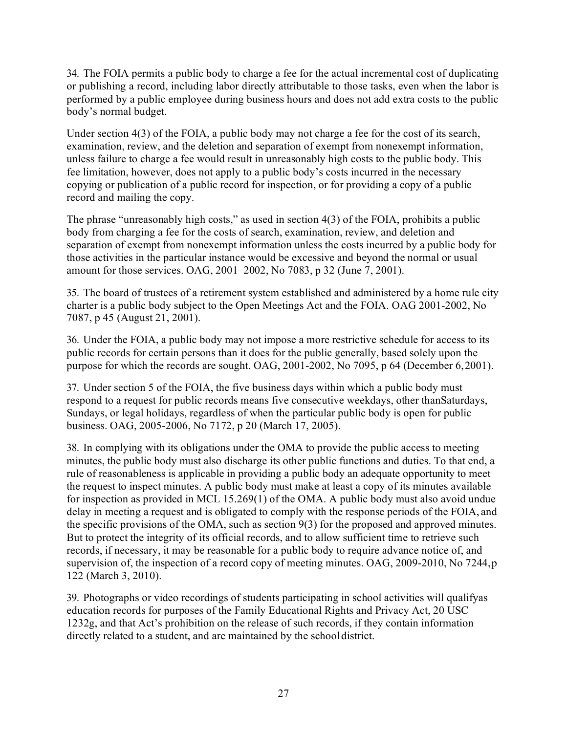34. The FOIA permits a public body to charge a fee for the actual incremental cost of duplicating or publishing a record, including labor directly attributable to those tasks, even when the labor is performed by a public employee during business hours and does not add extra costs to the public body's normal budget.

Under section 4(3) of the FOIA, a public body may not charge a fee for the cost of its search, examination, review, and the deletion and separation of exempt from nonexempt information, unless failure to charge a fee would result in unreasonably high costs to the public body. This fee limitation, however, does not apply to a public body's costs incurred in the necessary copying or publication of a public record for inspection, or for providing a copy of a public record and mailing the copy.

The phrase "unreasonably high costs," as used in section 4(3) of the FOIA, prohibits a public body from charging a fee for the costs of search, examination, review, and deletion and separation of exempt from nonexempt information unless the costs incurred by a public body for those activities in the particular instance would be excessive and beyond the normal or usual amount for those services. OAG, 2001–2002, No 7083, p 32 (June 7, 2001).

35. The board of trustees of a retirement system established and administered by a home rule city charter is a public body subject to the Open Meetings Act and the FOIA. OAG 2001-2002, No 7087, p 45 (August 21, 2001).

36. Under the FOIA, a public body may not impose a more restrictive schedule for access to its public records for certain persons than it does for the public generally, based solely upon the purpose for which the records are sought. OAG, 2001-2002, No 7095, p 64 (December 6, 2001).

37. Under section 5 of the FOIA, the five business days within which a public body must respond to a request for public records means five consecutive weekdays, other than Saturdays, Sundays, or legal holidays, regardless of when the particular public body is open for public business. OAG, 2005-2006, No 7172, p 20 (March 17, 2005).

38. In complying with its obligations under the OMA to provide the public access to meeting minutes, the public body must also discharge its other public functions and duties. To that end, a rule of reasonableness is applicable in providing a public body an adequate opportunity to meet the request to inspect minutes. A public body must make at least a copy of its minutes available for inspection as provided in MCL 15.269(1) of the OMA. A public body must also avoid undue delay in meeting a request and is obligated to comply with the response periods of the FOIA, and the specific provisions of the OMA, such as section 9(3) for the proposed and approved minutes. But to protect the integrity of its official records, and to allow sufficient time to retrieve such records, if necessary, it may be reasonable for a public body to require advance notice of, and supervision of, the inspection of a record copy of meeting minutes. OAG, 2009-2010, No 7244, p 122 (March 3, 2010).

39. Photographs or video recordings of students participating in school activities will qualify as education records for purposes of the Family Educational Rights and Privacy Act, 20 USC 1232g, and that Act's prohibition on the release of such records, if they contain information directly related to a student, and are maintained by the school district.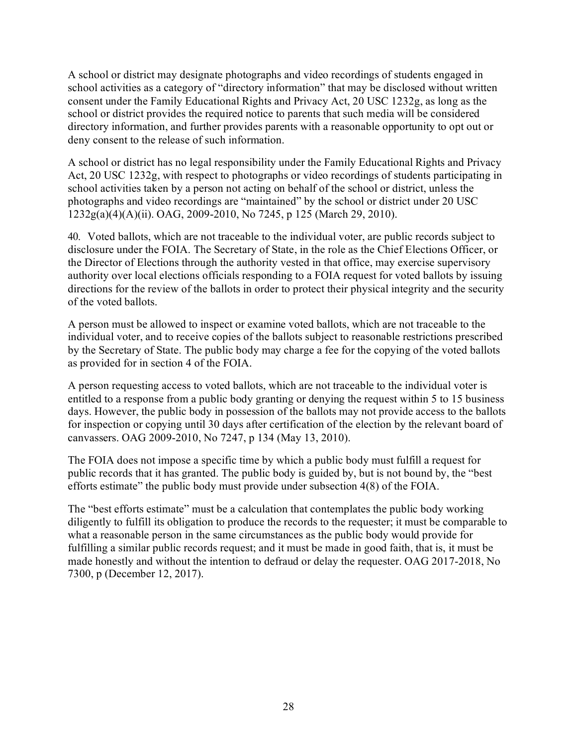A school or district may designate photographs and video recordings of students engaged in school activities as a category of "directory information" that may be disclosed without written consent under the Family Educational Rights and Privacy Act, 20 USC 1232g, as long as the school or district provides the required notice to parents that such media will be considered directory information, and further provides parents with a reasonable opportunity to opt out or deny consent to the release of such information.

A school or district has no legal responsibility under the Family Educational Rights and Privacy Act, 20 USC 1232g, with respect to photographs or video recordings of students participating in school activities taken by a person not acting on behalf of the school or district, unless the photographs and video recordings are "maintained" by the school or district under 20 USC 1232g(a)(4)(A)(ii). OAG, 2009-2010, No 7245, p 125 (March 29, 2010).

40. Voted ballots, which are not traceable to the individual voter, are public records subject to disclosure under the FOIA. The Secretary of State, in the role as the Chief Elections Officer, or the Director of Elections through the authority vested in that office, may exercise supervisory authority over local elections officials responding to a FOIA request for voted ballots by issuing directions for the review of the ballots in order to protect their physical integrity and the security of the voted ballots.

A person must be allowed to inspect or examine voted ballots, which are not traceable to the individual voter, and to receive copies of the ballots subject to reasonable restrictions prescribed by the Secretary of State. The public body may charge a fee for the copying of the voted ballots as provided for in section 4 of the FOIA.

A person requesting access to voted ballots, which are not traceable to the individual voter is entitled to a response from a public body granting or denying the request within 5 to 15 business days. However, the public body in possession of the ballots may not provide access to the ballots for inspection or copying until 30 days after certification of the election by the relevant board of canvassers. OAG 2009-2010, No 7247, p 134 (May 13, 2010).

The FOIA does not impose a specific time by which a public body must fulfill a request for public records that it has granted. The public body is guided by, but is not bound by, the "best efforts estimate" the public body must provide under subsection 4(8) of the FOIA.

The "best efforts estimate" must be a calculation that contemplates the public body working diligently to fulfill its obligation to produce the records to the requester; it must be comparable to what a reasonable person in the same circumstances as the public body would provide for fulfilling a similar public records request; and it must be made in good faith, that is, it must be made honestly and without the intention to defraud or delay the requester. OAG 2017-2018, No 7300, p (December 12, 2017).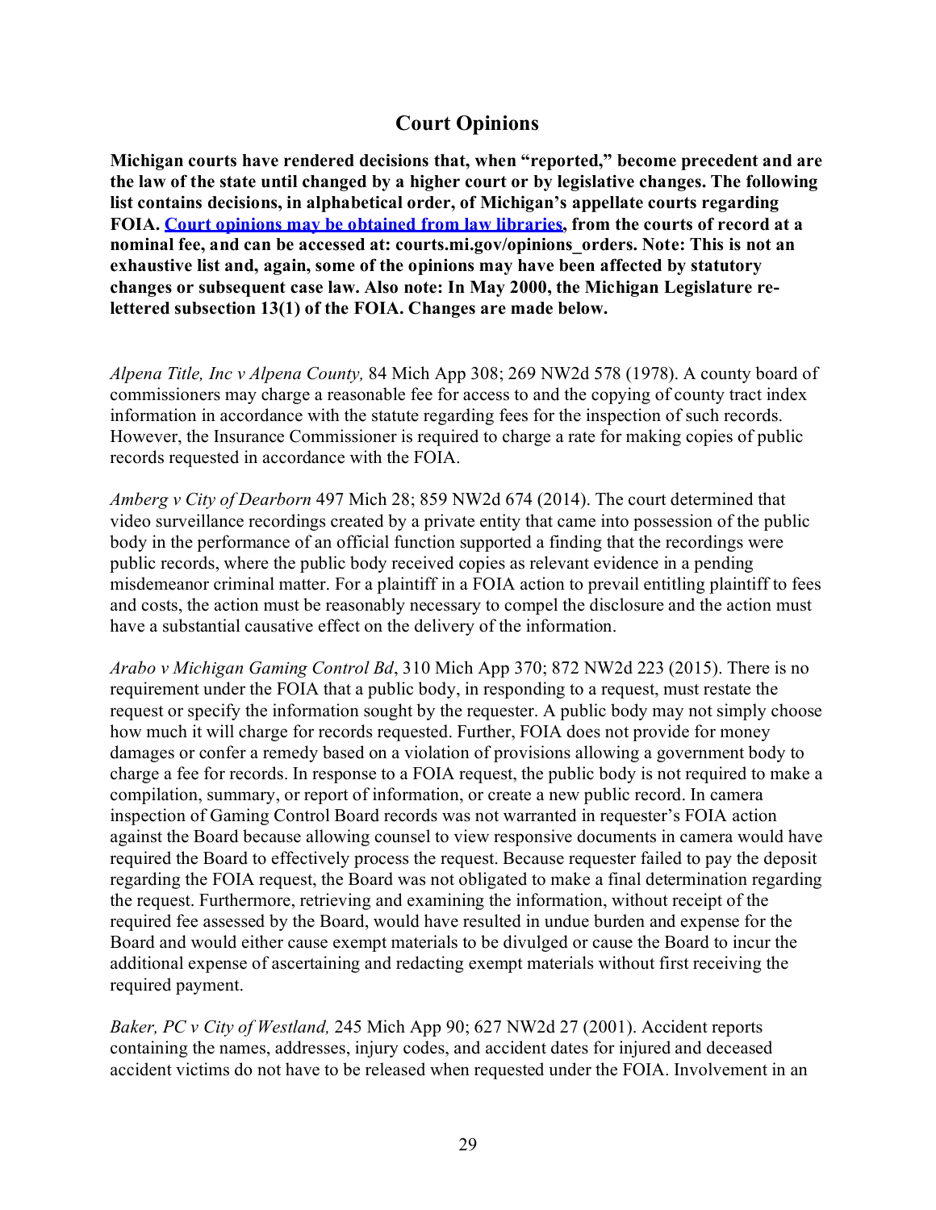## Court Opinions

**Michigan courts have rendered decisions that, when "reported," become precedent and are the law of the state until changed by a higher court or by legislative changes. The following list contains decisions, in alphabetical order, of Michigan's appellate courts regarding FOIA. [Court opinions may be obtained from law libraries](), from the courts of record at a nominal fee, and can be accessed at: courts.mi.gov/opinions_orders. Note: This is not an exhaustive list and, again, some of the opinions may have been affected by statutory changes or subsequent case law. Also note: In May 2000, the Michigan Legislature re-lettered subsection 13(1) of the FOIA. Changes are made below.**

*Alpena Title, Inc v Alpena County,* 84 Mich App 308; 269 NW2d 578 (1978). A county board of commissioners may charge a reasonable fee for access to and the copying of county tract index information in accordance with the statute regarding fees for the inspection of such records. However, the Insurance Commissioner is required to charge a rate for making copies of public records requested in accordance with the FOIA.

*Amberg v City of Dearborn* 497 Mich 28; 859 NW2d 674 (2014). The court determined that video surveillance recordings created by a private entity that came into possession of the public body in the performance of an official function supported a finding that the recordings were public records, where the public body received copies as relevant evidence in a pending misdemeanor criminal matter. For a plaintiff in a FOIA action to prevail entitling plaintiff to fees and costs, the action must be reasonably necessary to compel the disclosure and the action must have a substantial causative effect on the delivery of the information.

*Arabo v Michigan Gaming Control Bd*, 310 Mich App 370; 872 NW2d 223 (2015). There is no requirement under the FOIA that a public body, in responding to a request, must restate the request or specify the information sought by the requester. A public body may not simply choose how much it will charge for records requested. Further, FOIA does not provide for money damages or confer a remedy based on a violation of provisions allowing a government body to charge a fee for records. In response to a FOIA request, the public body is not required to make a compilation, summary, or report of information, or create a new public record. In camera inspection of Gaming Control Board records was not warranted in requester's FOIA action against the Board because allowing counsel to view responsive documents in camera would have required the Board to effectively process the request. Because requester failed to pay the deposit regarding the FOIA request, the Board was not obligated to make a final determination regarding the request. Furthermore, retrieving and examining the information, without receipt of the required fee assessed by the Board, would have resulted in undue burden and expense for the Board and would either cause exempt materials to be divulged or cause the Board to incur the additional expense of ascertaining and redacting exempt materials without first receiving the required payment.

*Baker, PC v City of Westland,* 245 Mich App 90; 627 NW2d 27 (2001). Accident reports containing the names, addresses, injury codes, and accident dates for injured and deceased accident victims do not have to be released when requested under the FOIA. Involvement in an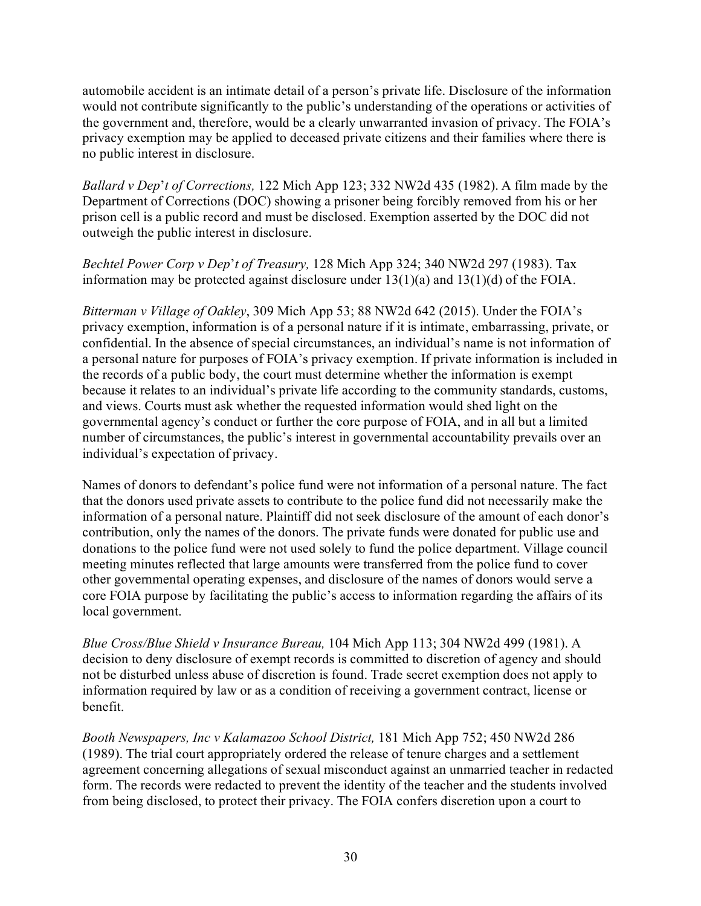automobile accident is an intimate detail of a person's private life. Disclosure of the information would not contribute significantly to the public's understanding of the operations or activities of the government and, therefore, would be a clearly unwarranted invasion of privacy. The FOIA's privacy exemption may be applied to deceased private citizens and their families where there is no public interest in disclosure.

*Ballard v Dep't of Corrections,* 122 Mich App 123; 332 NW2d 435 (1982). A film made by the Department of Corrections (DOC) showing a prisoner being forcibly removed from his or her prison cell is a public record and must be disclosed. Exemption asserted by the DOC did not outweigh the public interest in disclosure.

*Bechtel Power Corp v Dep't of Treasury,* 128 Mich App 324; 340 NW2d 297 (1983). Tax information may be protected against disclosure under 13(1)(a) and 13(1)(d) of the FOIA.

*Bitterman v Village of Oakley*, 309 Mich App 53; 88 NW2d 642 (2015). Under the FOIA's privacy exemption, information is of a personal nature if it is intimate, embarrassing, private, or confidential. In the absence of special circumstances, an individual's name is not information of a personal nature for purposes of FOIA's privacy exemption. If private information is included in the records of a public body, the court must determine whether the information is exempt because it relates to an individual's private life according to the community standards, customs, and views. Courts must ask whether the requested information would shed light on the governmental agency's conduct or further the core purpose of FOIA, and in all but a limited number of circumstances, the public's interest in governmental accountability prevails over an individual's expectation of privacy.

Names of donors to defendant's police fund were not information of a personal nature. The fact that the donors used private assets to contribute to the police fund did not necessarily make the information of a personal nature. Plaintiff did not seek disclosure of the amount of each donor's contribution, only the names of the donors. The private funds were donated for public use and donations to the police fund were not used solely to fund the police department. Village council meeting minutes reflected that large amounts were transferred from the police fund to cover other governmental operating expenses, and disclosure of the names of donors would serve a core FOIA purpose by facilitating the public's access to information regarding the affairs of its local government.

*Blue Cross/Blue Shield v Insurance Bureau,* 104 Mich App 113; 304 NW2d 499 (1981). A decision to deny disclosure of exempt records is committed to discretion of agency and should not be disturbed unless abuse of discretion is found. Trade secret exemption does not apply to information required by law or as a condition of receiving a government contract, license or benefit.

*Booth Newspapers, Inc v Kalamazoo School District,* 181 Mich App 752; 450 NW2d 286 (1989). The trial court appropriately ordered the release of tenure charges and a settlement agreement concerning allegations of sexual misconduct against an unmarried teacher in redacted form. The records were redacted to prevent the identity of the teacher and the students involved from being disclosed, to protect their privacy. The FOIA confers discretion upon a court to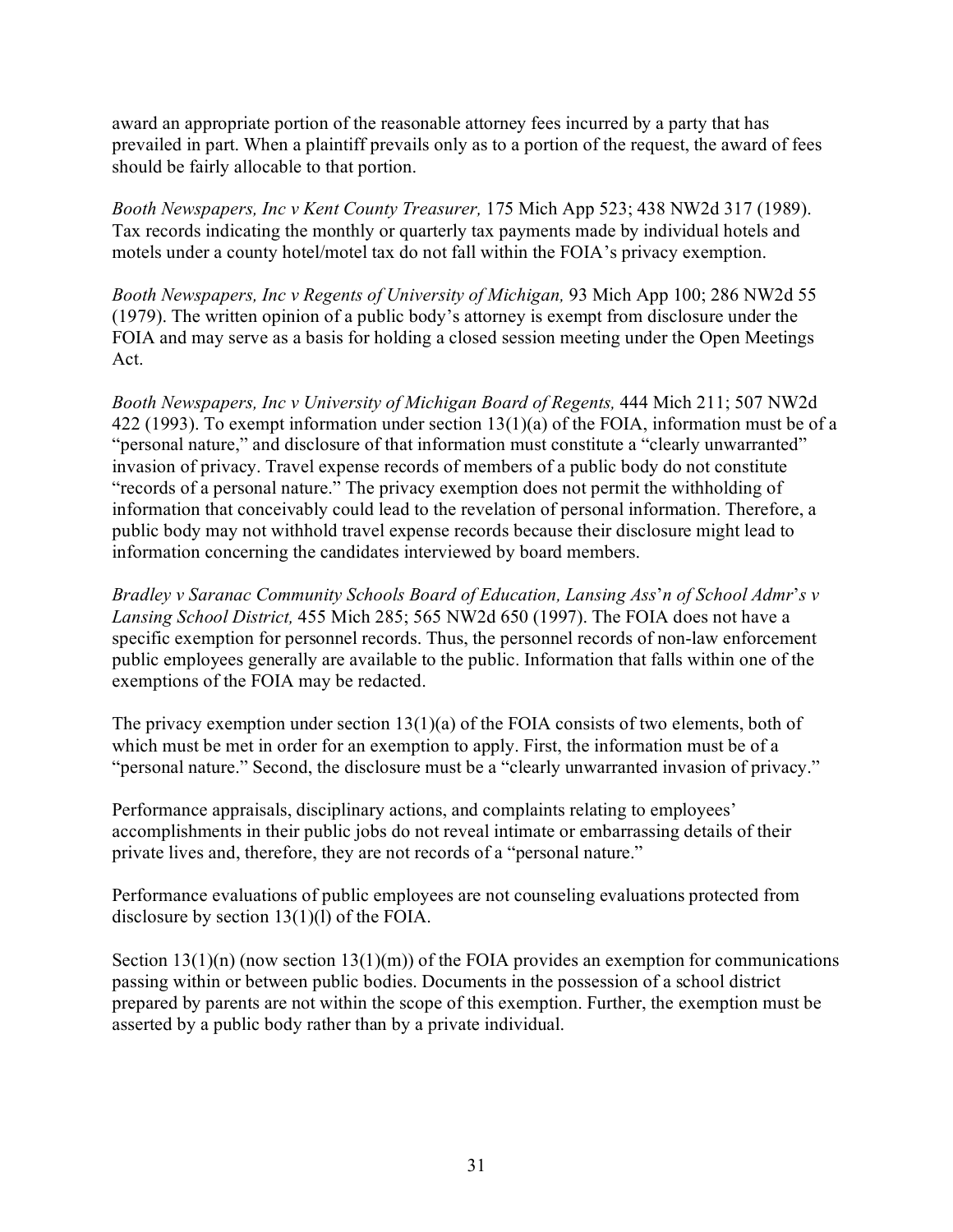award an appropriate portion of the reasonable attorney fees incurred by a party that has prevailed in part. When a plaintiff prevails only as to a portion of the request, the award of fees should be fairly allocable to that portion.

*Booth Newspapers, Inc v Kent County Treasurer,* 175 Mich App 523; 438 NW2d 317 (1989). Tax records indicating the monthly or quarterly tax payments made by individual hotels and motels under a county hotel/motel tax do not fall within the FOIA's privacy exemption.

*Booth Newspapers, Inc v Regents of University of Michigan,* 93 Mich App 100; 286 NW2d 55 (1979). The written opinion of a public body's attorney is exempt from disclosure under the FOIA and may serve as a basis for holding a closed session meeting under the Open Meetings Act.

*Booth Newspapers, Inc v University of Michigan Board of Regents,* 444 Mich 211; 507 NW2d 422 (1993). To exempt information under section 13(1)(a) of the FOIA, information must be of a "personal nature," and disclosure of that information must constitute a "clearly unwarranted" invasion of privacy. Travel expense records of members of a public body do not constitute "records of a personal nature." The privacy exemption does not permit the withholding of information that conceivably could lead to the revelation of personal information. Therefore, a public body may not withhold travel expense records because their disclosure might lead to information concerning the candidates interviewed by board members.

*Bradley v Saranac Community Schools Board of Education, Lansing Ass'n of School Admr's v Lansing School District,* 455 Mich 285; 565 NW2d 650 (1997). The FOIA does not have a specific exemption for personnel records. Thus, the personnel records of non-law enforcement public employees generally are available to the public. Information that falls within one of the exemptions of the FOIA may be redacted.

The privacy exemption under section 13(1)(a) of the FOIA consists of two elements, both of which must be met in order for an exemption to apply. First, the information must be of a "personal nature." Second, the disclosure must be a "clearly unwarranted invasion of privacy."

Performance appraisals, disciplinary actions, and complaints relating to employees' accomplishments in their public jobs do not reveal intimate or embarrassing details of their private lives and, therefore, they are not records of a "personal nature."

Performance evaluations of public employees are not counseling evaluations protected from disclosure by section 13(1)(l) of the FOIA.

Section 13(1)(n) (now section 13(1)(m)) of the FOIA provides an exemption for communications passing within or between public bodies. Documents in the possession of a school district prepared by parents are not within the scope of this exemption. Further, the exemption must be asserted by a public body rather than by a private individual.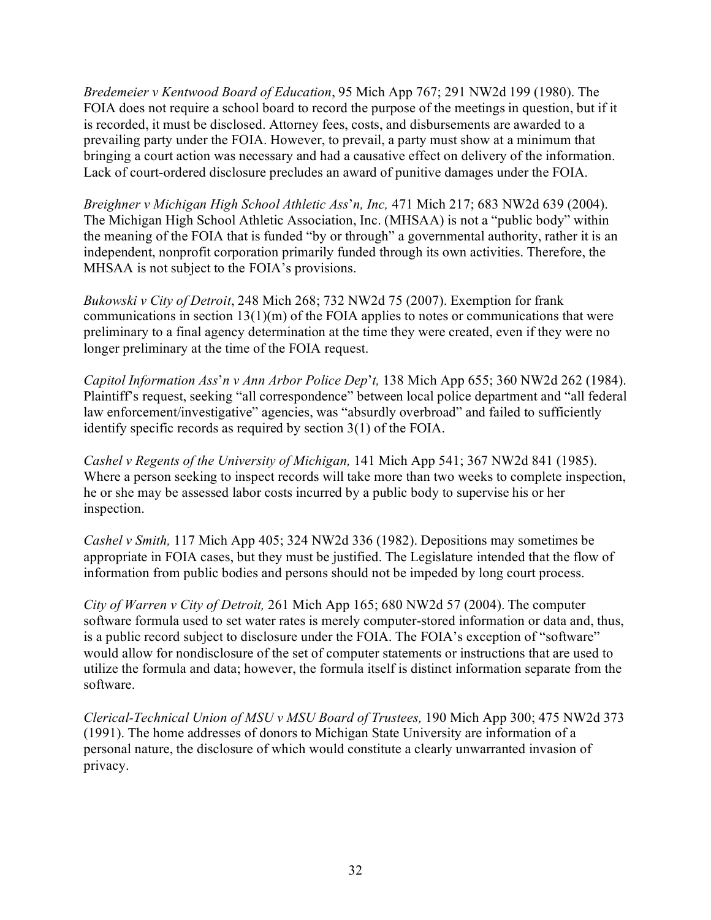*Bredemeier v Kentwood Board of Education*, 95 Mich App 767; 291 NW2d 199 (1980). The FOIA does not require a school board to record the purpose of the meetings in question, but if it is recorded, it must be disclosed. Attorney fees, costs, and disbursements are awarded to a prevailing party under the FOIA. However, to prevail, a party must show at a minimum that bringing a court action was necessary and had a causative effect on delivery of the information. Lack of court-ordered disclosure precludes an award of punitive damages under the FOIA.

*Breighner v Michigan High School Athletic Ass'n, Inc,* 471 Mich 217; 683 NW2d 639 (2004). The Michigan High School Athletic Association, Inc. (MHSAA) is not a "public body" within the meaning of the FOIA that is funded "by or through" a governmental authority, rather it is an independent, nonprofit corporation primarily funded through its own activities. Therefore, the MHSAA is not subject to the FOIA's provisions.

*Bukowski v City of Detroit*, 248 Mich 268; 732 NW2d 75 (2007). Exemption for frank communications in section 13(1)(m) of the FOIA applies to notes or communications that were preliminary to a final agency determination at the time they were created, even if they were no longer preliminary at the time of the FOIA request.

*Capitol Information Ass'n v Ann Arbor Police Dep't,* 138 Mich App 655; 360 NW2d 262 (1984). Plaintiff's request, seeking "all correspondence" between local police department and "all federal law enforcement/investigative" agencies, was "absurdly overbroad" and failed to sufficiently identify specific records as required by section 3(1) of the FOIA.

*Cashel v Regents of the University of Michigan,* 141 Mich App 541; 367 NW2d 841 (1985). Where a person seeking to inspect records will take more than two weeks to complete inspection, he or she may be assessed labor costs incurred by a public body to supervise his or her inspection.

*Cashel v Smith,* 117 Mich App 405; 324 NW2d 336 (1982). Depositions may sometimes be appropriate in FOIA cases, but they must be justified. The Legislature intended that the flow of information from public bodies and persons should not be impeded by long court process.

*City of Warren v City of Detroit,* 261 Mich App 165; 680 NW2d 57 (2004). The computer software formula used to set water rates is merely computer-stored information or data and, thus, is a public record subject to disclosure under the FOIA. The FOIA's exception of "software" would allow for nondisclosure of the set of computer statements or instructions that are used to utilize the formula and data; however, the formula itself is distinct information separate from the software.

*Clerical-Technical Union of MSU v MSU Board of Trustees,* 190 Mich App 300; 475 NW2d 373 (1991). The home addresses of donors to Michigan State University are information of a personal nature, the disclosure of which would constitute a clearly unwarranted invasion of privacy.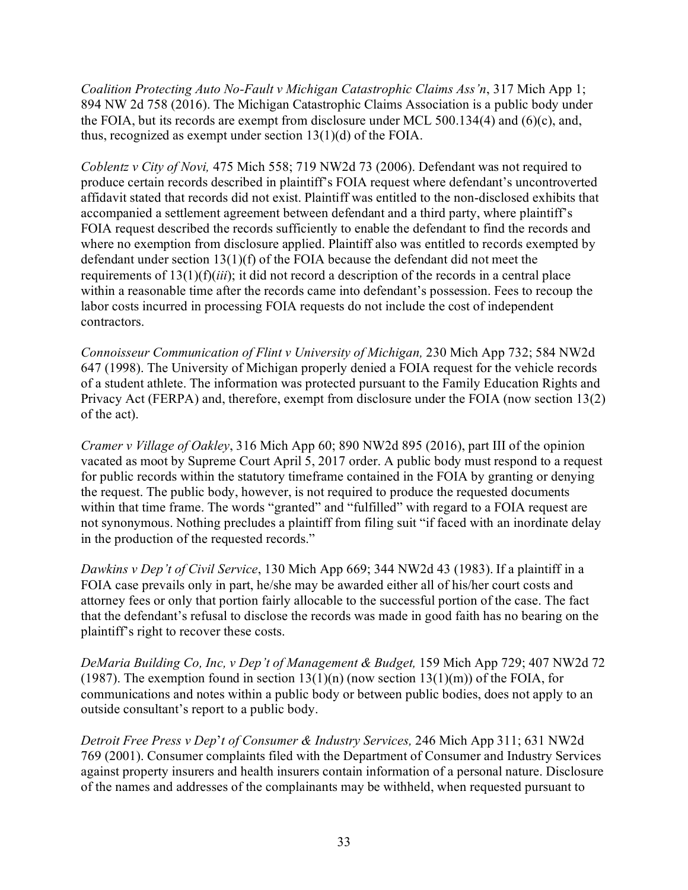*Coalition Protecting Auto No-Fault v Michigan Catastrophic Claims Ass'n*, 317 Mich App 1; 894 NW 2d 758 (2016). The Michigan Catastrophic Claims Association is a public body under the FOIA, but its records are exempt from disclosure under MCL 500.134(4) and (6)(c), and, thus, recognized as exempt under section 13(1)(d) of the FOIA.

*Coblentz v City of Novi,* 475 Mich 558; 719 NW2d 73 (2006). Defendant was not required to produce certain records described in plaintiff's FOIA request where defendant's uncontroverted affidavit stated that records did not exist. Plaintiff was entitled to the non-disclosed exhibits that accompanied a settlement agreement between defendant and a third party, where plaintiff's FOIA request described the records sufficiently to enable the defendant to find the records and where no exemption from disclosure applied. Plaintiff also was entitled to records exempted by defendant under section 13(1)(f) of the FOIA because the defendant did not meet the requirements of 13(1)(f)(*iii*); it did not record a description of the records in a central place within a reasonable time after the records came into defendant's possession. Fees to recoup the labor costs incurred in processing FOIA requests do not include the cost of independent contractors.

*Connoisseur Communication of Flint v University of Michigan,* 230 Mich App 732; 584 NW2d 647 (1998). The University of Michigan properly denied a FOIA request for the vehicle records of a student athlete. The information was protected pursuant to the Family Education Rights and Privacy Act (FERPA) and, therefore, exempt from disclosure under the FOIA (now section 13(2) of the act).

*Cramer v Village of Oakley*, 316 Mich App 60; 890 NW2d 895 (2016), part III of the opinion vacated as moot by Supreme Court April 5, 2017 order. A public body must respond to a request for public records within the statutory timeframe contained in the FOIA by granting or denying the request. The public body, however, is not required to produce the requested documents within that time frame. The words "granted" and "fulfilled" with regard to a FOIA request are not synonymous. Nothing precludes a plaintiff from filing suit "if faced with an inordinate delay in the production of the requested records."

*Dawkins v Dep't of Civil Service*, 130 Mich App 669; 344 NW2d 43 (1983). If a plaintiff in a FOIA case prevails only in part, he/she may be awarded either all of his/her court costs and attorney fees or only that portion fairly allocable to the successful portion of the case. The fact that the defendant's refusal to disclose the records was made in good faith has no bearing on the plaintiff's right to recover these costs.

*DeMaria Building Co, Inc, v Dep't of Management & Budget,* 159 Mich App 729; 407 NW2d 72 (1987). The exemption found in section 13(1)(n) (now section 13(1)(m)) of the FOIA, for communications and notes within a public body or between public bodies, does not apply to an outside consultant's report to a public body.

*Detroit Free Press v Dep't of Consumer & Industry Services,* 246 Mich App 311; 631 NW2d 769 (2001). Consumer complaints filed with the Department of Consumer and Industry Services against property insurers and health insurers contain information of a personal nature. Disclosure of the names and addresses of the complainants may be withheld, when requested pursuant to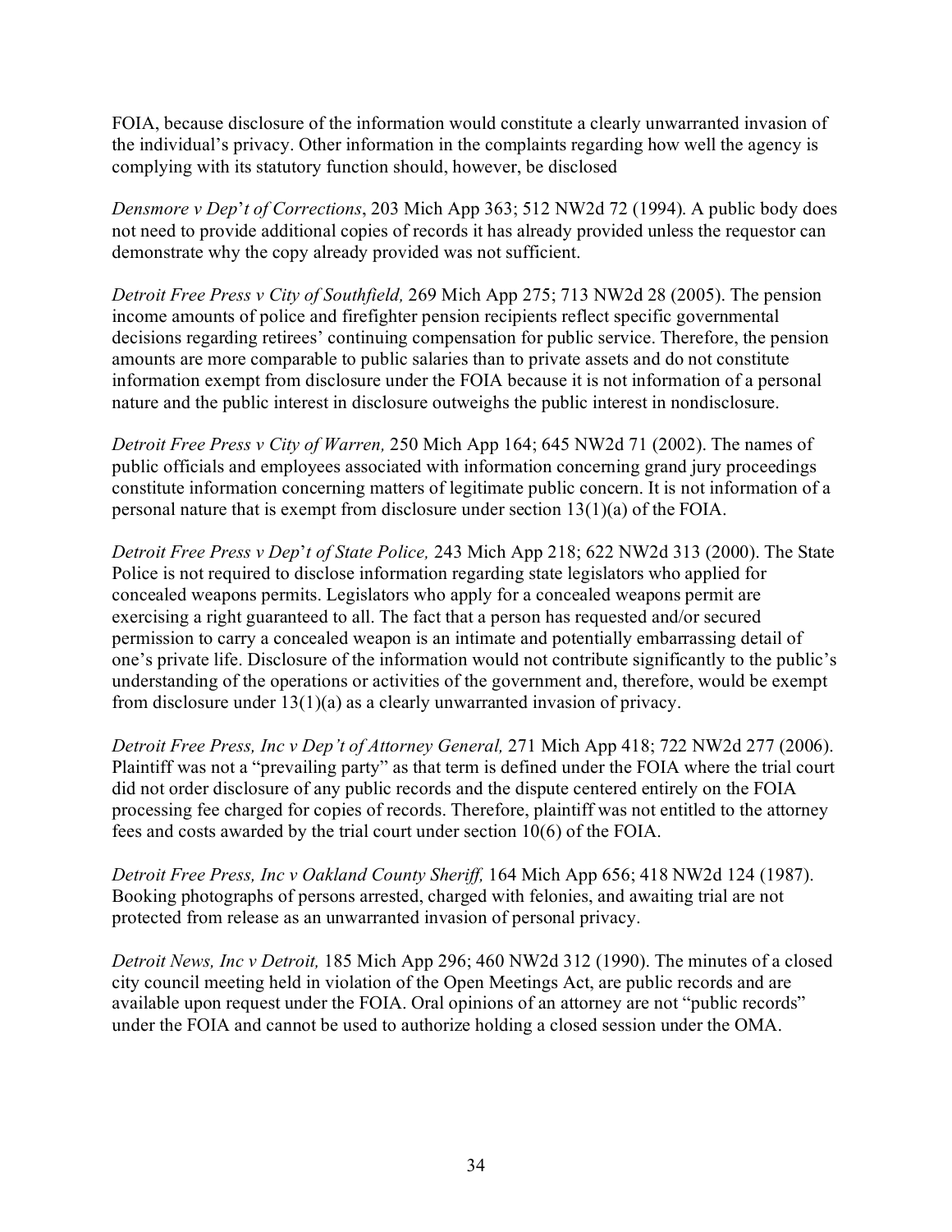FOIA, because disclosure of the information would constitute a clearly unwarranted invasion of the individual's privacy. Other information in the complaints regarding how well the agency is complying with its statutory function should, however, be disclosed

*Densmore v Dep't of Corrections*, 203 Mich App 363; 512 NW2d 72 (1994). A public body does not need to provide additional copies of records it has already provided unless the requestor can demonstrate why the copy already provided was not sufficient.

*Detroit Free Press v City of Southfield,* 269 Mich App 275; 713 NW2d 28 (2005). The pension income amounts of police and firefighter pension recipients reflect specific governmental decisions regarding retirees' continuing compensation for public service. Therefore, the pension amounts are more comparable to public salaries than to private assets and do not constitute information exempt from disclosure under the FOIA because it is not information of a personal nature and the public interest in disclosure outweighs the public interest in nondisclosure.

*Detroit Free Press v City of Warren,* 250 Mich App 164; 645 NW2d 71 (2002). The names of public officials and employees associated with information concerning grand jury proceedings constitute information concerning matters of legitimate public concern. It is not information of a personal nature that is exempt from disclosure under section 13(1)(a) of the FOIA.

*Detroit Free Press v Dep't of State Police,* 243 Mich App 218; 622 NW2d 313 (2000). The State Police is not required to disclose information regarding state legislators who applied for concealed weapons permits. Legislators who apply for a concealed weapons permit are exercising a right guaranteed to all. The fact that a person has requested and/or secured permission to carry a concealed weapon is an intimate and potentially embarrassing detail of one's private life. Disclosure of the information would not contribute significantly to the public's understanding of the operations or activities of the government and, therefore, would be exempt from disclosure under 13(1)(a) as a clearly unwarranted invasion of privacy.

*Detroit Free Press, Inc v Dep't of Attorney General,* 271 Mich App 418; 722 NW2d 277 (2006). Plaintiff was not a "prevailing party" as that term is defined under the FOIA where the trial court did not order disclosure of any public records and the dispute centered entirely on the FOIA processing fee charged for copies of records. Therefore, plaintiff was not entitled to the attorney fees and costs awarded by the trial court under section 10(6) of the FOIA.

*Detroit Free Press, Inc v Oakland County Sheriff,* 164 Mich App 656; 418 NW2d 124 (1987). Booking photographs of persons arrested, charged with felonies, and awaiting trial are not protected from release as an unwarranted invasion of personal privacy.

*Detroit News, Inc v Detroit,* 185 Mich App 296; 460 NW2d 312 (1990). The minutes of a closed city council meeting held in violation of the Open Meetings Act, are public records and are available upon request under the FOIA. Oral opinions of an attorney are not "public records" under the FOIA and cannot be used to authorize holding a closed session under the OMA.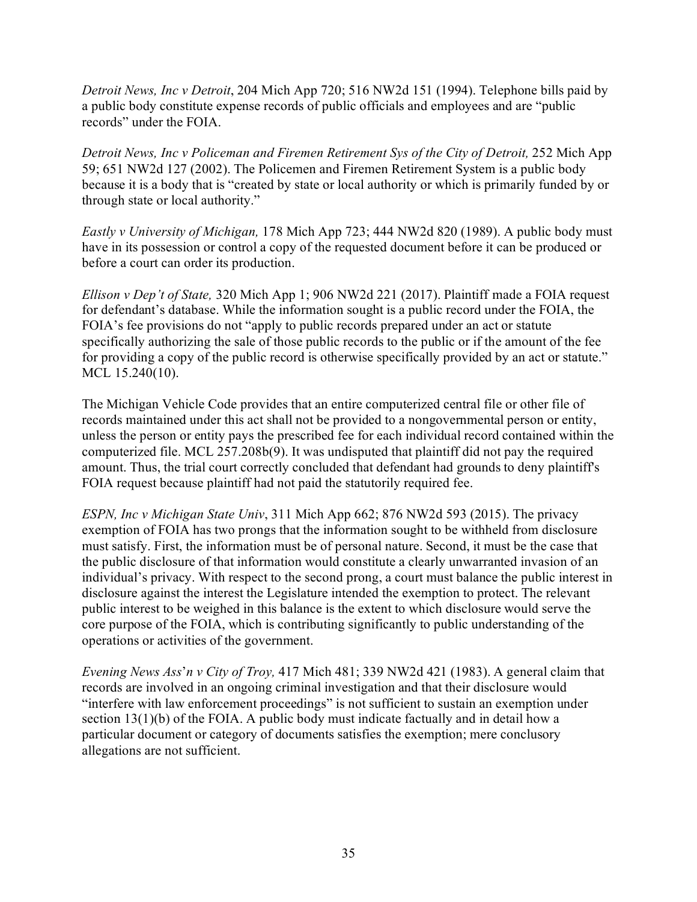*Detroit News, Inc v Detroit*, 204 Mich App 720; 516 NW2d 151 (1994). Telephone bills paid by a public body constitute expense records of public officials and employees and are "public records" under the FOIA.

*Detroit News, Inc v Policeman and Firemen Retirement Sys of the City of Detroit,* 252 Mich App 59; 651 NW2d 127 (2002). The Policemen and Firemen Retirement System is a public body because it is a body that is "created by state or local authority or which is primarily funded by or through state or local authority."

*Eastly v University of Michigan,* 178 Mich App 723; 444 NW2d 820 (1989). A public body must have in its possession or control a copy of the requested document before it can be produced or before a court can order its production.

*Ellison v Dep't of State,* 320 Mich App 1; 906 NW2d 221 (2017). Plaintiff made a FOIA request for defendant's database. While the information sought is a public record under the FOIA, the FOIA's fee provisions do not "apply to public records prepared under an act or statute specifically authorizing the sale of those public records to the public or if the amount of the fee for providing a copy of the public record is otherwise specifically provided by an act or statute." MCL 15.240(10).

The Michigan Vehicle Code provides that an entire computerized central file or other file of records maintained under this act shall not be provided to a nongovernmental person or entity, unless the person or entity pays the prescribed fee for each individual record contained within the computerized file. MCL 257.208b(9). It was undisputed that plaintiff did not pay the required amount. Thus, the trial court correctly concluded that defendant had grounds to deny plaintiff's FOIA request because plaintiff had not paid the statutorily required fee.

*ESPN, Inc v Michigan State Univ*, 311 Mich App 662; 876 NW2d 593 (2015). The privacy exemption of FOIA has two prongs that the information sought to be withheld from disclosure must satisfy. First, the information must be of personal nature. Second, it must be the case that the public disclosure of that information would constitute a clearly unwarranted invasion of an individual's privacy. With respect to the second prong, a court must balance the public interest in disclosure against the interest the Legislature intended the exemption to protect. The relevant public interest to be weighed in this balance is the extent to which disclosure would serve the core purpose of the FOIA, which is contributing significantly to public understanding of the operations or activities of the government.

*Evening News Ass'n v City of Troy,* 417 Mich 481; 339 NW2d 421 (1983). A general claim that records are involved in an ongoing criminal investigation and that their disclosure would "interfere with law enforcement proceedings" is not sufficient to sustain an exemption under section 13(1)(b) of the FOIA. A public body must indicate factually and in detail how a particular document or category of documents satisfies the exemption; mere conclusory allegations are not sufficient.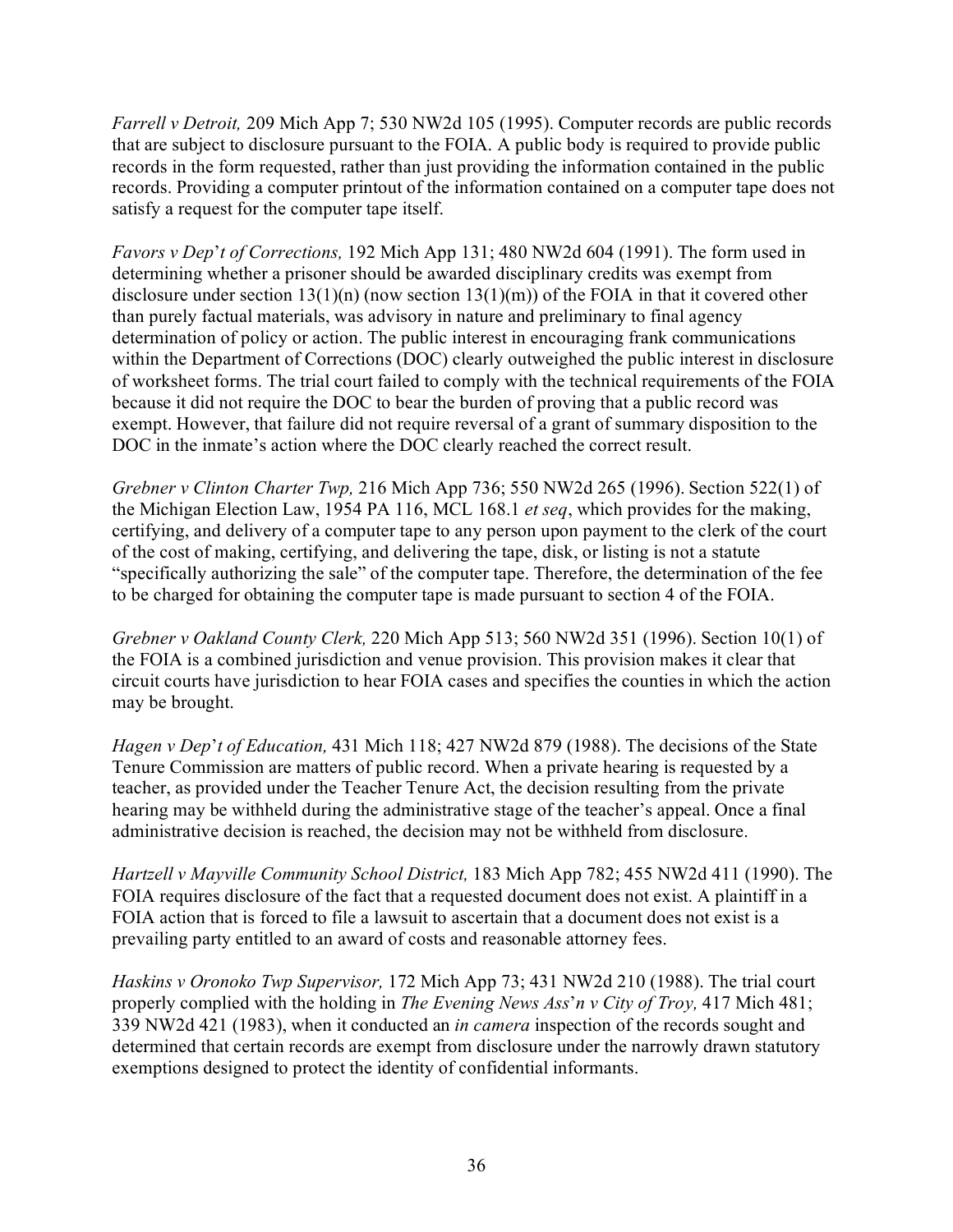*Farrell v Detroit,* 209 Mich App 7; 530 NW2d 105 (1995). Computer records are public records that are subject to disclosure pursuant to the FOIA. A public body is required to provide public records in the form requested, rather than just providing the information contained in the public records. Providing a computer printout of the information contained on a computer tape does not satisfy a request for the computer tape itself.

*Favors v Dep't of Corrections,* 192 Mich App 131; 480 NW2d 604 (1991). The form used in determining whether a prisoner should be awarded disciplinary credits was exempt from disclosure under section 13(1)(n) (now section 13(1)(m)) of the FOIA in that it covered other than purely factual materials, was advisory in nature and preliminary to final agency determination of policy or action. The public interest in encouraging frank communications within the Department of Corrections (DOC) clearly outweighed the public interest in disclosure of worksheet forms. The trial court failed to comply with the technical requirements of the FOIA because it did not require the DOC to bear the burden of proving that a public record was exempt. However, that failure did not require reversal of a grant of summary disposition to the DOC in the inmate's action where the DOC clearly reached the correct result.

*Grebner v Clinton Charter Twp,* 216 Mich App 736; 550 NW2d 265 (1996). Section 522(1) of the Michigan Election Law, 1954 PA 116, MCL 168.1 *et seq*, which provides for the making, certifying, and delivery of a computer tape to any person upon payment to the clerk of the court of the cost of making, certifying, and delivering the tape, disk, or listing is not a statute "specifically authorizing the sale" of the computer tape. Therefore, the determination of the fee to be charged for obtaining the computer tape is made pursuant to section 4 of the FOIA.

*Grebner v Oakland County Clerk,* 220 Mich App 513; 560 NW2d 351 (1996). Section 10(1) of the FOIA is a combined jurisdiction and venue provision. This provision makes it clear that circuit courts have jurisdiction to hear FOIA cases and specifies the counties in which the action may be brought.

*Hagen v Dep't of Education,* 431 Mich 118; 427 NW2d 879 (1988). The decisions of the State Tenure Commission are matters of public record. When a private hearing is requested by a teacher, as provided under the Teacher Tenure Act, the decision resulting from the private hearing may be withheld during the administrative stage of the teacher's appeal. Once a final administrative decision is reached, the decision may not be withheld from disclosure.

*Hartzell v Mayville Community School District,* 183 Mich App 782; 455 NW2d 411 (1990). The FOIA requires disclosure of the fact that a requested document does not exist. A plaintiff in a FOIA action that is forced to file a lawsuit to ascertain that a document does not exist is a prevailing party entitled to an award of costs and reasonable attorney fees.

*Haskins v Oronoko Twp Supervisor,* 172 Mich App 73; 431 NW2d 210 (1988). The trial court properly complied with the holding in *The Evening News Ass'n v City of Troy,* 417 Mich 481; 339 NW2d 421 (1983), when it conducted an *in camera* inspection of the records sought and determined that certain records are exempt from disclosure under the narrowly drawn statutory exemptions designed to protect the identity of confidential informants.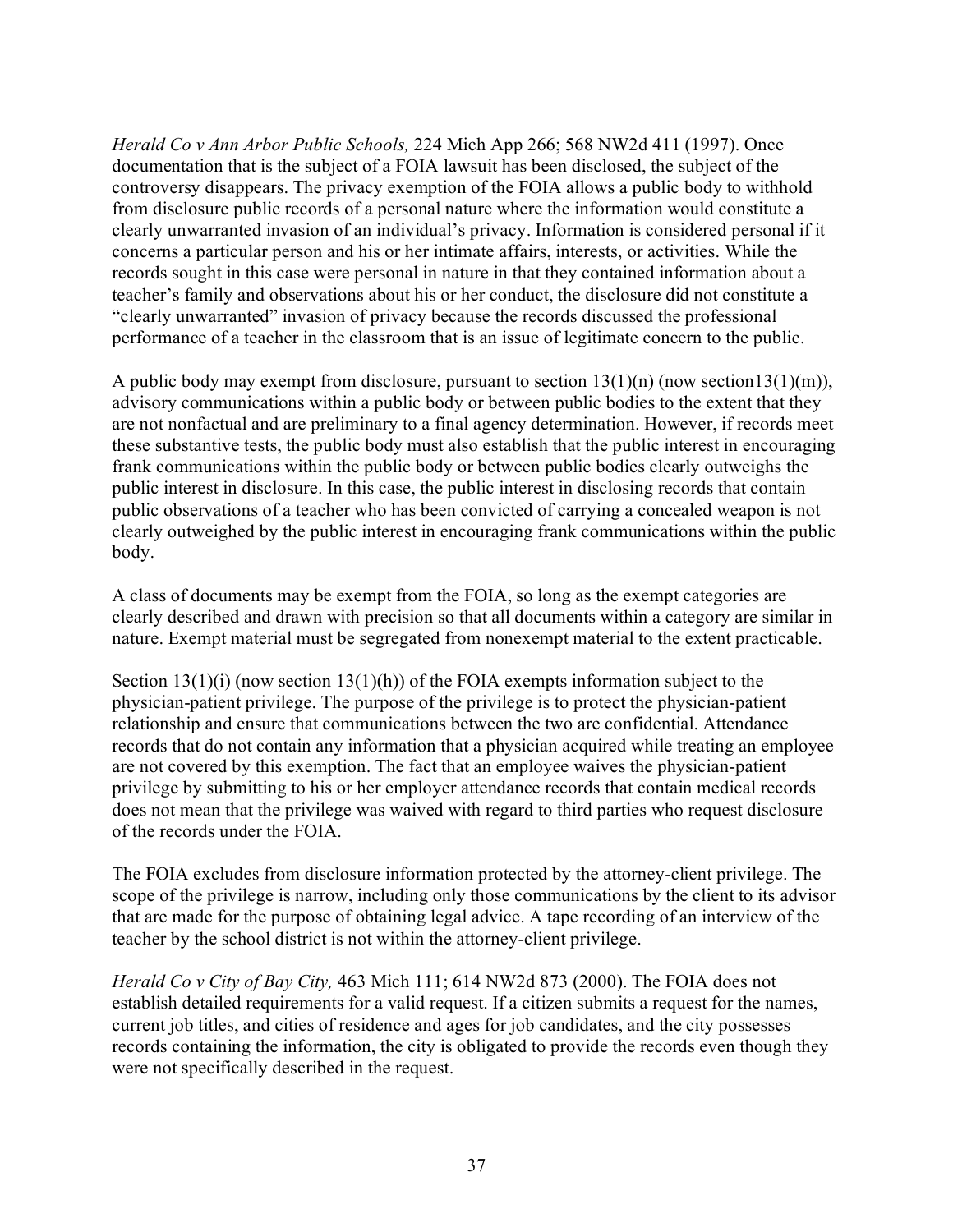*Herald Co v Ann Arbor Public Schools,* 224 Mich App 266; 568 NW2d 411 (1997). Once documentation that is the subject of a FOIA lawsuit has been disclosed, the subject of the controversy disappears. The privacy exemption of the FOIA allows a public body to withhold from disclosure public records of a personal nature where the information would constitute a clearly unwarranted invasion of an individual's privacy. Information is considered personal if it concerns a particular person and his or her intimate affairs, interests, or activities. While the records sought in this case were personal in nature in that they contained information about a teacher's family and observations about his or her conduct, the disclosure did not constitute a "clearly unwarranted" invasion of privacy because the records discussed the professional performance of a teacher in the classroom that is an issue of legitimate concern to the public.

A public body may exempt from disclosure, pursuant to section 13(1)(n) (now section13(1)(m)), advisory communications within a public body or between public bodies to the extent that they are not nonfactual and are preliminary to a final agency determination. However, if records meet these substantive tests, the public body must also establish that the public interest in encouraging frank communications within the public body or between public bodies clearly outweighs the public interest in disclosure. In this case, the public interest in disclosing records that contain public observations of a teacher who has been convicted of carrying a concealed weapon is not clearly outweighed by the public interest in encouraging frank communications within the public body.

A class of documents may be exempt from the FOIA, so long as the exempt categories are clearly described and drawn with precision so that all documents within a category are similar in nature. Exempt material must be segregated from nonexempt material to the extent practicable.

Section 13(1)(i) (now section 13(1)(h)) of the FOIA exempts information subject to the physician-patient privilege. The purpose of the privilege is to protect the physician-patient relationship and ensure that communications between the two are confidential. Attendance records that do not contain any information that a physician acquired while treating an employee are not covered by this exemption. The fact that an employee waives the physician-patient privilege by submitting to his or her employer attendance records that contain medical records does not mean that the privilege was waived with regard to third parties who request disclosure of the records under the FOIA.

The FOIA excludes from disclosure information protected by the attorney-client privilege. The scope of the privilege is narrow, including only those communications by the client to its advisor that are made for the purpose of obtaining legal advice. A tape recording of an interview of the teacher by the school district is not within the attorney-client privilege.

*Herald Co v City of Bay City,* 463 Mich 111; 614 NW2d 873 (2000). The FOIA does not establish detailed requirements for a valid request. If a citizen submits a request for the names, current job titles, and cities of residence and ages for job candidates, and the city possesses records containing the information, the city is obligated to provide the records even though they were not specifically described in the request.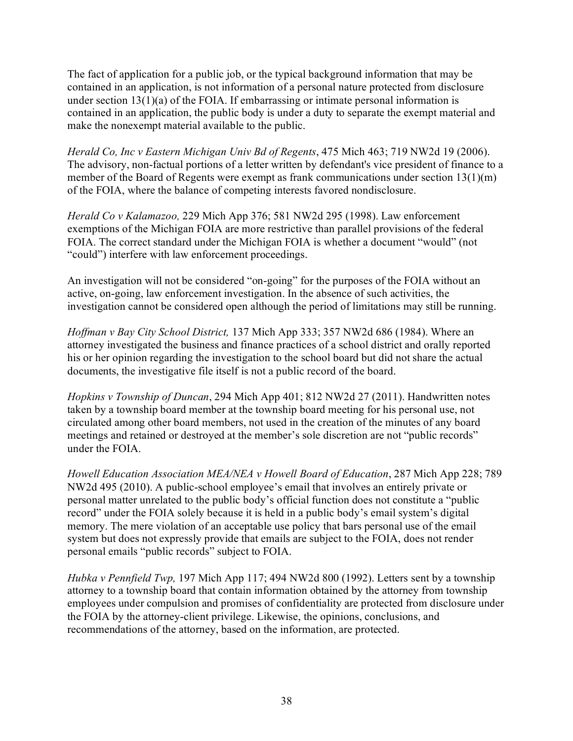The fact of application for a public job, or the typical background information that may be contained in an application, is not information of a personal nature protected from disclosure under section 13(1)(a) of the FOIA. If embarrassing or intimate personal information is contained in an application, the public body is under a duty to separate the exempt material and make the nonexempt material available to the public.

*Herald Co, Inc v Eastern Michigan Univ Bd of Regents*, 475 Mich 463; 719 NW2d 19 (2006). The advisory, non-factual portions of a letter written by defendant's vice president of finance to a member of the Board of Regents were exempt as frank communications under section 13(1)(m) of the FOIA, where the balance of competing interests favored nondisclosure.

*Herald Co v Kalamazoo,* 229 Mich App 376; 581 NW2d 295 (1998). Law enforcement exemptions of the Michigan FOIA are more restrictive than parallel provisions of the federal FOIA. The correct standard under the Michigan FOIA is whether a document "would" (not "could") interfere with law enforcement proceedings.

An investigation will not be considered "on-going" for the purposes of the FOIA without an active, on-going, law enforcement investigation. In the absence of such activities, the investigation cannot be considered open although the period of limitations may still be running.

*Hoffman v Bay City School District,* 137 Mich App 333; 357 NW2d 686 (1984). Where an attorney investigated the business and finance practices of a school district and orally reported his or her opinion regarding the investigation to the school board but did not share the actual documents, the investigative file itself is not a public record of the board.

*Hopkins v Township of Duncan*, 294 Mich App 401; 812 NW2d 27 (2011). Handwritten notes taken by a township board member at the township board meeting for his personal use, not circulated among other board members, not used in the creation of the minutes of any board meetings and retained or destroyed at the member's sole discretion are not "public records" under the FOIA.

*Howell Education Association MEA/NEA v Howell Board of Education*, 287 Mich App 228; 789 NW2d 495 (2010). A public-school employee's email that involves an entirely private or personal matter unrelated to the public body's official function does not constitute a "public record" under the FOIA solely because it is held in a public body's email system's digital memory. The mere violation of an acceptable use policy that bars personal use of the email system but does not expressly provide that emails are subject to the FOIA, does not render personal emails "public records" subject to FOIA.

*Hubka v Pennfield Twp,* 197 Mich App 117; 494 NW2d 800 (1992). Letters sent by a township attorney to a township board that contain information obtained by the attorney from township employees under compulsion and promises of confidentiality are protected from disclosure under the FOIA by the attorney-client privilege. Likewise, the opinions, conclusions, and recommendations of the attorney, based on the information, are protected.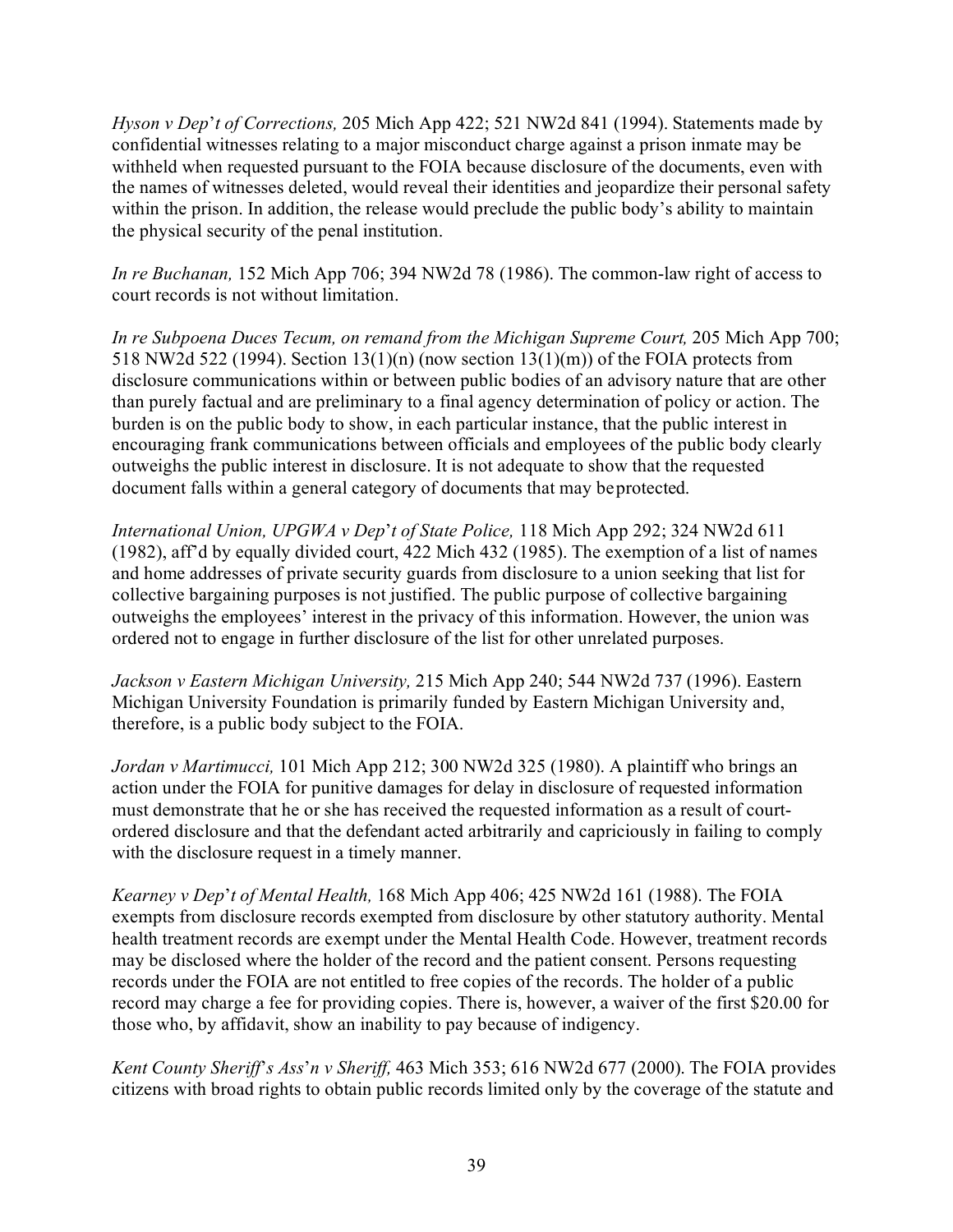*Hyson v Dep't of Corrections,* 205 Mich App 422; 521 NW2d 841 (1994). Statements made by confidential witnesses relating to a major misconduct charge against a prison inmate may be withheld when requested pursuant to the FOIA because disclosure of the documents, even with the names of witnesses deleted, would reveal their identities and jeopardize their personal safety within the prison. In addition, the release would preclude the public body's ability to maintain the physical security of the penal institution.

*In re Buchanan,* 152 Mich App 706; 394 NW2d 78 (1986). The common-law right of access to court records is not without limitation.

*In re Subpoena Duces Tecum, on remand from the Michigan Supreme Court,* 205 Mich App 700; 518 NW2d 522 (1994). Section 13(1)(n) (now section 13(1)(m)) of the FOIA protects from disclosure communications within or between public bodies of an advisory nature that are other than purely factual and are preliminary to a final agency determination of policy or action. The burden is on the public body to show, in each particular instance, that the public interest in encouraging frank communications between officials and employees of the public body clearly outweighs the public interest in disclosure. It is not adequate to show that the requested document falls within a general category of documents that may be protected.

*International Union, UPGWA v Dep't of State Police,* 118 Mich App 292; 324 NW2d 611 (1982), aff'd by equally divided court, 422 Mich 432 (1985). The exemption of a list of names and home addresses of private security guards from disclosure to a union seeking that list for collective bargaining purposes is not justified. The public purpose of collective bargaining outweighs the employees' interest in the privacy of this information. However, the union was ordered not to engage in further disclosure of the list for other unrelated purposes.

*Jackson v Eastern Michigan University,* 215 Mich App 240; 544 NW2d 737 (1996). Eastern Michigan University Foundation is primarily funded by Eastern Michigan University and, therefore, is a public body subject to the FOIA.

*Jordan v Martimucci,* 101 Mich App 212; 300 NW2d 325 (1980). A plaintiff who brings an action under the FOIA for punitive damages for delay in disclosure of requested information must demonstrate that he or she has received the requested information as a result of court-ordered disclosure and that the defendant acted arbitrarily and capriciously in failing to comply with the disclosure request in a timely manner.

*Kearney v Dep't of Mental Health,* 168 Mich App 406; 425 NW2d 161 (1988). The FOIA exempts from disclosure records exempted from disclosure by other statutory authority. Mental health treatment records are exempt under the Mental Health Code. However, treatment records may be disclosed where the holder of the record and the patient consent. Persons requesting records under the FOIA are not entitled to free copies of the records. The holder of a public record may charge a fee for providing copies. There is, however, a waiver of the first $20.00 for those who, by affidavit, show an inability to pay because of indigency.

*Kent County Sheriff's Ass'n v Sheriff,* 463 Mich 353; 616 NW2d 677 (2000). The FOIA provides citizens with broad rights to obtain public records limited only by the coverage of the statute and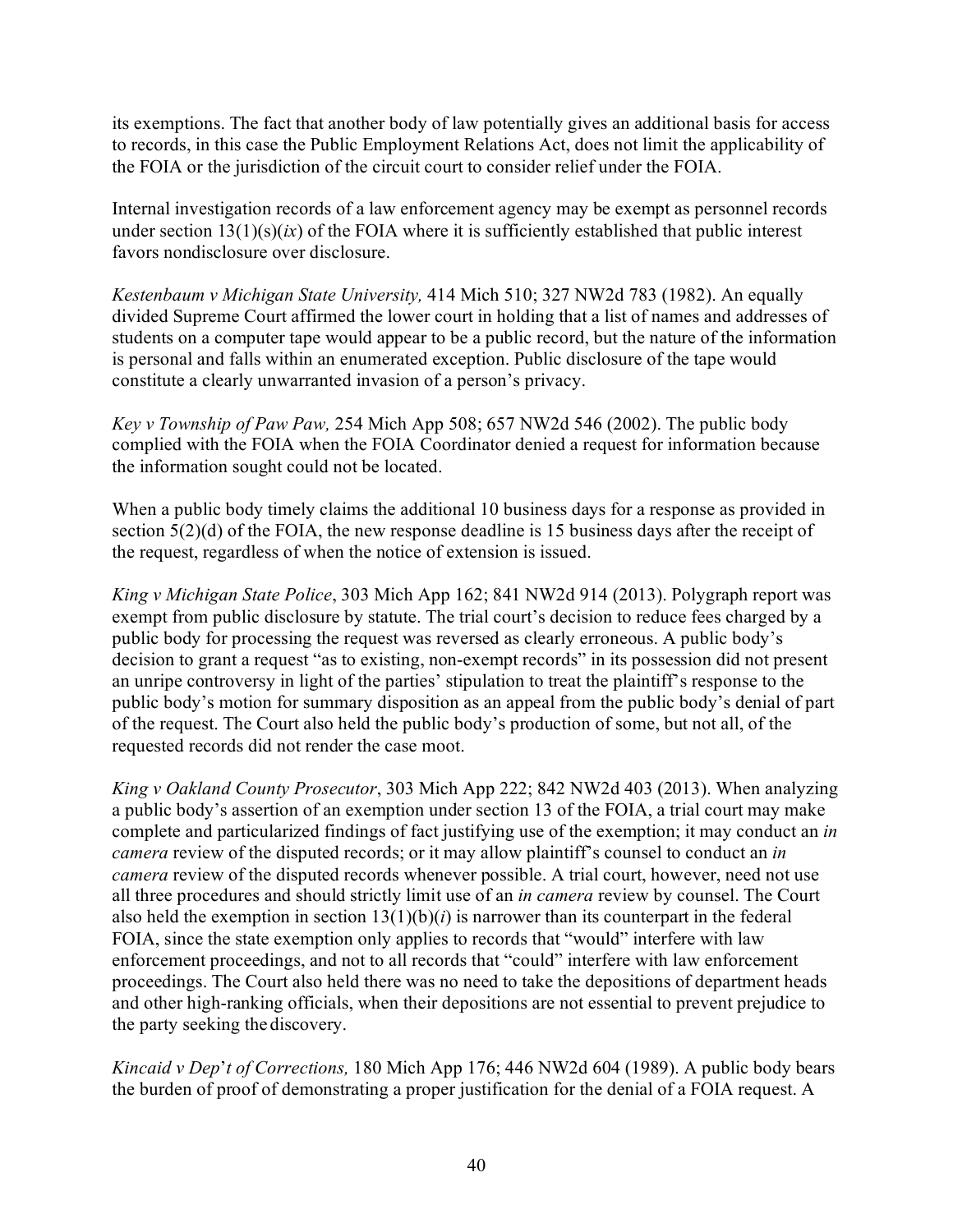its exemptions. The fact that another body of law potentially gives an additional basis for access to records, in this case the Public Employment Relations Act, does not limit the applicability of the FOIA or the jurisdiction of the circuit court to consider relief under the FOIA.

Internal investigation records of a law enforcement agency may be exempt as personnel records under section 13(1)(s)(*ix*) of the FOIA where it is sufficiently established that public interest favors nondisclosure over disclosure.

*Kestenbaum v Michigan State University,* 414 Mich 510; 327 NW2d 783 (1982). An equally divided Supreme Court affirmed the lower court in holding that a list of names and addresses of students on a computer tape would appear to be a public record, but the nature of the information is personal and falls within an enumerated exception. Public disclosure of the tape would constitute a clearly unwarranted invasion of a person's privacy.

*Key v Township of Paw Paw,* 254 Mich App 508; 657 NW2d 546 (2002). The public body complied with the FOIA when the FOIA Coordinator denied a request for information because the information sought could not be located.

When a public body timely claims the additional 10 business days for a response as provided in section 5(2)(d) of the FOIA, the new response deadline is 15 business days after the receipt of the request, regardless of when the notice of extension is issued.

*King v Michigan State Police*, 303 Mich App 162; 841 NW2d 914 (2013). Polygraph report was exempt from public disclosure by statute. The trial court's decision to reduce fees charged by a public body for processing the request was reversed as clearly erroneous. A public body's decision to grant a request "as to existing, non-exempt records" in its possession did not present an unripe controversy in light of the parties' stipulation to treat the plaintiff's response to the public body's motion for summary disposition as an appeal from the public body's denial of part of the request. The Court also held the public body's production of some, but not all, of the requested records did not render the case moot.

*King v Oakland County Prosecutor*, 303 Mich App 222; 842 NW2d 403 (2013). When analyzing a public body's assertion of an exemption under section 13 of the FOIA, a trial court may make complete and particularized findings of fact justifying use of the exemption; it may conduct an *in camera* review of the disputed records; or it may allow plaintiff's counsel to conduct an *in camera* review of the disputed records whenever possible. A trial court, however, need not use all three procedures and should strictly limit use of an *in camera* review by counsel. The Court also held the exemption in section 13(1)(b)(*i*) is narrower than its counterpart in the federal FOIA, since the state exemption only applies to records that "would" interfere with law enforcement proceedings, and not to all records that "could" interfere with law enforcement proceedings. The Court also held there was no need to take the depositions of department heads and other high-ranking officials, when their depositions are not essential to prevent prejudice to the party seeking the discovery.

*Kincaid v Dep't of Corrections,* 180 Mich App 176; 446 NW2d 604 (1989). A public body bears the burden of proof of demonstrating a proper justification for the denial of a FOIA request. A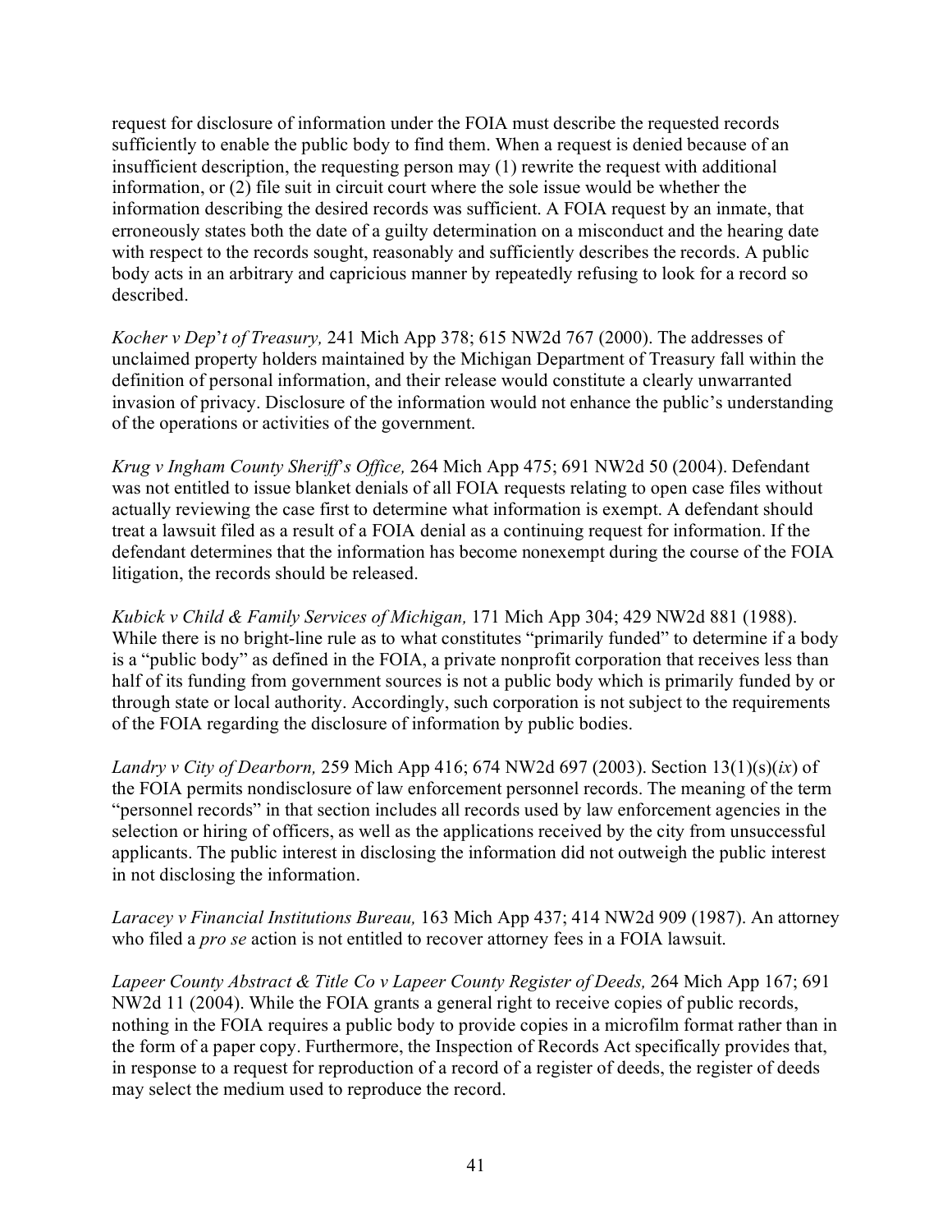request for disclosure of information under the FOIA must describe the requested records sufficiently to enable the public body to find them. When a request is denied because of an insufficient description, the requesting person may (1) rewrite the request with additional information, or (2) file suit in circuit court where the sole issue would be whether the information describing the desired records was sufficient. A FOIA request by an inmate, that erroneously states both the date of a guilty determination on a misconduct and the hearing date with respect to the records sought, reasonably and sufficiently describes the records. A public body acts in an arbitrary and capricious manner by repeatedly refusing to look for a record so described.

*Kocher v Dep't of Treasury,* 241 Mich App 378; 615 NW2d 767 (2000). The addresses of unclaimed property holders maintained by the Michigan Department of Treasury fall within the definition of personal information, and their release would constitute a clearly unwarranted invasion of privacy. Disclosure of the information would not enhance the public's understanding of the operations or activities of the government.

*Krug v Ingham County Sheriff's Office,* 264 Mich App 475; 691 NW2d 50 (2004). Defendant was not entitled to issue blanket denials of all FOIA requests relating to open case files without actually reviewing the case first to determine what information is exempt. A defendant should treat a lawsuit filed as a result of a FOIA denial as a continuing request for information. If the defendant determines that the information has become nonexempt during the course of the FOIA litigation, the records should be released.

*Kubick v Child & Family Services of Michigan,* 171 Mich App 304; 429 NW2d 881 (1988). While there is no bright-line rule as to what constitutes "primarily funded" to determine if a body is a "public body" as defined in the FOIA, a private nonprofit corporation that receives less than half of its funding from government sources is not a public body which is primarily funded by or through state or local authority. Accordingly, such corporation is not subject to the requirements of the FOIA regarding the disclosure of information by public bodies.

*Landry v City of Dearborn,* 259 Mich App 416; 674 NW2d 697 (2003). Section 13(1)(s)(*ix*) of the FOIA permits nondisclosure of law enforcement personnel records. The meaning of the term "personnel records" in that section includes all records used by law enforcement agencies in the selection or hiring of officers, as well as the applications received by the city from unsuccessful applicants. The public interest in disclosing the information did not outweigh the public interest in not disclosing the information.

*Laracey v Financial Institutions Bureau,* 163 Mich App 437; 414 NW2d 909 (1987). An attorney who filed a *pro se* action is not entitled to recover attorney fees in a FOIA lawsuit.

*Lapeer County Abstract & Title Co v Lapeer County Register of Deeds,* 264 Mich App 167; 691 NW2d 11 (2004). While the FOIA grants a general right to receive copies of public records, nothing in the FOIA requires a public body to provide copies in a microfilm format rather than in the form of a paper copy. Furthermore, the Inspection of Records Act specifically provides that, in response to a request for reproduction of a record of a register of deeds, the register of deeds may select the medium used to reproduce the record.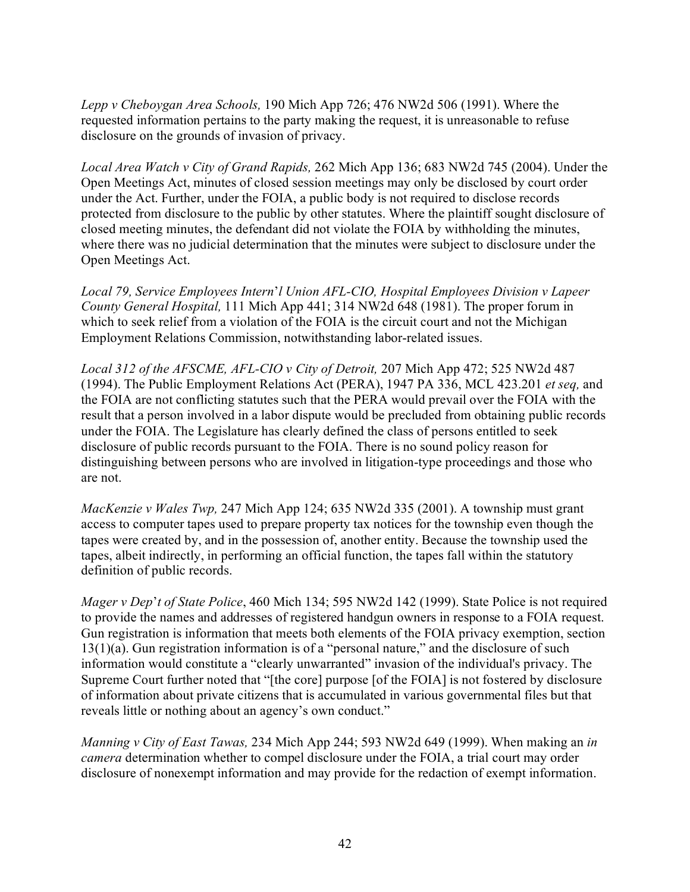*Lepp v Cheboygan Area Schools,* 190 Mich App 726; 476 NW2d 506 (1991). Where the requested information pertains to the party making the request, it is unreasonable to refuse disclosure on the grounds of invasion of privacy.

*Local Area Watch v City of Grand Rapids,* 262 Mich App 136; 683 NW2d 745 (2004). Under the Open Meetings Act, minutes of closed session meetings may only be disclosed by court order under the Act. Further, under the FOIA, a public body is not required to disclose records protected from disclosure to the public by other statutes. Where the plaintiff sought disclosure of closed meeting minutes, the defendant did not violate the FOIA by withholding the minutes, where there was no judicial determination that the minutes were subject to disclosure under the Open Meetings Act.

*Local 79, Service Employees Intern'l Union AFL-CIO, Hospital Employees Division v Lapeer County General Hospital,* 111 Mich App 441; 314 NW2d 648 (1981). The proper forum in which to seek relief from a violation of the FOIA is the circuit court and not the Michigan Employment Relations Commission, notwithstanding labor-related issues.

*Local 312 of the AFSCME, AFL-CIO v City of Detroit,* 207 Mich App 472; 525 NW2d 487 (1994). The Public Employment Relations Act (PERA), 1947 PA 336, MCL 423.201 *et seq,* and the FOIA are not conflicting statutes such that the PERA would prevail over the FOIA with the result that a person involved in a labor dispute would be precluded from obtaining public records under the FOIA. The Legislature has clearly defined the class of persons entitled to seek disclosure of public records pursuant to the FOIA. There is no sound policy reason for distinguishing between persons who are involved in litigation-type proceedings and those who are not.

*MacKenzie v Wales Twp,* 247 Mich App 124; 635 NW2d 335 (2001). A township must grant access to computer tapes used to prepare property tax notices for the township even though the tapes were created by, and in the possession of, another entity. Because the township used the tapes, albeit indirectly, in performing an official function, the tapes fall within the statutory definition of public records.

*Mager v Dep't of State Police*, 460 Mich 134; 595 NW2d 142 (1999). State Police is not required to provide the names and addresses of registered handgun owners in response to a FOIA request. Gun registration is information that meets both elements of the FOIA privacy exemption, section 13(1)(a). Gun registration information is of a "personal nature," and the disclosure of such information would constitute a "clearly unwarranted" invasion of the individual's privacy. The Supreme Court further noted that "[the core] purpose [of the FOIA] is not fostered by disclosure of information about private citizens that is accumulated in various governmental files but that reveals little or nothing about an agency's own conduct."

*Manning v City of East Tawas,* 234 Mich App 244; 593 NW2d 649 (1999). When making an *in camera* determination whether to compel disclosure under the FOIA, a trial court may order disclosure of nonexempt information and may provide for the redaction of exempt information.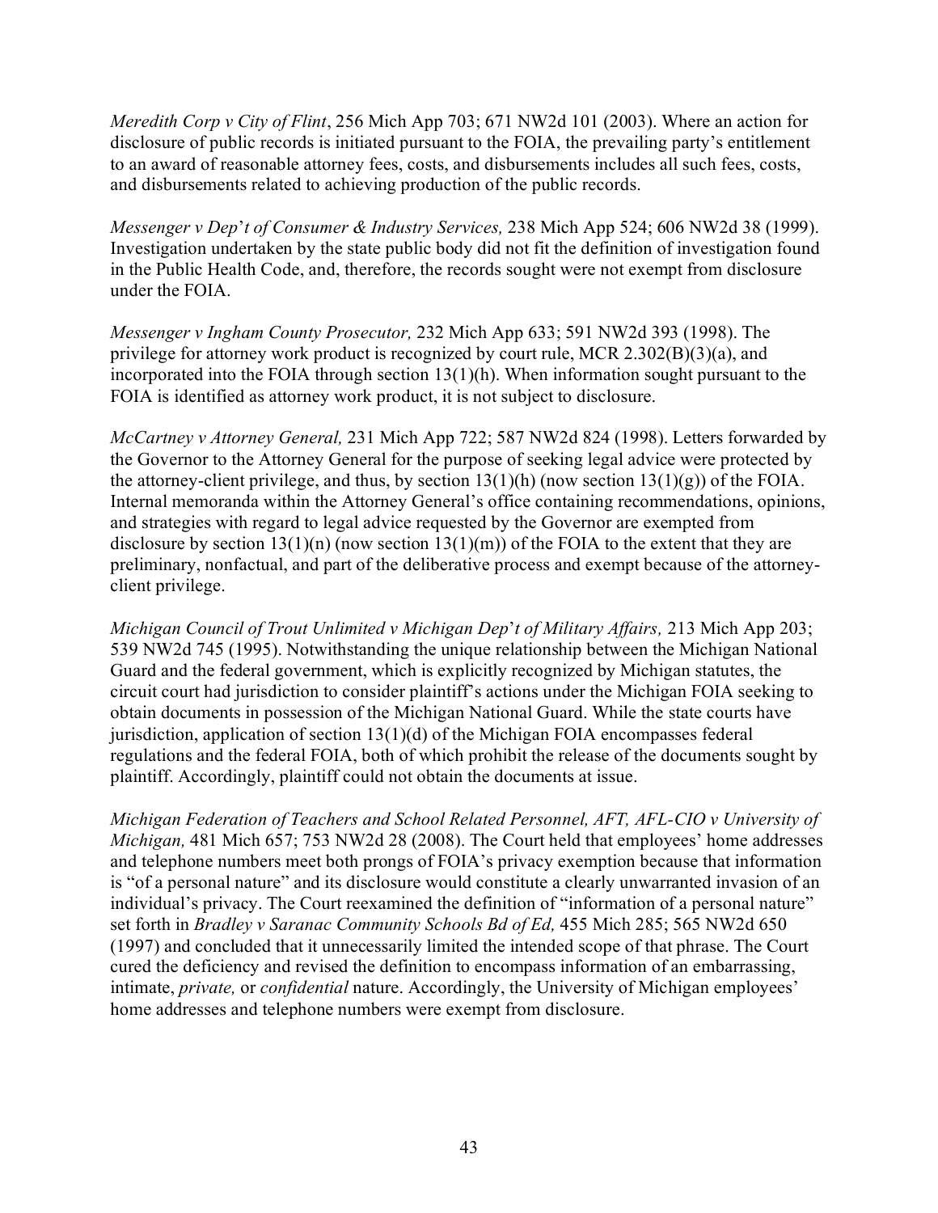*Meredith Corp v City of Flint*, 256 Mich App 703; 671 NW2d 101 (2003). Where an action for disclosure of public records is initiated pursuant to the FOIA, the prevailing party's entitlement to an award of reasonable attorney fees, costs, and disbursements includes all such fees, costs, and disbursements related to achieving production of the public records.

*Messenger v Dep't of Consumer & Industry Services,* 238 Mich App 524; 606 NW2d 38 (1999). Investigation undertaken by the state public body did not fit the definition of investigation found in the Public Health Code, and, therefore, the records sought were not exempt from disclosure under the FOIA.

*Messenger v Ingham County Prosecutor,* 232 Mich App 633; 591 NW2d 393 (1998). The privilege for attorney work product is recognized by court rule, MCR 2.302(B)(3)(a), and incorporated into the FOIA through section 13(1)(h). When information sought pursuant to the FOIA is identified as attorney work product, it is not subject to disclosure.

*McCartney v Attorney General,* 231 Mich App 722; 587 NW2d 824 (1998). Letters forwarded by the Governor to the Attorney General for the purpose of seeking legal advice were protected by the attorney-client privilege, and thus, by section 13(1)(h) (now section 13(1)(g)) of the FOIA. Internal memoranda within the Attorney General's office containing recommendations, opinions, and strategies with regard to legal advice requested by the Governor are exempted from disclosure by section 13(1)(n) (now section 13(1)(m)) of the FOIA to the extent that they are preliminary, nonfactual, and part of the deliberative process and exempt because of the attorney-client privilege.

*Michigan Council of Trout Unlimited v Michigan Dep't of Military Affairs,* 213 Mich App 203; 539 NW2d 745 (1995). Notwithstanding the unique relationship between the Michigan National Guard and the federal government, which is explicitly recognized by Michigan statutes, the circuit court had jurisdiction to consider plaintiff's actions under the Michigan FOIA seeking to obtain documents in possession of the Michigan National Guard. While the state courts have jurisdiction, application of section 13(1)(d) of the Michigan FOIA encompasses federal regulations and the federal FOIA, both of which prohibit the release of the documents sought by plaintiff. Accordingly, plaintiff could not obtain the documents at issue.

*Michigan Federation of Teachers and School Related Personnel, AFT, AFL-CIO v University of Michigan,* 481 Mich 657; 753 NW2d 28 (2008). The Court held that employees' home addresses and telephone numbers meet both prongs of FOIA's privacy exemption because that information is "of a personal nature" and its disclosure would constitute a clearly unwarranted invasion of an individual's privacy. The Court reexamined the definition of "information of a personal nature" set forth in *Bradley v Saranac Community Schools Bd of Ed,* 455 Mich 285; 565 NW2d 650 (1997) and concluded that it unnecessarily limited the intended scope of that phrase. The Court cured the deficiency and revised the definition to encompass information of an embarrassing, intimate, *private,* or *confidential* nature. Accordingly, the University of Michigan employees' home addresses and telephone numbers were exempt from disclosure.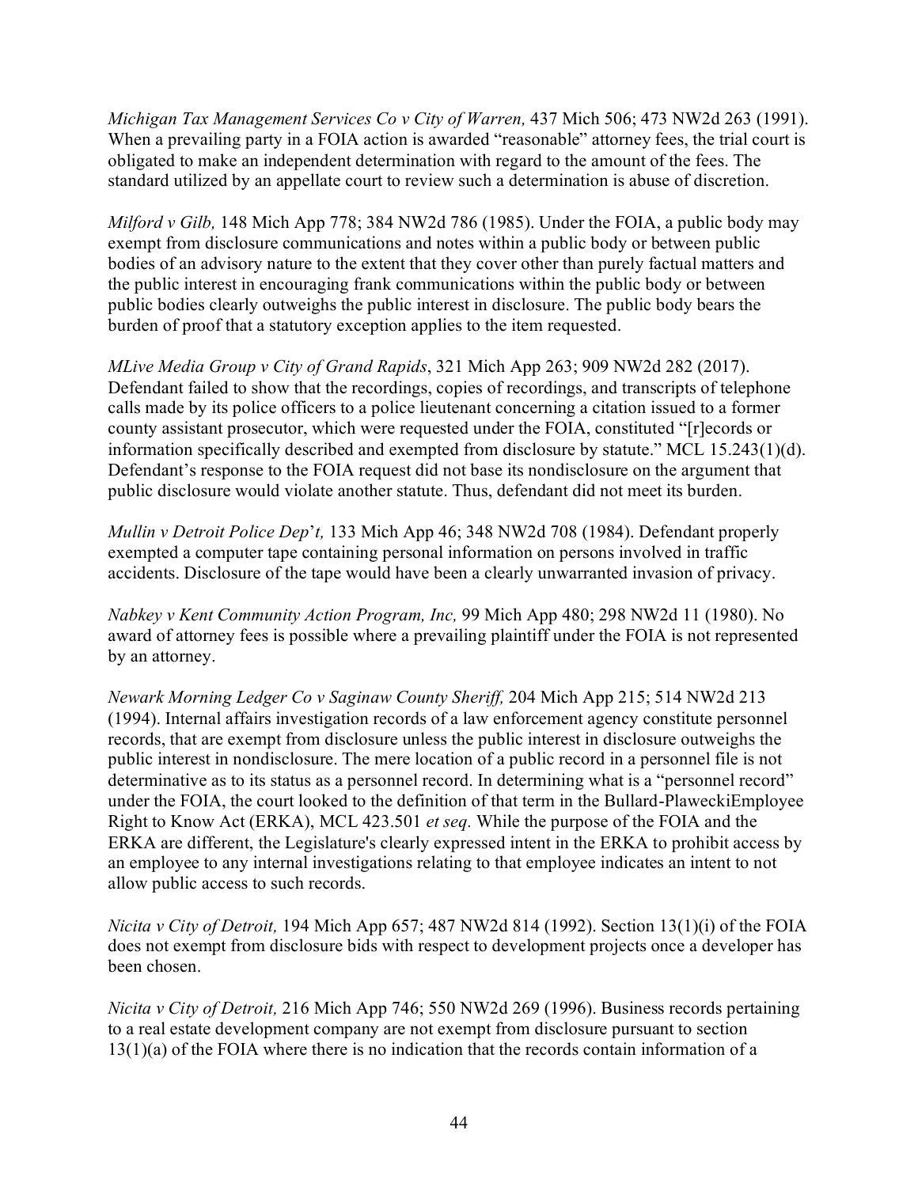*Michigan Tax Management Services Co v City of Warren,* 437 Mich 506; 473 NW2d 263 (1991). When a prevailing party in a FOIA action is awarded "reasonable" attorney fees, the trial court is obligated to make an independent determination with regard to the amount of the fees. The standard utilized by an appellate court to review such a determination is abuse of discretion.

*Milford v Gilb,* 148 Mich App 778; 384 NW2d 786 (1985). Under the FOIA, a public body may exempt from disclosure communications and notes within a public body or between public bodies of an advisory nature to the extent that they cover other than purely factual matters and the public interest in encouraging frank communications within the public body or between public bodies clearly outweighs the public interest in disclosure. The public body bears the burden of proof that a statutory exception applies to the item requested.

*MLive Media Group v City of Grand Rapids*, 321 Mich App 263; 909 NW2d 282 (2017). Defendant failed to show that the recordings, copies of recordings, and transcripts of telephone calls made by its police officers to a police lieutenant concerning a citation issued to a former county assistant prosecutor, which were requested under the FOIA, constituted "[r]ecords or information specifically described and exempted from disclosure by statute." MCL 15.243(1)(d). Defendant's response to the FOIA request did not base its nondisclosure on the argument that public disclosure would violate another statute. Thus, defendant did not meet its burden.

*Mullin v Detroit Police Dep't,* 133 Mich App 46; 348 NW2d 708 (1984). Defendant properly exempted a computer tape containing personal information on persons involved in traffic accidents. Disclosure of the tape would have been a clearly unwarranted invasion of privacy.

*Nabkey v Kent Community Action Program, Inc,* 99 Mich App 480; 298 NW2d 11 (1980). No award of attorney fees is possible where a prevailing plaintiff under the FOIA is not represented by an attorney.

*Newark Morning Ledger Co v Saginaw County Sheriff,* 204 Mich App 215; 514 NW2d 213 (1994). Internal affairs investigation records of a law enforcement agency constitute personnel records, that are exempt from disclosure unless the public interest in disclosure outweighs the public interest in nondisclosure. The mere location of a public record in a personnel file is not determinative as to its status as a personnel record. In determining what is a "personnel record" under the FOIA, the court looked to the definition of that term in the Bullard-PlaweckiEmployee Right to Know Act (ERKA), MCL 423.501 *et seq.* While the purpose of the FOIA and the ERKA are different, the Legislature's clearly expressed intent in the ERKA to prohibit access by an employee to any internal investigations relating to that employee indicates an intent to not allow public access to such records.

*Nicita v City of Detroit,* 194 Mich App 657; 487 NW2d 814 (1992). Section 13(1)(i) of the FOIA does not exempt from disclosure bids with respect to development projects once a developer has been chosen.

*Nicita v City of Detroit,* 216 Mich App 746; 550 NW2d 269 (1996). Business records pertaining to a real estate development company are not exempt from disclosure pursuant to section 13(1)(a) of the FOIA where there is no indication that the records contain information of a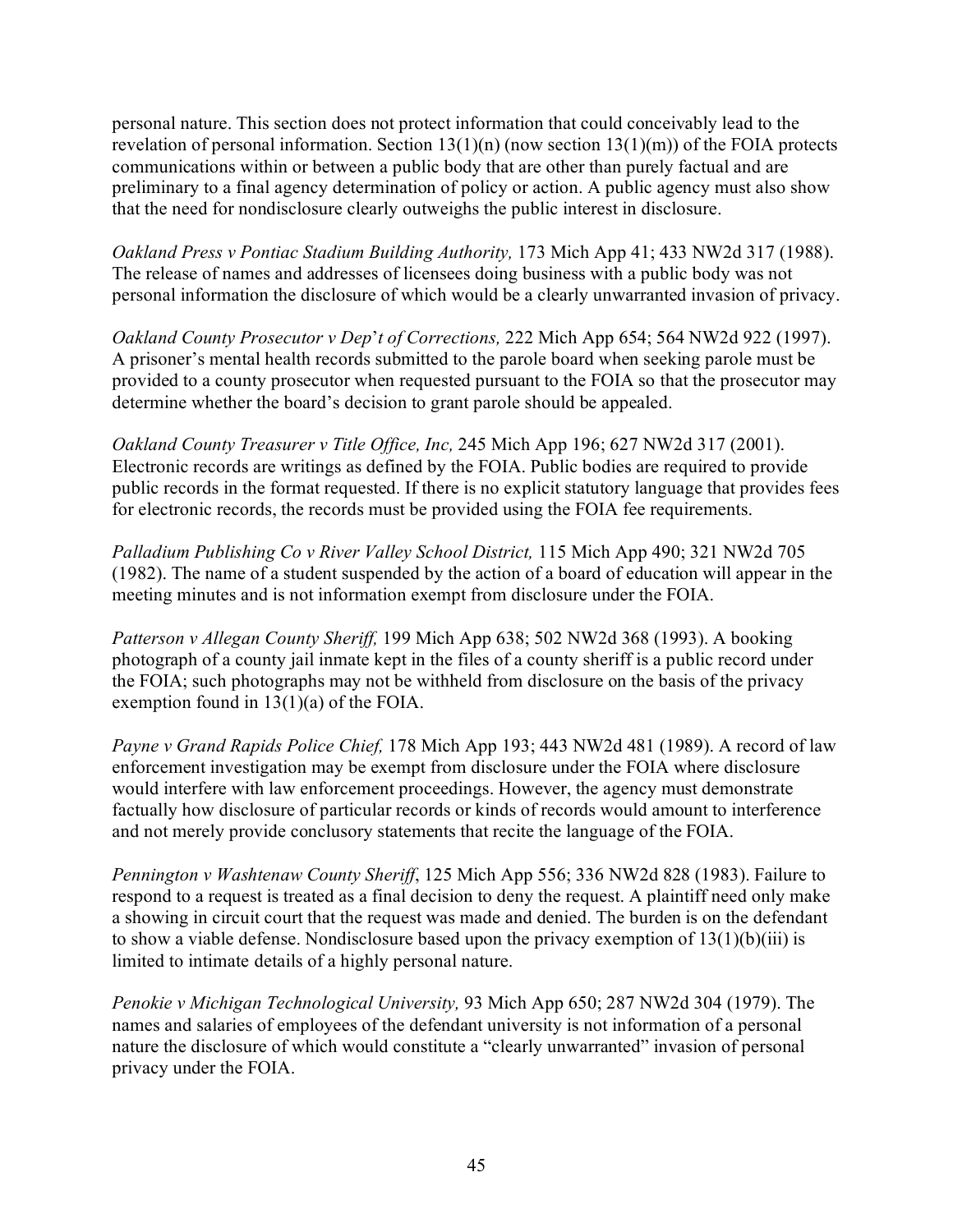personal nature. This section does not protect information that could conceivably lead to the revelation of personal information. Section 13(1)(n) (now section 13(1)(m)) of the FOIA protects communications within or between a public body that are other than purely factual and are preliminary to a final agency determination of policy or action. A public agency must also show that the need for nondisclosure clearly outweighs the public interest in disclosure.

*Oakland Press v Pontiac Stadium Building Authority,* 173 Mich App 41; 433 NW2d 317 (1988). The release of names and addresses of licensees doing business with a public body was not personal information the disclosure of which would be a clearly unwarranted invasion of privacy.

*Oakland County Prosecutor v Dep*'*t of Corrections,* 222 Mich App 654; 564 NW2d 922 (1997). A prisoner's mental health records submitted to the parole board when seeking parole must be provided to a county prosecutor when requested pursuant to the FOIA so that the prosecutor may determine whether the board's decision to grant parole should be appealed.

*Oakland County Treasurer v Title Office, Inc,* 245 Mich App 196; 627 NW2d 317 (2001). Electronic records are writings as defined by the FOIA. Public bodies are required to provide public records in the format requested. If there is no explicit statutory language that provides fees for electronic records, the records must be provided using the FOIA fee requirements.

*Palladium Publishing Co v River Valley School District,* 115 Mich App 490; 321 NW2d 705 (1982). The name of a student suspended by the action of a board of education will appear in the meeting minutes and is not information exempt from disclosure under the FOIA.

*Patterson v Allegan County Sheriff,* 199 Mich App 638; 502 NW2d 368 (1993). A booking photograph of a county jail inmate kept in the files of a county sheriff is a public record under the FOIA; such photographs may not be withheld from disclosure on the basis of the privacy exemption found in 13(1)(a) of the FOIA.

*Payne v Grand Rapids Police Chief,* 178 Mich App 193; 443 NW2d 481 (1989). A record of law enforcement investigation may be exempt from disclosure under the FOIA where disclosure would interfere with law enforcement proceedings. However, the agency must demonstrate factually how disclosure of particular records or kinds of records would amount to interference and not merely provide conclusory statements that recite the language of the FOIA.

*Pennington v Washtenaw County Sheriff*, 125 Mich App 556; 336 NW2d 828 (1983). Failure to respond to a request is treated as a final decision to deny the request. A plaintiff need only make a showing in circuit court that the request was made and denied. The burden is on the defendant to show a viable defense. Nondisclosure based upon the privacy exemption of 13(1)(b)(iii) is limited to intimate details of a highly personal nature.

*Penokie v Michigan Technological University,* 93 Mich App 650; 287 NW2d 304 (1979). The names and salaries of employees of the defendant university is not information of a personal nature the disclosure of which would constitute a "clearly unwarranted" invasion of personal privacy under the FOIA.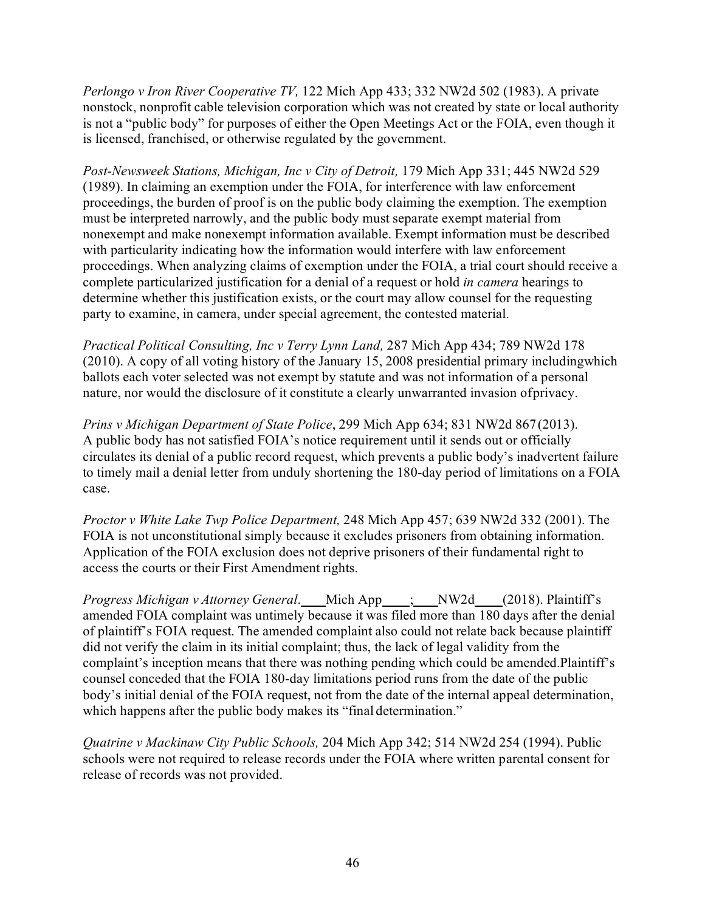*Perlongo v Iron River Cooperative TV,* 122 Mich App 433; 332 NW2d 502 (1983). A private nonstock, nonprofit cable television corporation which was not created by state or local authority is not a "public body" for purposes of either the Open Meetings Act or the FOIA, even though it is licensed, franchised, or otherwise regulated by the government.

*Post-Newsweek Stations, Michigan, Inc v City of Detroit,* 179 Mich App 331; 445 NW2d 529 (1989). In claiming an exemption under the FOIA, for interference with law enforcement proceedings, the burden of proof is on the public body claiming the exemption. The exemption must be interpreted narrowly, and the public body must separate exempt material from nonexempt and make nonexempt information available. Exempt information must be described with particularity indicating how the information would interfere with law enforcement proceedings. When analyzing claims of exemption under the FOIA, a trial court should receive a complete particularized justification for a denial of a request or hold *in camera* hearings to determine whether this justification exists, or the court may allow counsel for the requesting party to examine, in camera, under special agreement, the contested material.

*Practical Political Consulting, Inc v Terry Lynn Land,* 287 Mich App 434; 789 NW2d 178 (2010). A copy of all voting history of the January 15, 2008 presidential primary includingwhich ballots each voter selected was not exempt by statute and was not information of a personal nature, nor would the disclosure of it constitute a clearly unwarranted invasion ofprivacy.

*Prins v Michigan Department of State Police*, 299 Mich App 634; 831 NW2d 867(2013). A public body has not satisfied FOIA's notice requirement until it sends out or officially circulates its denial of a public record request, which prevents a public body's inadvertent failure to timely mail a denial letter from unduly shortening the 180-day period of limitations on a FOIA case.

*Proctor v White Lake Twp Police Department,* 248 Mich App 457; 639 NW2d 332 (2001). The FOIA is not unconstitutional simply because it excludes prisoners from obtaining information. Application of the FOIA exclusion does not deprive prisoners of their fundamental right to access the courts or their First Amendment rights.

*Progress Michigan v Attorney General*. \_\_\_Mich App\_\_\_\_;\_\_\_NW2d\_\_\_\_(2018). Plaintiff's amended FOIA complaint was untimely because it was filed more than 180 days after the denial of plaintiff's FOIA request. The amended complaint also could not relate back because plaintiff did not verify the claim in its initial complaint; thus, the lack of legal validity from the complaint's inception means that there was nothing pending which could be amended.Plaintiff's counsel conceded that the FOIA 180-day limitations period runs from the date of the public body's initial denial of the FOIA request, not from the date of the internal appeal determination, which happens after the public body makes its "final determination."

*Quatrine v Mackinaw City Public Schools,* 204 Mich App 342; 514 NW2d 254 (1994). Public schools were not required to release records under the FOIA where written parental consent for release of records was not provided.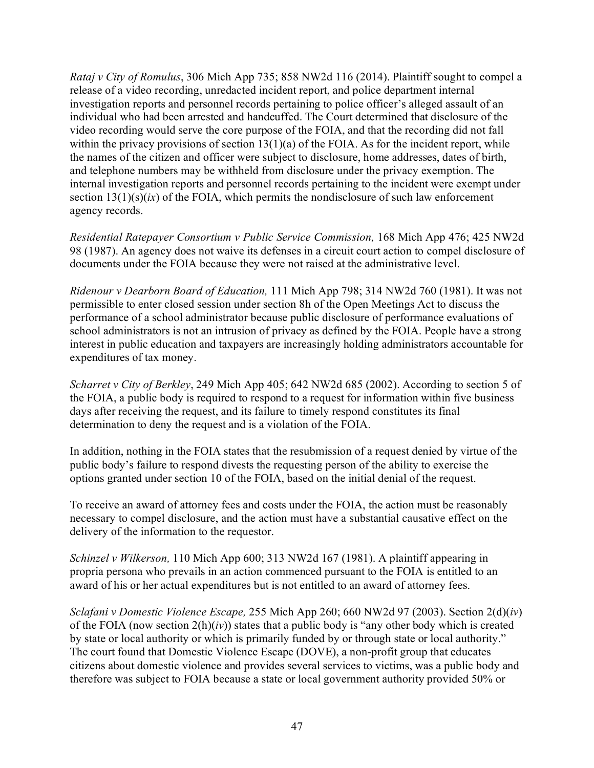*Rataj v City of Romulus*, 306 Mich App 735; 858 NW2d 116 (2014). Plaintiff sought to compel a release of a video recording, unredacted incident report, and police department internal investigation reports and personnel records pertaining to police officer's alleged assault of an individual who had been arrested and handcuffed. The Court determined that disclosure of the video recording would serve the core purpose of the FOIA, and that the recording did not fall within the privacy provisions of section 13(1)(a) of the FOIA. As for the incident report, while the names of the citizen and officer were subject to disclosure, home addresses, dates of birth, and telephone numbers may be withheld from disclosure under the privacy exemption. The internal investigation reports and personnel records pertaining to the incident were exempt under section 13(1)(s)(*ix*) of the FOIA, which permits the nondisclosure of such law enforcement agency records.

*Residential Ratepayer Consortium v Public Service Commission,* 168 Mich App 476; 425 NW2d 98 (1987). An agency does not waive its defenses in a circuit court action to compel disclosure of documents under the FOIA because they were not raised at the administrative level.

*Ridenour v Dearborn Board of Education,* 111 Mich App 798; 314 NW2d 760 (1981). It was not permissible to enter closed session under section 8h of the Open Meetings Act to discuss the performance of a school administrator because public disclosure of performance evaluations of school administrators is not an intrusion of privacy as defined by the FOIA. People have a strong interest in public education and taxpayers are increasingly holding administrators accountable for expenditures of tax money.

*Scharret v City of Berkley*, 249 Mich App 405; 642 NW2d 685 (2002). According to section 5 of the FOIA, a public body is required to respond to a request for information within five business days after receiving the request, and its failure to timely respond constitutes its final determination to deny the request and is a violation of the FOIA.

In addition, nothing in the FOIA states that the resubmission of a request denied by virtue of the public body's failure to respond divests the requesting person of the ability to exercise the options granted under section 10 of the FOIA, based on the initial denial of the request.

To receive an award of attorney fees and costs under the FOIA, the action must be reasonably necessary to compel disclosure, and the action must have a substantial causative effect on the delivery of the information to the requestor.

*Schinzel v Wilkerson,* 110 Mich App 600; 313 NW2d 167 (1981). A plaintiff appearing in propria persona who prevails in an action commenced pursuant to the FOIA is entitled to an award of his or her actual expenditures but is not entitled to an award of attorney fees.

*Sclafani v Domestic Violence Escape,* 255 Mich App 260; 660 NW2d 97 (2003). Section 2(d)(*iv*) of the FOIA (now section 2(h)(*iv*)) states that a public body is "any other body which is created by state or local authority or which is primarily funded by or through state or local authority." The court found that Domestic Violence Escape (DOVE), a non-profit group that educates citizens about domestic violence and provides several services to victims, was a public body and therefore was subject to FOIA because a state or local government authority provided 50% or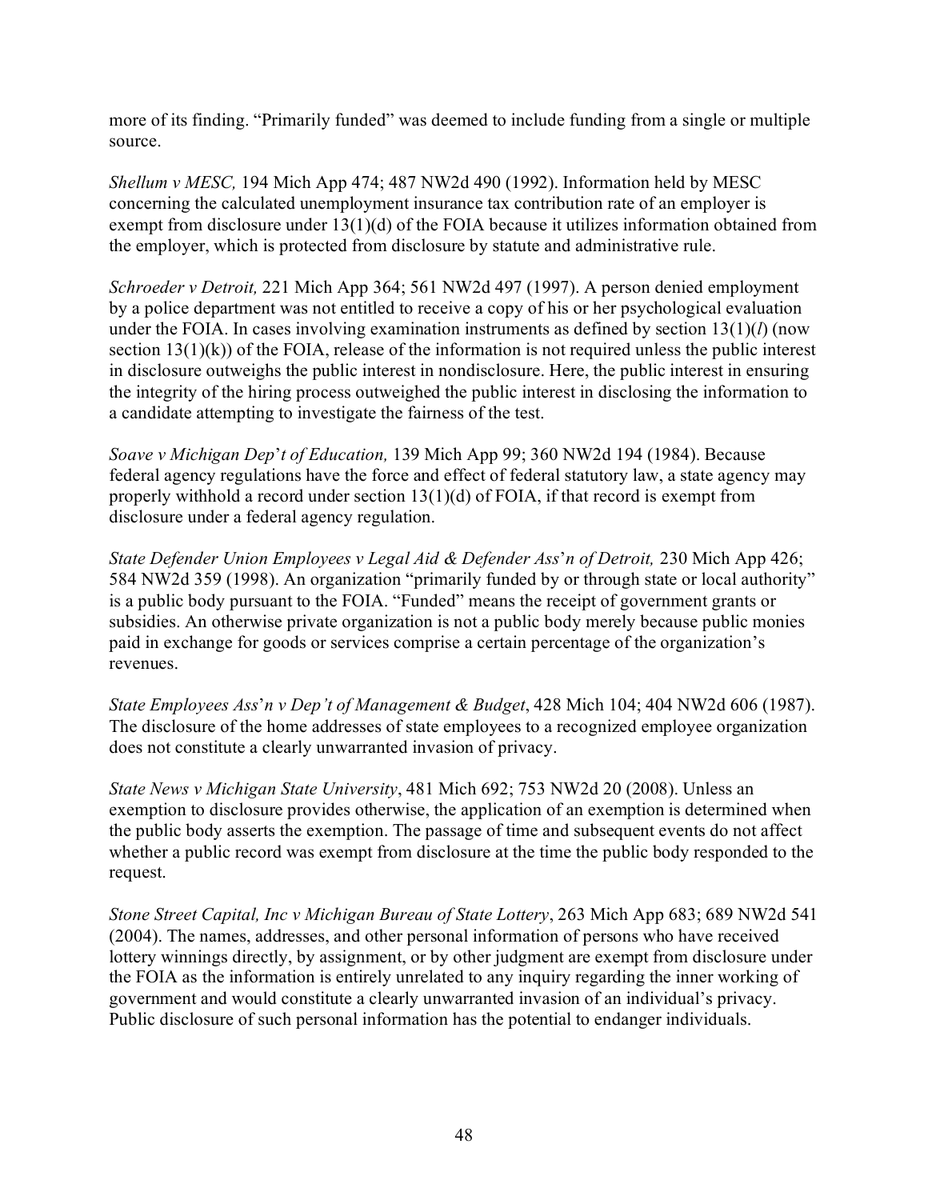more of its finding. “Primarily funded” was deemed to include funding from a single or multiple source.

*Shellum v MESC,* 194 Mich App 474; 487 NW2d 490 (1992). Information held by MESC concerning the calculated unemployment insurance tax contribution rate of an employer is exempt from disclosure under 13(1)(d) of the FOIA because it utilizes information obtained from the employer, which is protected from disclosure by statute and administrative rule.

*Schroeder v Detroit,* 221 Mich App 364; 561 NW2d 497 (1997). A person denied employment by a police department was not entitled to receive a copy of his or her psychological evaluation under the FOIA. In cases involving examination instruments as defined by section 13(1)(*l*) (now section 13(1)(k)) of the FOIA, release of the information is not required unless the public interest in disclosure outweighs the public interest in nondisclosure. Here, the public interest in ensuring the integrity of the hiring process outweighed the public interest in disclosing the information to a candidate attempting to investigate the fairness of the test.

*Soave v Michigan Dep't of Education,* 139 Mich App 99; 360 NW2d 194 (1984). Because federal agency regulations have the force and effect of federal statutory law, a state agency may properly withhold a record under section 13(1)(d) of FOIA, if that record is exempt from disclosure under a federal agency regulation.

*State Defender Union Employees v Legal Aid & Defender Ass'n of Detroit,* 230 Mich App 426; 584 NW2d 359 (1998). An organization “primarily funded by or through state or local authority” is a public body pursuant to the FOIA. “Funded” means the receipt of government grants or subsidies. An otherwise private organization is not a public body merely because public monies paid in exchange for goods or services comprise a certain percentage of the organization’s revenues.

*State Employees Ass'n v Dep't of Management & Budget*, 428 Mich 104; 404 NW2d 606 (1987). The disclosure of the home addresses of state employees to a recognized employee organization does not constitute a clearly unwarranted invasion of privacy.

*State News v Michigan State University*, 481 Mich 692; 753 NW2d 20 (2008). Unless an exemption to disclosure provides otherwise, the application of an exemption is determined when the public body asserts the exemption. The passage of time and subsequent events do not affect whether a public record was exempt from disclosure at the time the public body responded to the request.

*Stone Street Capital, Inc v Michigan Bureau of State Lottery*, 263 Mich App 683; 689 NW2d 541 (2004). The names, addresses, and other personal information of persons who have received lottery winnings directly, by assignment, or by other judgment are exempt from disclosure under the FOIA as the information is entirely unrelated to any inquiry regarding the inner working of government and would constitute a clearly unwarranted invasion of an individual’s privacy. Public disclosure of such personal information has the potential to endanger individuals.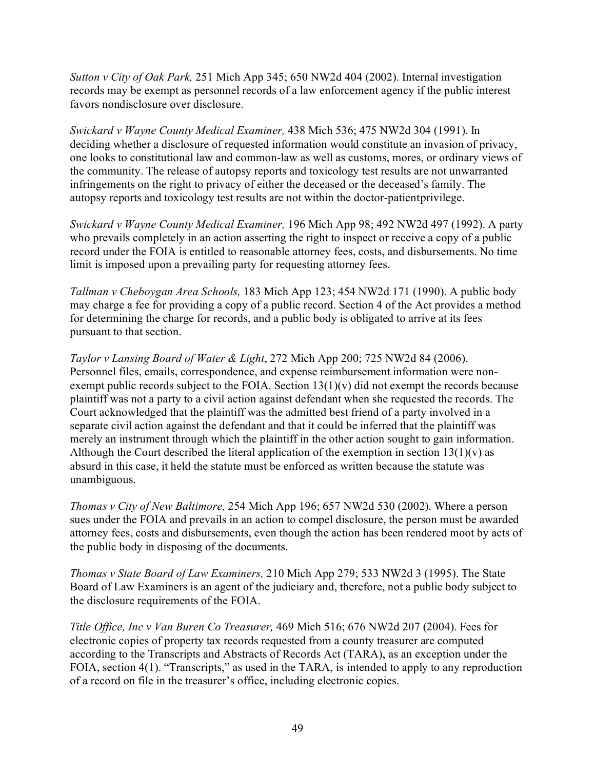*Sutton v City of Oak Park,* 251 Mich App 345; 650 NW2d 404 (2002). Internal investigation records may be exempt as personnel records of a law enforcement agency if the public interest favors nondisclosure over disclosure.

*Swickard v Wayne County Medical Examiner,* 438 Mich 536; 475 NW2d 304 (1991). In deciding whether a disclosure of requested information would constitute an invasion of privacy, one looks to constitutional law and common-law as well as customs, mores, or ordinary views of the community. The release of autopsy reports and toxicology test results are not unwarranted infringements on the right to privacy of either the deceased or the deceased's family. The autopsy reports and toxicology test results are not within the doctor-patientprivilege.

*Swickard v Wayne County Medical Examiner,* 196 Mich App 98; 492 NW2d 497 (1992). A party who prevails completely in an action asserting the right to inspect or receive a copy of a public record under the FOIA is entitled to reasonable attorney fees, costs, and disbursements. No time limit is imposed upon a prevailing party for requesting attorney fees.

*Tallman v Cheboygan Area Schools,* 183 Mich App 123; 454 NW2d 171 (1990). A public body may charge a fee for providing a copy of a public record. Section 4 of the Act provides a method for determining the charge for records, and a public body is obligated to arrive at its fees pursuant to that section.

*Taylor v Lansing Board of Water & Light*, 272 Mich App 200; 725 NW2d 84 (2006). Personnel files, emails, correspondence, and expense reimbursement information were non-exempt public records subject to the FOIA. Section 13(1)(v) did not exempt the records because plaintiff was not a party to a civil action against defendant when she requested the records. The Court acknowledged that the plaintiff was the admitted best friend of a party involved in a separate civil action against the defendant and that it could be inferred that the plaintiff was merely an instrument through which the plaintiff in the other action sought to gain information. Although the Court described the literal application of the exemption in section 13(1)(v) as absurd in this case, it held the statute must be enforced as written because the statute was unambiguous.

*Thomas v City of New Baltimore,* 254 Mich App 196; 657 NW2d 530 (2002). Where a person sues under the FOIA and prevails in an action to compel disclosure, the person must be awarded attorney fees, costs and disbursements, even though the action has been rendered moot by acts of the public body in disposing of the documents.

*Thomas v State Board of Law Examiners,* 210 Mich App 279; 533 NW2d 3 (1995). The State Board of Law Examiners is an agent of the judiciary and, therefore, not a public body subject to the disclosure requirements of the FOIA.

*Title Office, Inc v Van Buren Co Treasurer,* 469 Mich 516; 676 NW2d 207 (2004). Fees for electronic copies of property tax records requested from a county treasurer are computed according to the Transcripts and Abstracts of Records Act (TARA), as an exception under the FOIA, section 4(1). "Transcripts," as used in the TARA, is intended to apply to any reproduction of a record on file in the treasurer's office, including electronic copies.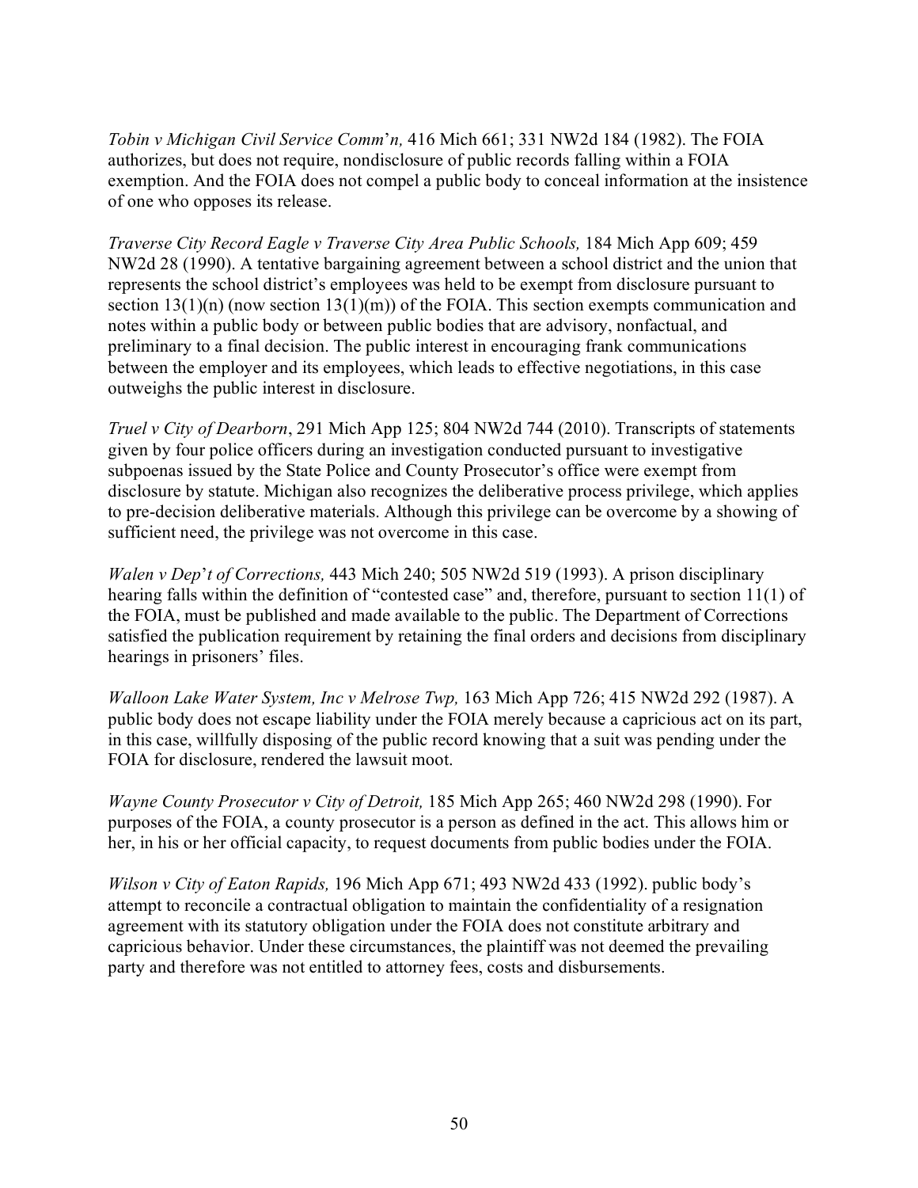*Tobin v Michigan Civil Service Comm'n,* 416 Mich 661; 331 NW2d 184 (1982). The FOIA authorizes, but does not require, nondisclosure of public records falling within a FOIA exemption. And the FOIA does not compel a public body to conceal information at the insistence of one who opposes its release.

*Traverse City Record Eagle v Traverse City Area Public Schools,* 184 Mich App 609; 459 NW2d 28 (1990). A tentative bargaining agreement between a school district and the union that represents the school district's employees was held to be exempt from disclosure pursuant to section 13(1)(n) (now section 13(1)(m)) of the FOIA. This section exempts communication and notes within a public body or between public bodies that are advisory, nonfactual, and preliminary to a final decision. The public interest in encouraging frank communications between the employer and its employees, which leads to effective negotiations, in this case outweighs the public interest in disclosure.

*Truel v City of Dearborn*, 291 Mich App 125; 804 NW2d 744 (2010). Transcripts of statements given by four police officers during an investigation conducted pursuant to investigative subpoenas issued by the State Police and County Prosecutor's office were exempt from disclosure by statute. Michigan also recognizes the deliberative process privilege, which applies to pre-decision deliberative materials. Although this privilege can be overcome by a showing of sufficient need, the privilege was not overcome in this case.

*Walen v Dep't of Corrections,* 443 Mich 240; 505 NW2d 519 (1993). A prison disciplinary hearing falls within the definition of "contested case" and, therefore, pursuant to section 11(1) of the FOIA, must be published and made available to the public. The Department of Corrections satisfied the publication requirement by retaining the final orders and decisions from disciplinary hearings in prisoners' files.

*Walloon Lake Water System, Inc v Melrose Twp,* 163 Mich App 726; 415 NW2d 292 (1987). A public body does not escape liability under the FOIA merely because a capricious act on its part, in this case, willfully disposing of the public record knowing that a suit was pending under the FOIA for disclosure, rendered the lawsuit moot.

*Wayne County Prosecutor v City of Detroit,* 185 Mich App 265; 460 NW2d 298 (1990). For purposes of the FOIA, a county prosecutor is a person as defined in the act. This allows him or her, in his or her official capacity, to request documents from public bodies under the FOIA.

*Wilson v City of Eaton Rapids,* 196 Mich App 671; 493 NW2d 433 (1992). public body's attempt to reconcile a contractual obligation to maintain the confidentiality of a resignation agreement with its statutory obligation under the FOIA does not constitute arbitrary and capricious behavior. Under these circumstances, the plaintiff was not deemed the prevailing party and therefore was not entitled to attorney fees, costs and disbursements.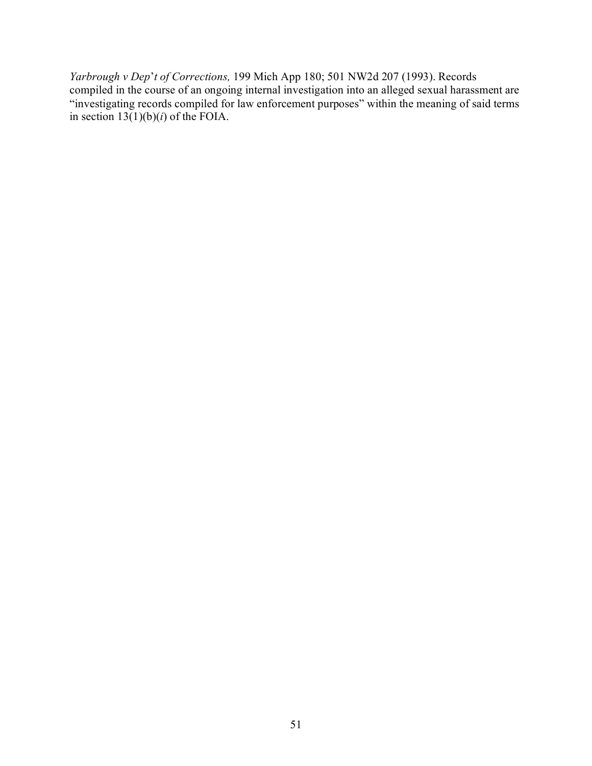*Yarbrough v Dep*'*t of Corrections,* 199 Mich App 180; 501 NW2d 207 (1993). Records compiled in the course of an ongoing internal investigation into an alleged sexual harassment are "investigating records compiled for law enforcement purposes" within the meaning of said terms in section 13(1)(b)(*i*) of the FOIA.